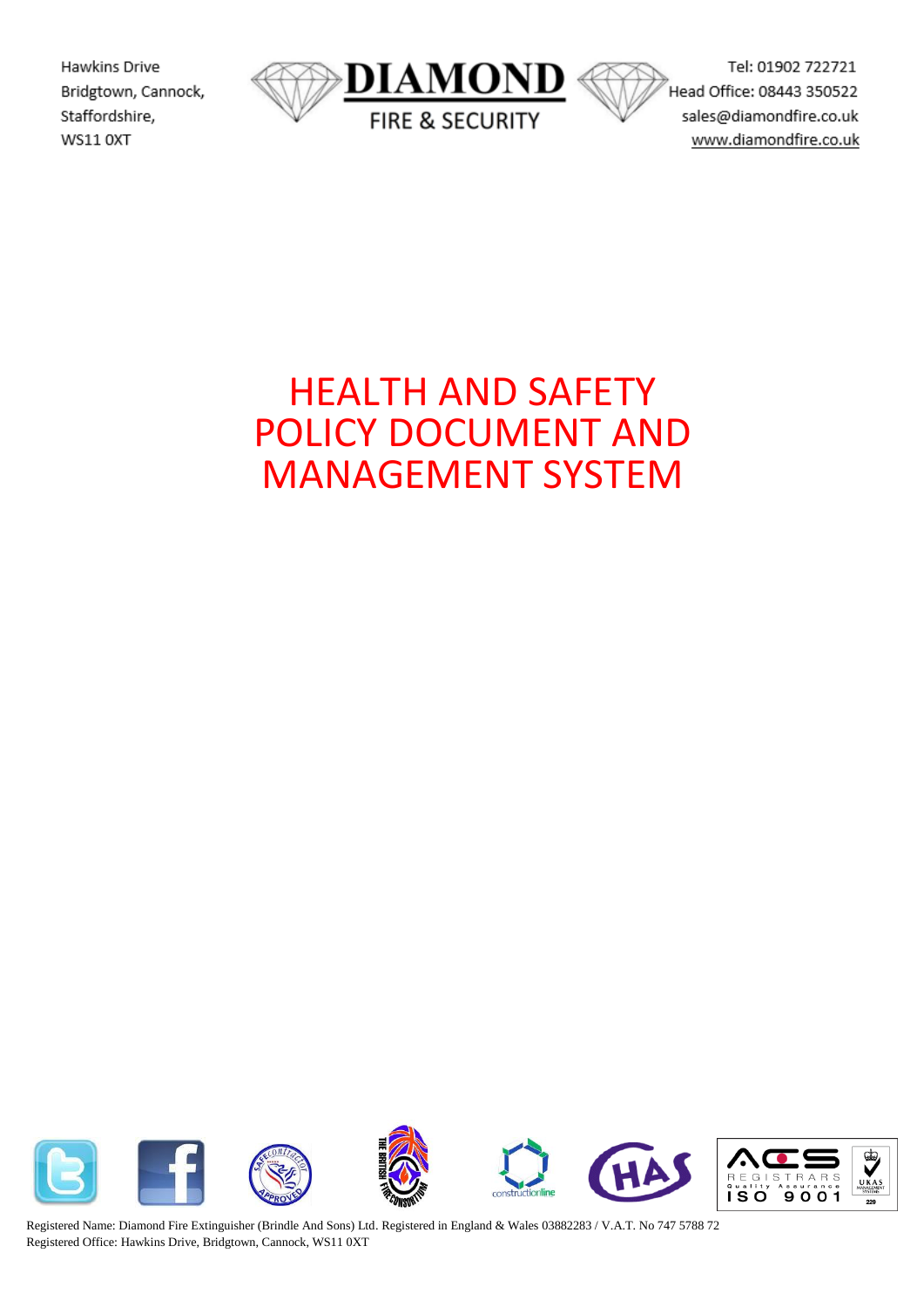Hawkins Drive
Bridgtown, Cannock,
Staffordshire,
WS11 0XT

**DIAMOND**
FIRE & SECURITY

Tel: 01902 722721
Head Office: 08443 350522
sales@diamondfire.co.uk
www.diamondfire.co.uk

# HEALTH AND SAFETY POLICY DOCUMENT AND MANAGEMENT SYSTEM

Registered Name: Diamond Fire Extinguisher (Brindle And Sons) Ltd. Registered in England & Wales 03882283 / V.A.T. No 747 5788 72
Registered Office: Hawkins Drive, Bridgtown, Cannock, WS11 0XT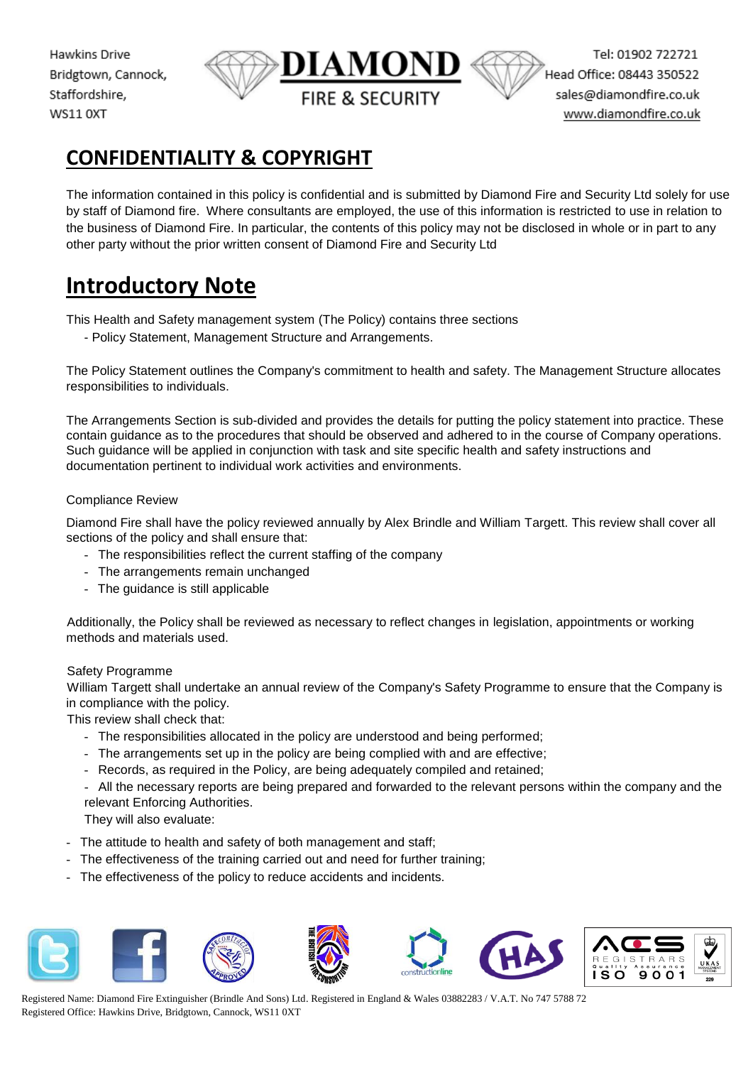## CONFIDENTIALITY & COPYRIGHT

The information contained in this policy is confidential and is submitted by Diamond Fire and Security Ltd solely for use by staff of Diamond fire. Where consultants are employed, the use of this information is restricted to use in relation to the business of Diamond Fire. In particular, the contents of this policy may not be disclosed in whole or in part to any other party without the prior written consent of Diamond Fire and Security Ltd

## Introductory Note

This Health and Safety management system (The Policy) contains three sections
- Policy Statement, Management Structure and Arrangements.

The Policy Statement outlines the Company's commitment to health and safety. The Management Structure allocates responsibilities to individuals.

The Arrangements Section is sub-divided and provides the details for putting the policy statement into practice. These contain guidance as to the procedures that should be observed and adhered to in the course of Company operations. Such guidance will be applied in conjunction with task and site specific health and safety instructions and documentation pertinent to individual work activities and environments.

Compliance Review

Diamond Fire shall have the policy reviewed annually by Alex Brindle and William Targett. This review shall cover all sections of the policy and shall ensure that:

- The responsibilities reflect the current staffing of the company
- The arrangements remain unchanged
- The guidance is still applicable

Additionally, the Policy shall be reviewed as necessary to reflect changes in legislation, appointments or working methods and materials used.

Safety Programme

William Targett shall undertake an annual review of the Company's Safety Programme to ensure that the Company is in compliance with the policy.

This review shall check that:

- The responsibilities allocated in the policy are understood and being performed;
- The arrangements set up in the policy are being complied with and are effective;
- Records, as required in the Policy, are being adequately compiled and retained;
- All the necessary reports are being prepared and forwarded to the relevant persons within the company and the relevant Enforcing Authorities.

They will also evaluate:

- The attitude to health and safety of both management and staff;
- The effectiveness of the training carried out and need for further training;
- The effectiveness of the policy to reduce accidents and incidents.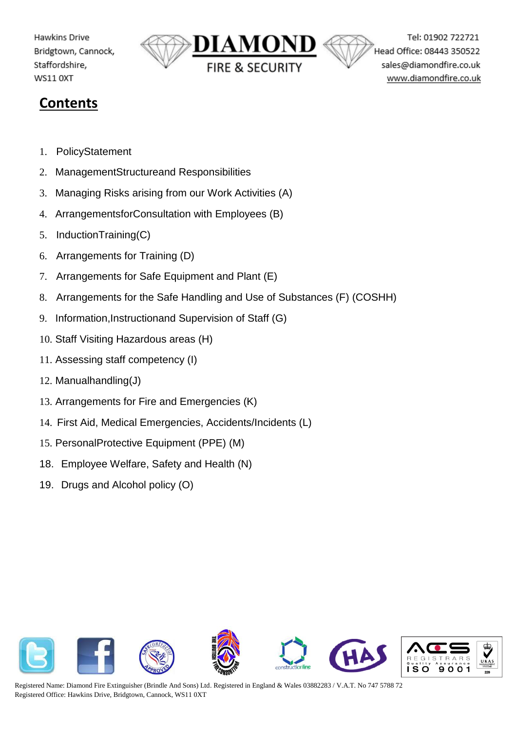## Contents

1. PolicyStatement
2. ManagementStructureand Responsibilities
3. Managing Risks arising from our Work Activities (A)
4. ArrangementsforConsultation with Employees (B)
5. InductionTraining(C)
6. Arrangements for Training (D)
7. Arrangements for Safe Equipment and Plant (E)
8. Arrangements for the Safe Handling and Use of Substances (F) (COSHH)
9. Information,Instructionand Supervision of Staff (G)
10. Staff Visiting Hazardous areas (H)
11. Assessing staff competency (I)
12. Manualhandling(J)
13. Arrangements for Fire and Emergencies (K)
14. First Aid, Medical Emergencies, Accidents/Incidents (L)
15. PersonalProtective Equipment (PPE) (M)
18. Employee Welfare, Safety and Health (N)
19. Drugs and Alcohol policy (O)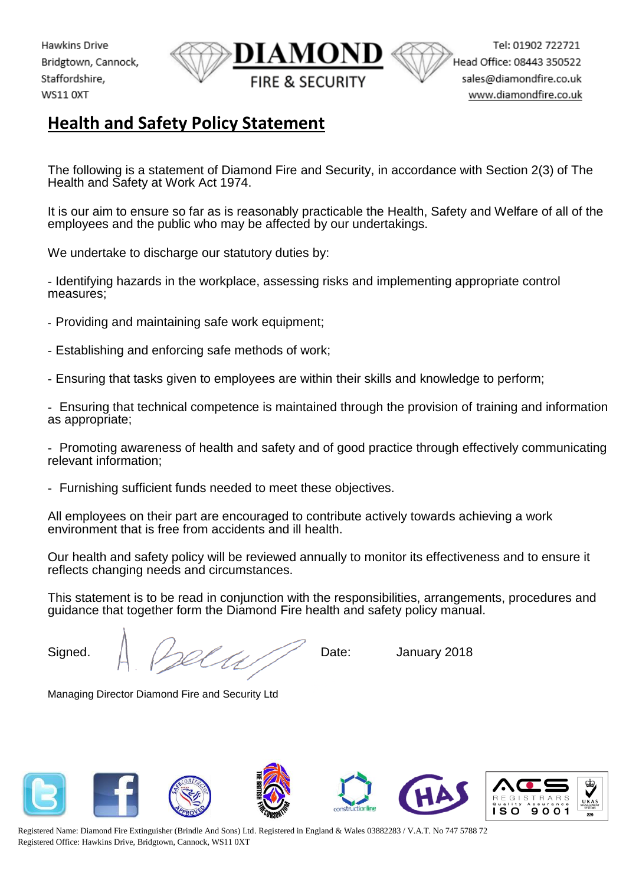Hawkins Drive
Bridgtown, Cannock,
Staffordshire,
WS11 0XT

**DIAMOND**
FIRE & SECURITY

Tel: 01902 722721
Head Office: 08443 350522
sales@diamondfire.co.uk
www.diamondfire.co.uk

# Health and Safety Policy Statement

The following is a statement of Diamond Fire and Security, in accordance with Section 2(3) of The Health and Safety at Work Act 1974.

It is our aim to ensure so far as is reasonably practicable the Health, Safety and Welfare of all of the employees and the public who may be affected by our undertakings.

We undertake to discharge our statutory duties by:

- Identifying hazards in the workplace, assessing risks and implementing appropriate control measures;
- Providing and maintaining safe work equipment;
- Establishing and enforcing safe methods of work;
- Ensuring that tasks given to employees are within their skills and knowledge to perform;
- Ensuring that technical competence is maintained through the provision of training and information as appropriate;
- Promoting awareness of health and safety and of good practice through effectively communicating relevant information;
- Furnishing sufficient funds needed to meet these objectives.

All employees on their part are encouraged to contribute actively towards achieving a work environment that is free from accidents and ill health.

Our health and safety policy will be reviewed annually to monitor its effectiveness and to ensure it reflects changing needs and circumstances.

This statement is to be read in conjunction with the responsibilities, arrangements, procedures and guidance that together form the Diamond Fire health and safety policy manual.

Signed. A Bell     Date: January 2018

Managing Director Diamond Fire and Security Ltd

Registered Name: Diamond Fire Extinguisher (Brindle And Sons) Ltd. Registered in England & Wales 03882283 / V.A.T. No 747 5788 72
Registered Office: Hawkins Drive, Bridgtown, Cannock, WS11 0XT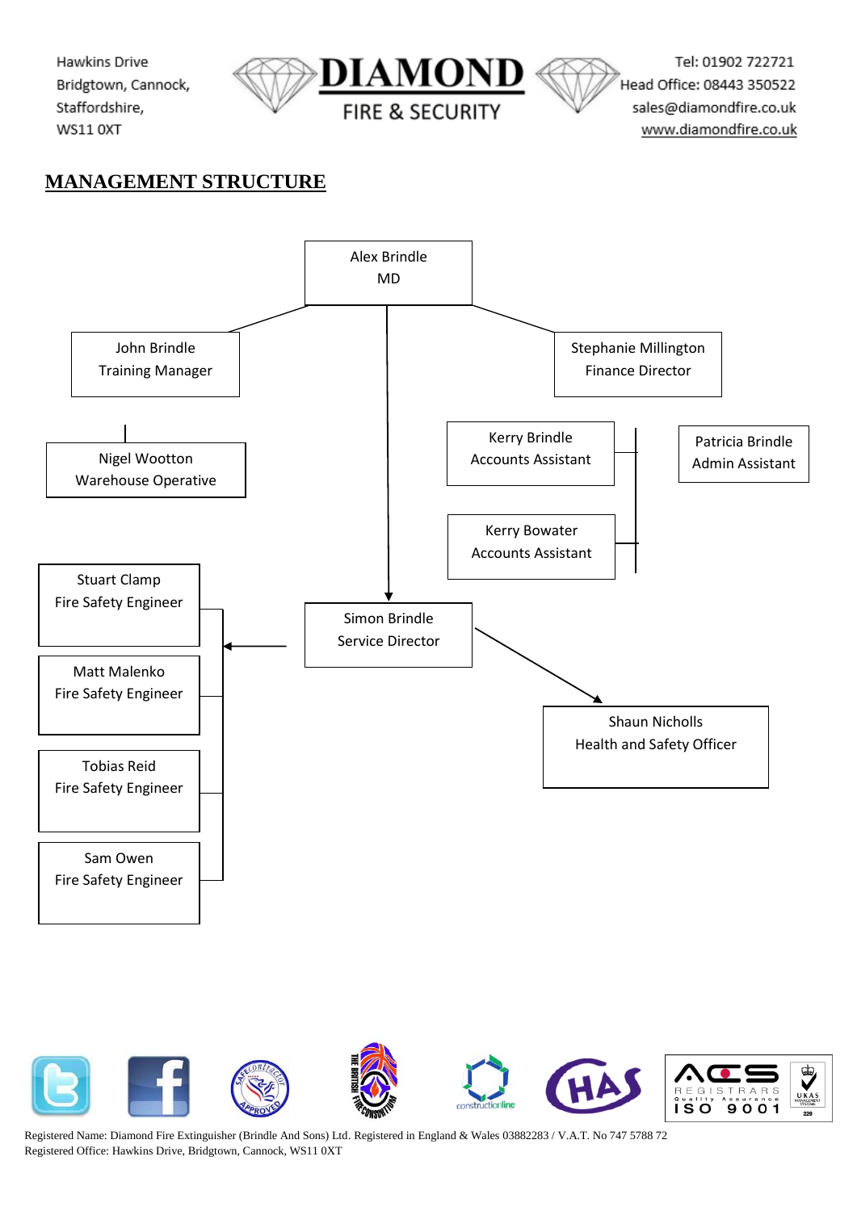Hawkins Drive
Bridgtown, Cannock,
Staffordshire,
WS11 0XT

**DIAMOND**
FIRE & SECURITY

Tel: 01902 722721
Head Office: 08443 350522
sales@diamondfire.co.uk
www.diamondfire.co.uk

## MANAGEMENT STRUCTURE

Alex Brindle
MD

John Brindle
Training Manager

Stephanie Millington
Finance Director

Nigel Wootton
Warehouse Operative

Kerry Brindle
Accounts Assistant

Patricia Brindle
Admin Assistant

Kerry Bowater
Accounts Assistant

Stuart Clamp
Fire Safety Engineer

Simon Brindle
Service Director

Matt Malenko
Fire Safety Engineer

Shaun Nicholls
Health and Safety Officer

Tobias Reid
Fire Safety Engineer

Sam Owen
Fire Safety Engineer

Registered Name: Diamond Fire Extinguisher (Brindle And Sons) Ltd. Registered in England & Wales 03882283 / V.A.T. No 747 5788 72
Registered Office: Hawkins Drive, Bridgtown, Cannock, WS11 0XT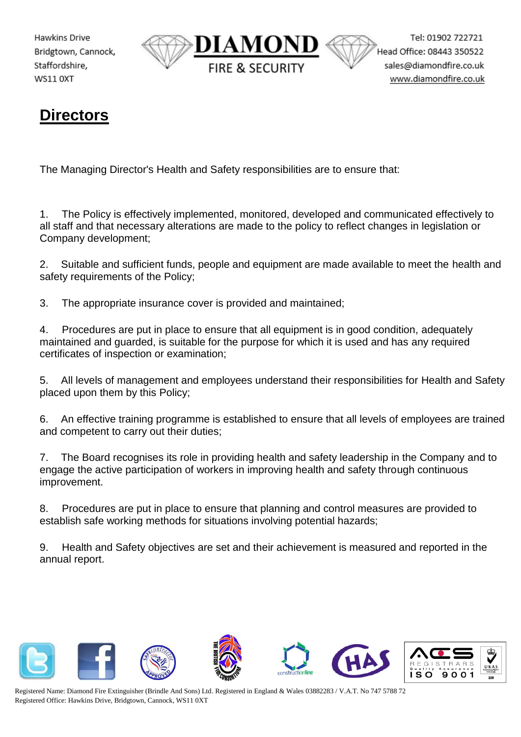## Directors

The Managing Director's Health and Safety responsibilities are to ensure that:

1. The Policy is effectively implemented, monitored, developed and communicated effectively to all staff and that necessary alterations are made to the policy to reflect changes in legislation or Company development;

2. Suitable and sufficient funds, people and equipment are made available to meet the health and safety requirements of the Policy;

3. The appropriate insurance cover is provided and maintained;

4. Procedures are put in place to ensure that all equipment is in good condition, adequately maintained and guarded, is suitable for the purpose for which it is used and has any required certificates of inspection or examination;

5. All levels of management and employees understand their responsibilities for Health and Safety placed upon them by this Policy;

6. An effective training programme is established to ensure that all levels of employees are trained and competent to carry out their duties;

7. The Board recognises its role in providing health and safety leadership in the Company and to engage the active participation of workers in improving health and safety through continuous improvement.

8. Procedures are put in place to ensure that planning and control measures are provided to establish safe working methods for situations involving potential hazards;

9. Health and Safety objectives are set and their achievement is measured and reported in the annual report.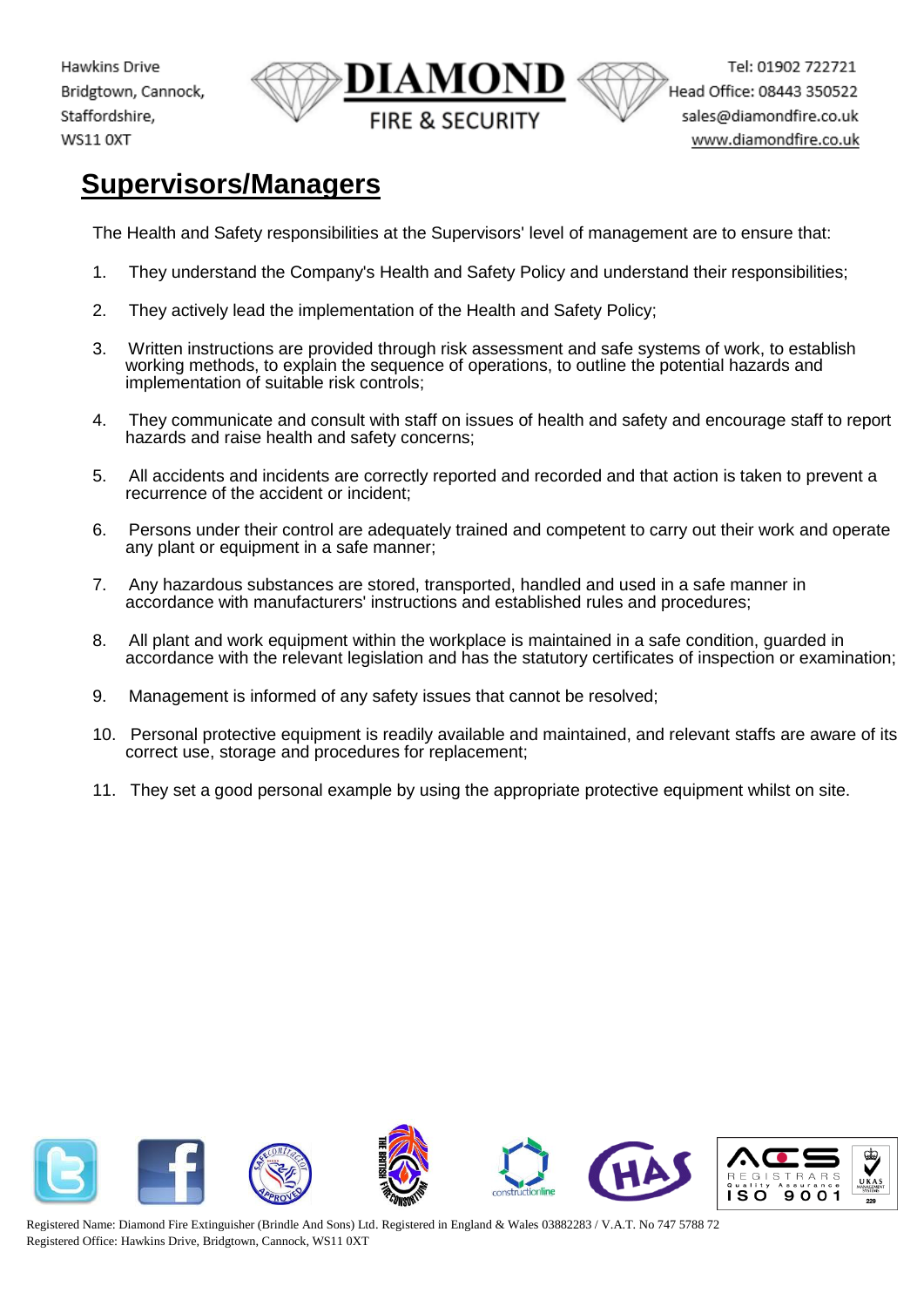## Supervisors/Managers

The Health and Safety responsibilities at the Supervisors' level of management are to ensure that:

1. They understand the Company's Health and Safety Policy and understand their responsibilities;
2. They actively lead the implementation of the Health and Safety Policy;
3. Written instructions are provided through risk assessment and safe systems of work, to establish working methods, to explain the sequence of operations, to outline the potential hazards and implementation of suitable risk controls;
4. They communicate and consult with staff on issues of health and safety and encourage staff to report hazards and raise health and safety concerns;
5. All accidents and incidents are correctly reported and recorded and that action is taken to prevent a recurrence of the accident or incident;
6. Persons under their control are adequately trained and competent to carry out their work and operate any plant or equipment in a safe manner;
7. Any hazardous substances are stored, transported, handled and used in a safe manner in accordance with manufacturers' instructions and established rules and procedures;
8. All plant and work equipment within the workplace is maintained in a safe condition, guarded in accordance with the relevant legislation and has the statutory certificates of inspection or examination;
9. Management is informed of any safety issues that cannot be resolved;
10. Personal protective equipment is readily available and maintained, and relevant staffs are aware of its correct use, storage and procedures for replacement;
11. They set a good personal example by using the appropriate protective equipment whilst on site.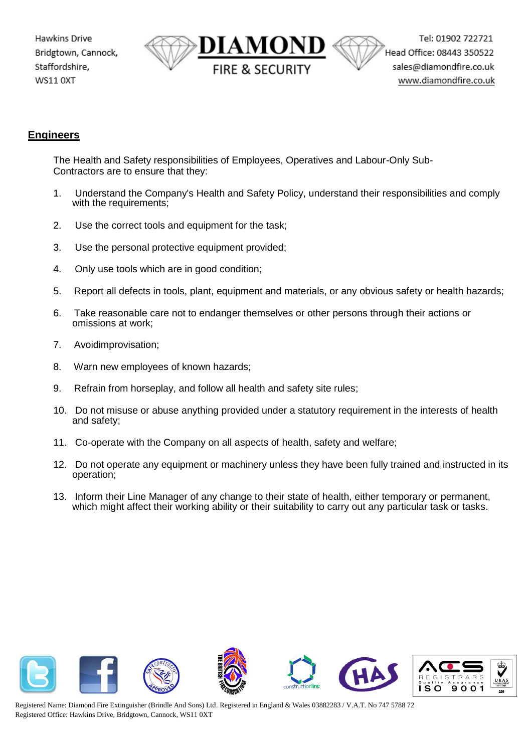## Engineers

The Health and Safety responsibilities of Employees, Operatives and Labour-Only Sub-Contractors are to ensure that they:

1. Understand the Company's Health and Safety Policy, understand their responsibilities and comply with the requirements;
2. Use the correct tools and equipment for the task;
3. Use the personal protective equipment provided;
4. Only use tools which are in good condition;
5. Report all defects in tools, plant, equipment and materials, or any obvious safety or health hazards;
6. Take reasonable care not to endanger themselves or other persons through their actions or omissions at work;
7. Avoidimprovisation;
8. Warn new employees of known hazards;
9. Refrain from horseplay, and follow all health and safety site rules;
10. Do not misuse or abuse anything provided under a statutory requirement in the interests of health and safety;
11. Co-operate with the Company on all aspects of health, safety and welfare;
12. Do not operate any equipment or machinery unless they have been fully trained and instructed in its operation;
13. Inform their Line Manager of any change to their state of health, either temporary or permanent, which might affect their working ability or their suitability to carry out any particular task or tasks.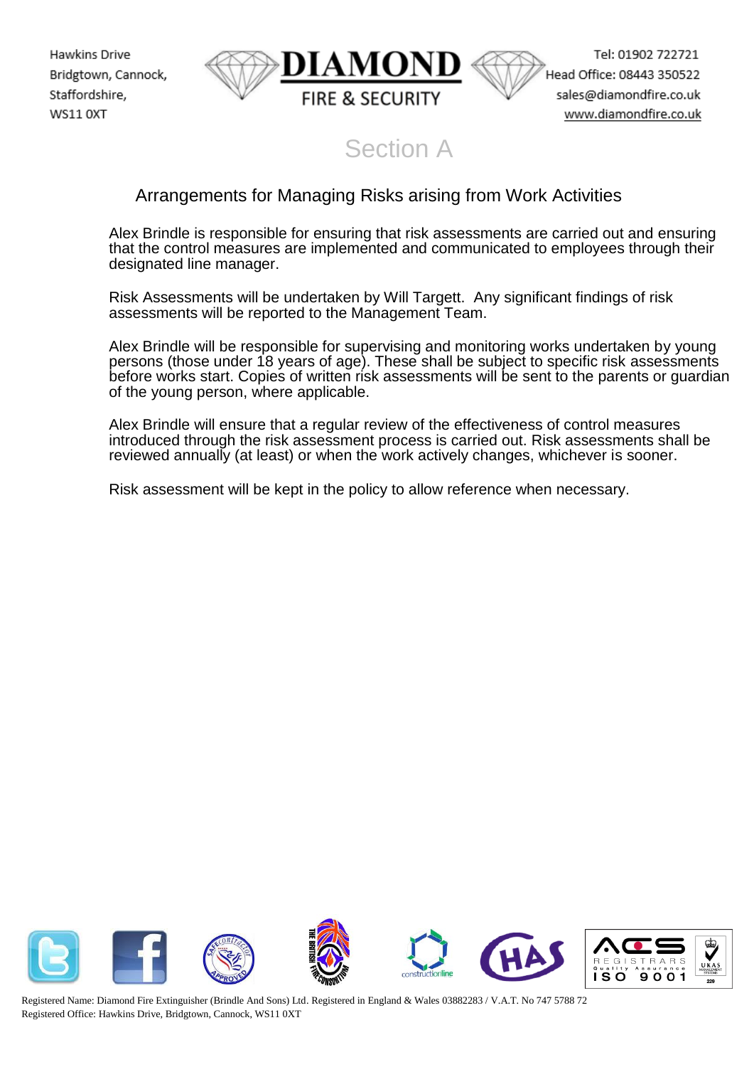# Section A

## Arrangements for Managing Risks arising from Work Activities

Alex Brindle is responsible for ensuring that risk assessments are carried out and ensuring that the control measures are implemented and communicated to employees through their designated line manager.

Risk Assessments will be undertaken by Will Targett. Any significant findings of risk assessments will be reported to the Management Team.

Alex Brindle will be responsible for supervising and monitoring works undertaken by young persons (those under 18 years of age). These shall be subject to specific risk assessments before works start. Copies of written risk assessments will be sent to the parents or guardian of the young person, where applicable.

Alex Brindle will ensure that a regular review of the effectiveness of control measures introduced through the risk assessment process is carried out. Risk assessments shall be reviewed annually (at least) or when the work actively changes, whichever is sooner.

Risk assessment will be kept in the policy to allow reference when necessary.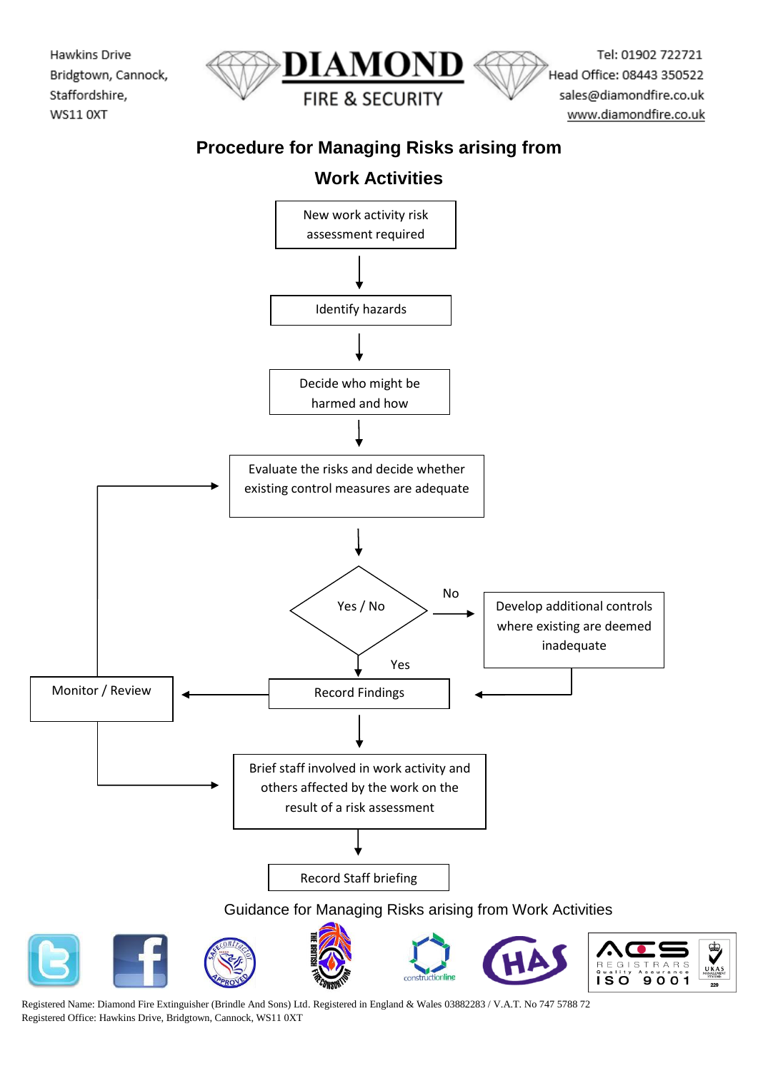Hawkins Drive
Bridgtown, Cannock,
Staffordshire,
WS11 0XT

**DIAMOND**
FIRE & SECURITY

Tel: 01902 722721
Head Office: 08443 350522
sales@diamondfire.co.uk
www.diamondfire.co.uk

## Procedure for Managing Risks arising from Work Activities

New work activity risk assessment required

↓

Identify hazards

↓

Decide who might be harmed and how

↓

Evaluate the risks and decide whether existing control measures are adequate

↓

Yes / No

- No → Develop additional controls where existing are deemed inadequate → Record Findings
- Yes → Record Findings

Record Findings → Monitor / Review

Monitor / Review → Evaluate the risks and decide whether existing control measures are adequate

Monitor / Review → Brief staff involved in work activity and others affected by the work on the result of a risk assessment

Record Findings

↓

Brief staff involved in work activity and others affected by the work on the result of a risk assessment

↓

Record Staff briefing

Guidance for Managing Risks arising from Work Activities

Registered Name: Diamond Fire Extinguisher (Brindle And Sons) Ltd. Registered in England & Wales 03882283 / V.A.T. No 747 5788 72
Registered Office: Hawkins Drive, Bridgtown, Cannock, WS11 0XT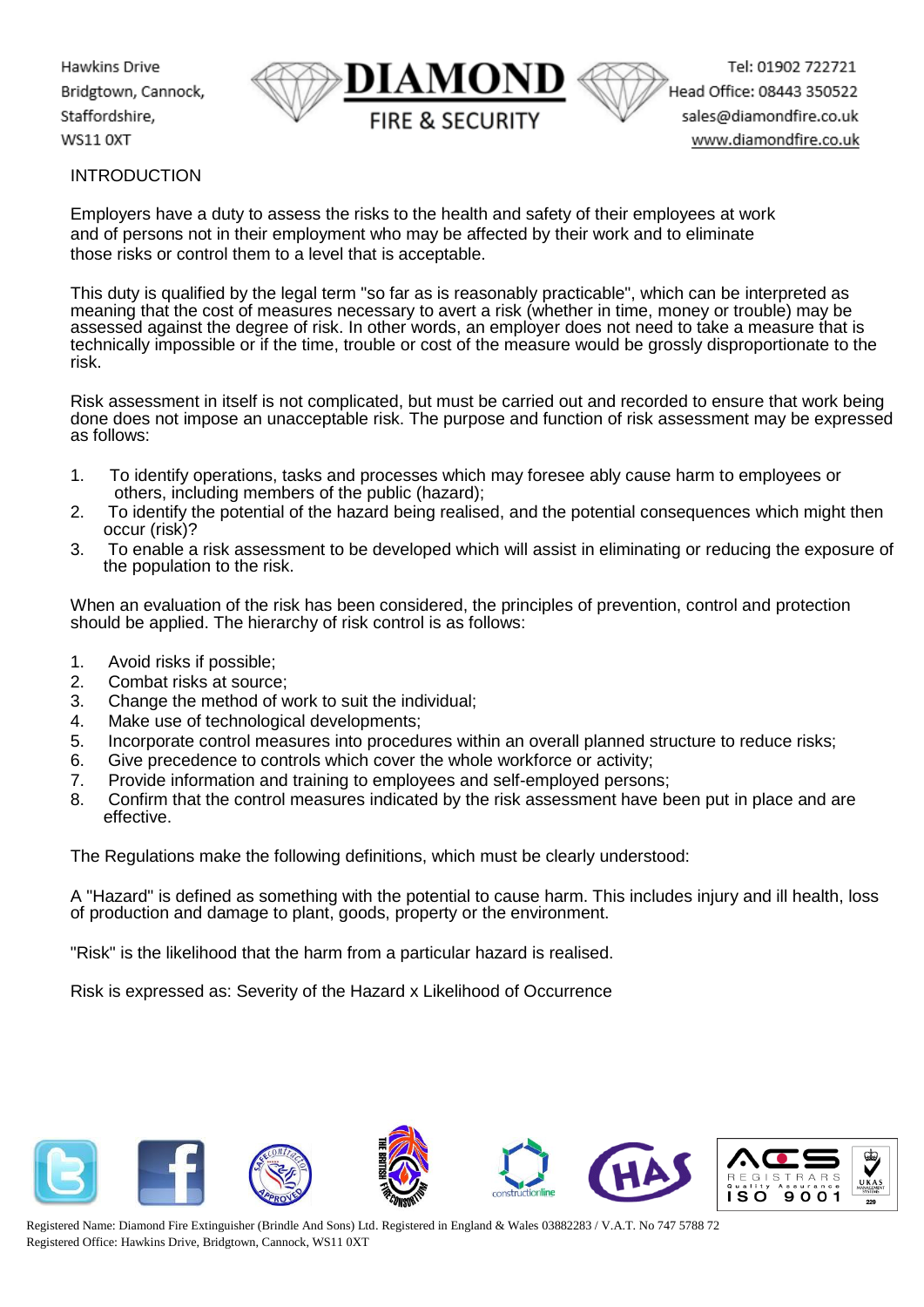## INTRODUCTION

Employers have a duty to assess the risks to the health and safety of their employees at work and of persons not in their employment who may be affected by their work and to eliminate those risks or control them to a level that is acceptable.

This duty is qualified by the legal term "so far as is reasonably practicable", which can be interpreted as meaning that the cost of measures necessary to avert a risk (whether in time, money or trouble) may be assessed against the degree of risk. In other words, an employer does not need to take a measure that is technically impossible or if the time, trouble or cost of the measure would be grossly disproportionate to the risk.

Risk assessment in itself is not complicated, but must be carried out and recorded to ensure that work being done does not impose an unacceptable risk. The purpose and function of risk assessment may be expressed as follows:

1. To identify operations, tasks and processes which may foresee ably cause harm to employees or others, including members of the public (hazard);
2. To identify the potential of the hazard being realised, and the potential consequences which might then occur (risk)?
3. To enable a risk assessment to be developed which will assist in eliminating or reducing the exposure of the population to the risk.

When an evaluation of the risk has been considered, the principles of prevention, control and protection should be applied. The hierarchy of risk control is as follows:

1. Avoid risks if possible;
2. Combat risks at source;
3. Change the method of work to suit the individual;
4. Make use of technological developments;
5. Incorporate control measures into procedures within an overall planned structure to reduce risks;
6. Give precedence to controls which cover the whole workforce or activity;
7. Provide information and training to employees and self-employed persons;
8. Confirm that the control measures indicated by the risk assessment have been put in place and are effective.

The Regulations make the following definitions, which must be clearly understood:

A "Hazard" is defined as something with the potential to cause harm. This includes injury and ill health, loss of production and damage to plant, goods, property or the environment.

"Risk" is the likelihood that the harm from a particular hazard is realised.

Risk is expressed as: Severity of the Hazard x Likelihood of Occurrence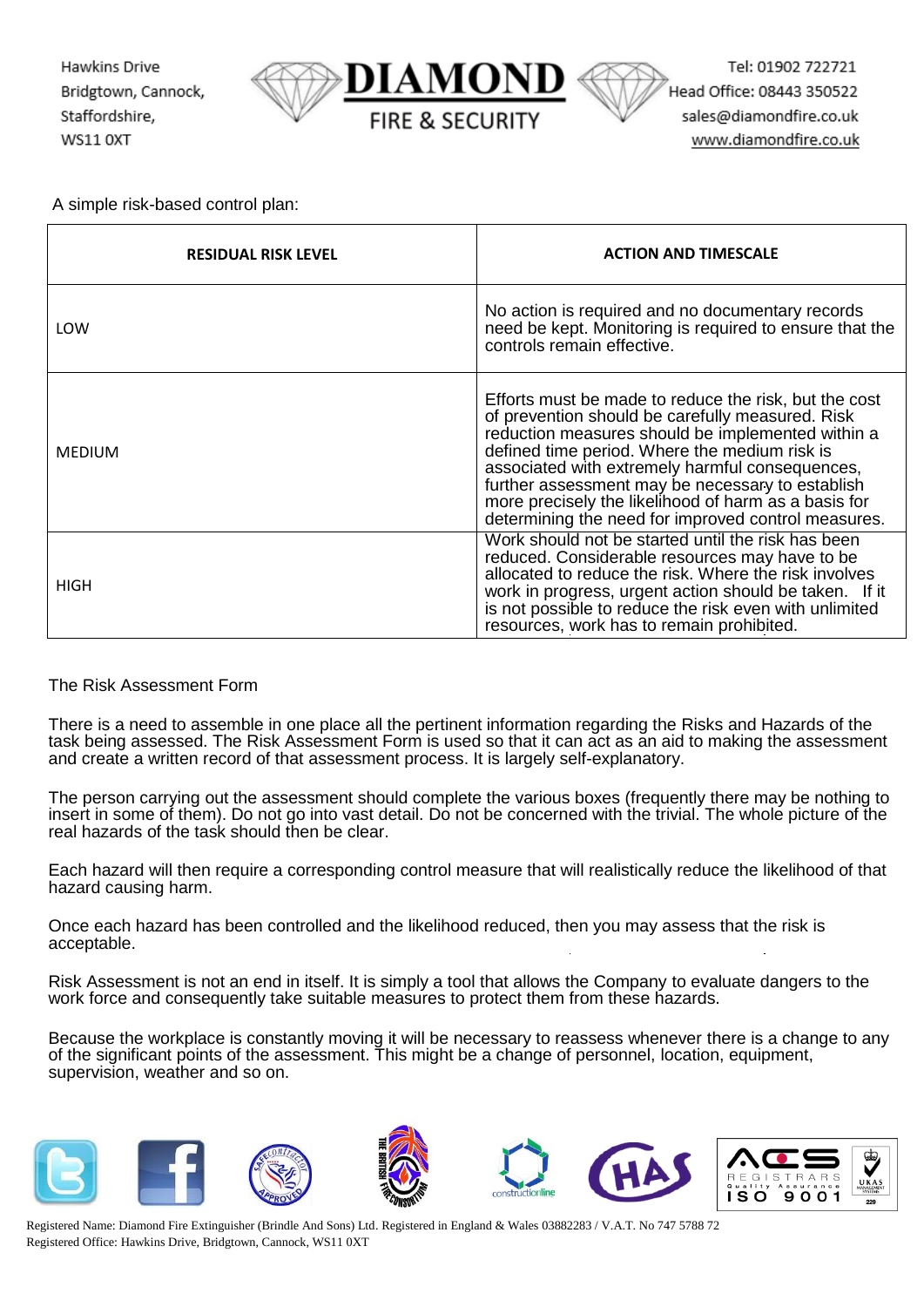A simple risk-based control plan:

| RESIDUAL RISK LEVEL | ACTION AND TIMESCALE |
|---|---|
| LOW | No action is required and no documentary records need be kept. Monitoring is required to ensure that the controls remain effective. |
| MEDIUM | Efforts must be made to reduce the risk, but the cost of prevention should be carefully measured. Risk reduction measures should be implemented within a defined time period. Where the medium risk is associated with extremely harmful consequences, further assessment may be necessary to establish more precisely the likelihood of harm as a basis for determining the need for improved control measures. |
| HIGH | Work should not be started until the risk has been reduced. Considerable resources may have to be allocated to reduce the risk. Where the risk involves work in progress, urgent action should be taken. If it is not possible to reduce the risk even with unlimited resources, work has to remain prohibited. |

The Risk Assessment Form

There is a need to assemble in one place all the pertinent information regarding the Risks and Hazards of the task being assessed. The Risk Assessment Form is used so that it can act as an aid to making the assessment and create a written record of that assessment process. It is largely self-explanatory.

The person carrying out the assessment should complete the various boxes (frequently there may be nothing to insert in some of them). Do not go into vast detail. Do not be concerned with the trivial. The whole picture of the real hazards of the task should then be clear.

Each hazard will then require a corresponding control measure that will realistically reduce the likelihood of that hazard causing harm.

Once each hazard has been controlled and the likelihood reduced, then you may assess that the risk is acceptable.

Risk Assessment is not an end in itself. It is simply a tool that allows the Company to evaluate dangers to the work force and consequently take suitable measures to protect them from these hazards.

Because the workplace is constantly moving it will be necessary to reassess whenever there is a change to any of the significant points of the assessment. This might be a change of personnel, location, equipment, supervision, weather and so on.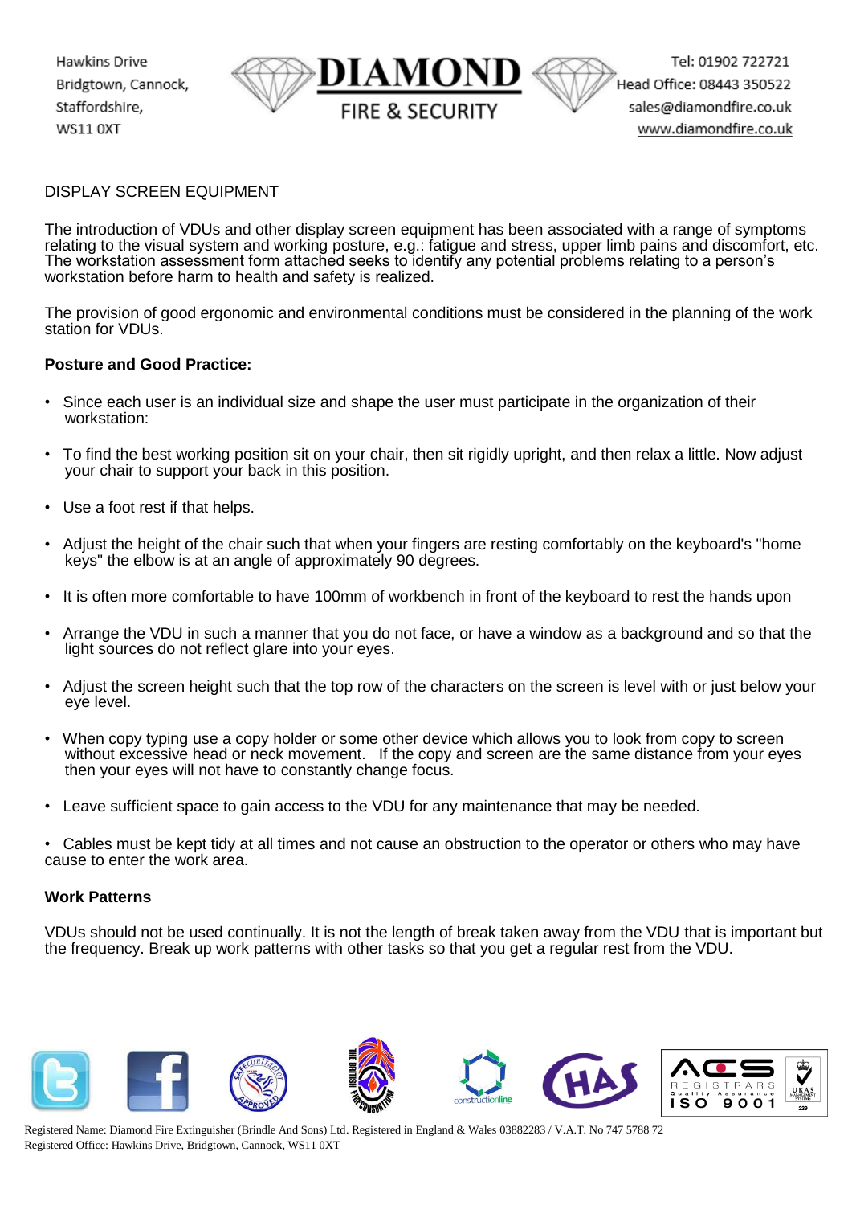DISPLAY SCREEN EQUIPMENT

The introduction of VDUs and other display screen equipment has been associated with a range of symptoms relating to the visual system and working posture, e.g.: fatigue and stress, upper limb pains and discomfort, etc. The workstation assessment form attached seeks to identify any potential problems relating to a person's workstation before harm to health and safety is realized.

The provision of good ergonomic and environmental conditions must be considered in the planning of the work station for VDUs.

**Posture and Good Practice:**

- Since each user is an individual size and shape the user must participate in the organization of their workstation:
- To find the best working position sit on your chair, then sit rigidly upright, and then relax a little. Now adjust your chair to support your back in this position.
- Use a foot rest if that helps.
- Adjust the height of the chair such that when your fingers are resting comfortably on the keyboard's "home keys" the elbow is at an angle of approximately 90 degrees.
- It is often more comfortable to have 100mm of workbench in front of the keyboard to rest the hands upon
- Arrange the VDU in such a manner that you do not face, or have a window as a background and so that the light sources do not reflect glare into your eyes.
- Adjust the screen height such that the top row of the characters on the screen is level with or just below your eye level.
- When copy typing use a copy holder or some other device which allows you to look from copy to screen without excessive head or neck movement. If the copy and screen are the same distance from your eyes then your eyes will not have to constantly change focus.
- Leave sufficient space to gain access to the VDU for any maintenance that may be needed.
- Cables must be kept tidy at all times and not cause an obstruction to the operator or others who may have cause to enter the work area.

**Work Patterns**

VDUs should not be used continually. It is not the length of break taken away from the VDU that is important but the frequency. Break up work patterns with other tasks so that you get a regular rest from the VDU.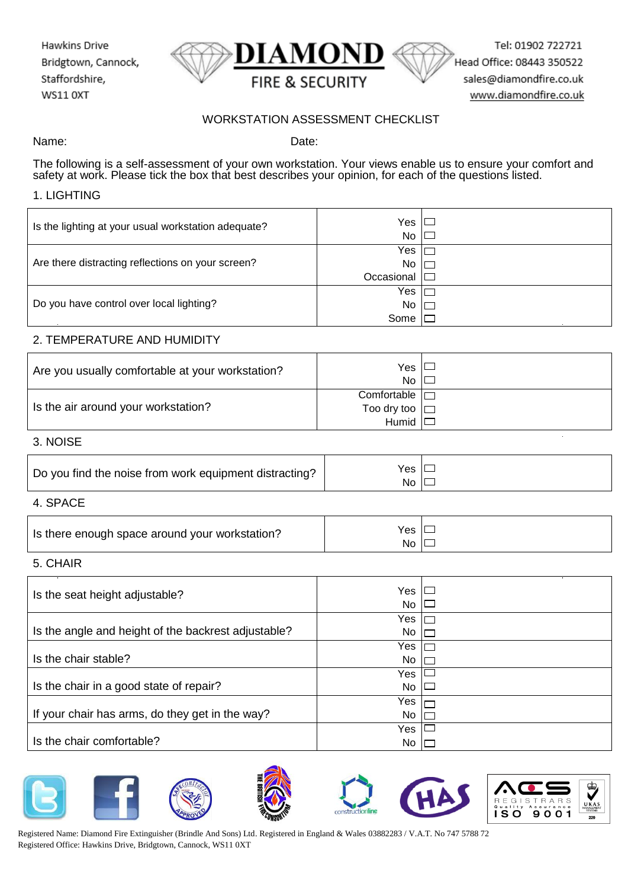Hawkins Drive
Bridgtown, Cannock,
Staffordshire,
WS11 0XT

**DIAMOND**
FIRE & SECURITY

Tel: 01902 722721
Head Office: 08443 350522
sales@diamondfire.co.uk
www.diamondfire.co.uk

## WORKSTATION ASSESSMENT CHECKLIST

Name: Date:

The following is a self-assessment of your own workstation. Your views enable us to ensure your comfort and safety at work. Please tick the box that best describes your opinion, for each of the questions listed.

### 1. LIGHTING

| Question | Answer | |
|---|---|---|
| Is the lighting at your usual workstation adequate? | Yes | ☐ |
| | No | ☐ |
| Are there distracting reflections on your screen? | Yes | ☐ |
| | No | ☐ |
| | Occasional | ☐ |
| Do you have control over local lighting? | Yes | ☐ |
| | No | ☐ |
| | Some | ☐ |

### 2. TEMPERATURE AND HUMIDITY

| Question | Answer | |
|---|---|---|
| Are you usually comfortable at your workstation? | Yes | ☐ |
| | No | ☐ |
| Is the air around your workstation? | Comfortable | ☐ |
| | Too dry too | ☐ |
| | Humid | ☐ |

### 3. NOISE

| Question | Answer | |
|---|---|---|
| Do you find the noise from work equipment distracting? | Yes | ☐ |
| | No | ☐ |

### 4. SPACE

| Question | Answer | |
|---|---|---|
| Is there enough space around your workstation? | Yes | ☐ |
| | No | ☐ |

### 5. CHAIR

| Question | Answer | |
|---|---|---|
| Is the seat height adjustable? | Yes | ☐ |
| | No | ☐ |
| Is the angle and height of the backrest adjustable? | Yes | ☐ |
| | No | ☐ |
| Is the chair stable? | Yes | ☐ |
| | No | ☐ |
| Is the chair in a good state of repair? | Yes | ☐ |
| | No | ☐ |
| If your chair has arms, do they get in the way? | Yes | ☐ |
| | No | ☐ |
| Is the chair comfortable? | Yes | ☐ |
| | No | ☐ |

Registered Name: Diamond Fire Extinguisher (Brindle And Sons) Ltd. Registered in England & Wales 03882283 / V.A.T. No 747 5788 72
Registered Office: Hawkins Drive, Bridgtown, Cannock, WS11 0XT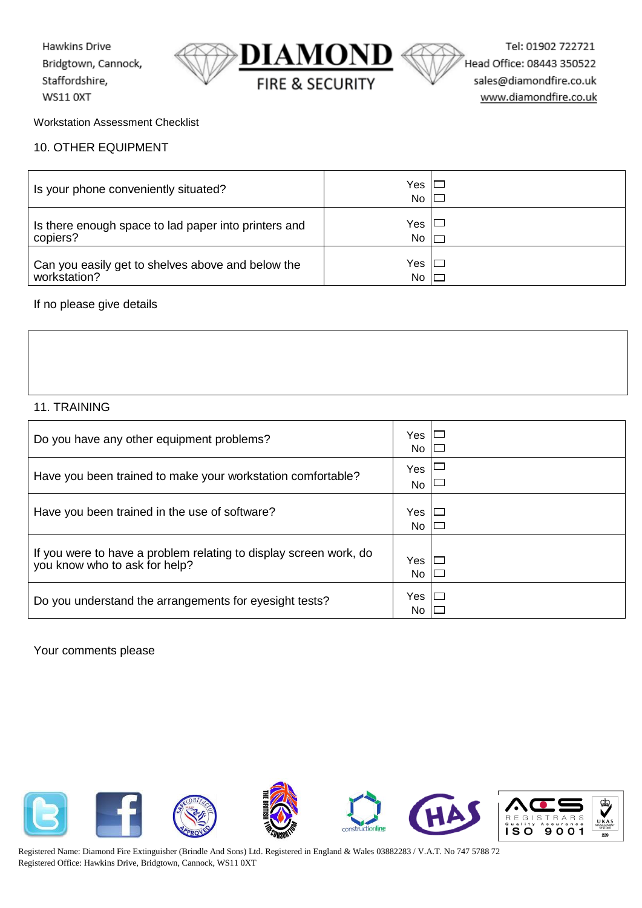Workstation Assessment Checklist

## 10. OTHER EQUIPMENT

| | | |
|---|---|---|
| Is your phone conveniently situated? | Yes<br>No | ☐<br>☐ |
| Is there enough space to lad paper into printers and copiers? | Yes<br>No | ☐<br>☐ |
| Can you easily get to shelves above and below the workstation? | Yes<br>No | ☐<br>☐ |

If no please give details

| |
|---|
| |

## 11. TRAINING

| | | |
|---|---|---|
| Do you have any other equipment problems? | Yes<br>No | ☐<br>☐ |
| Have you been trained to make your workstation comfortable? | Yes<br>No | ☐<br>☐ |
| Have you been trained in the use of software? | Yes<br>No | ☐<br>☐ |
| If you were to have a problem relating to display screen work, do you know who to ask for help? | Yes<br>No | ☐<br>☐ |
| Do you understand the arrangements for eyesight tests? | Yes<br>No | ☐<br>☐ |

Your comments please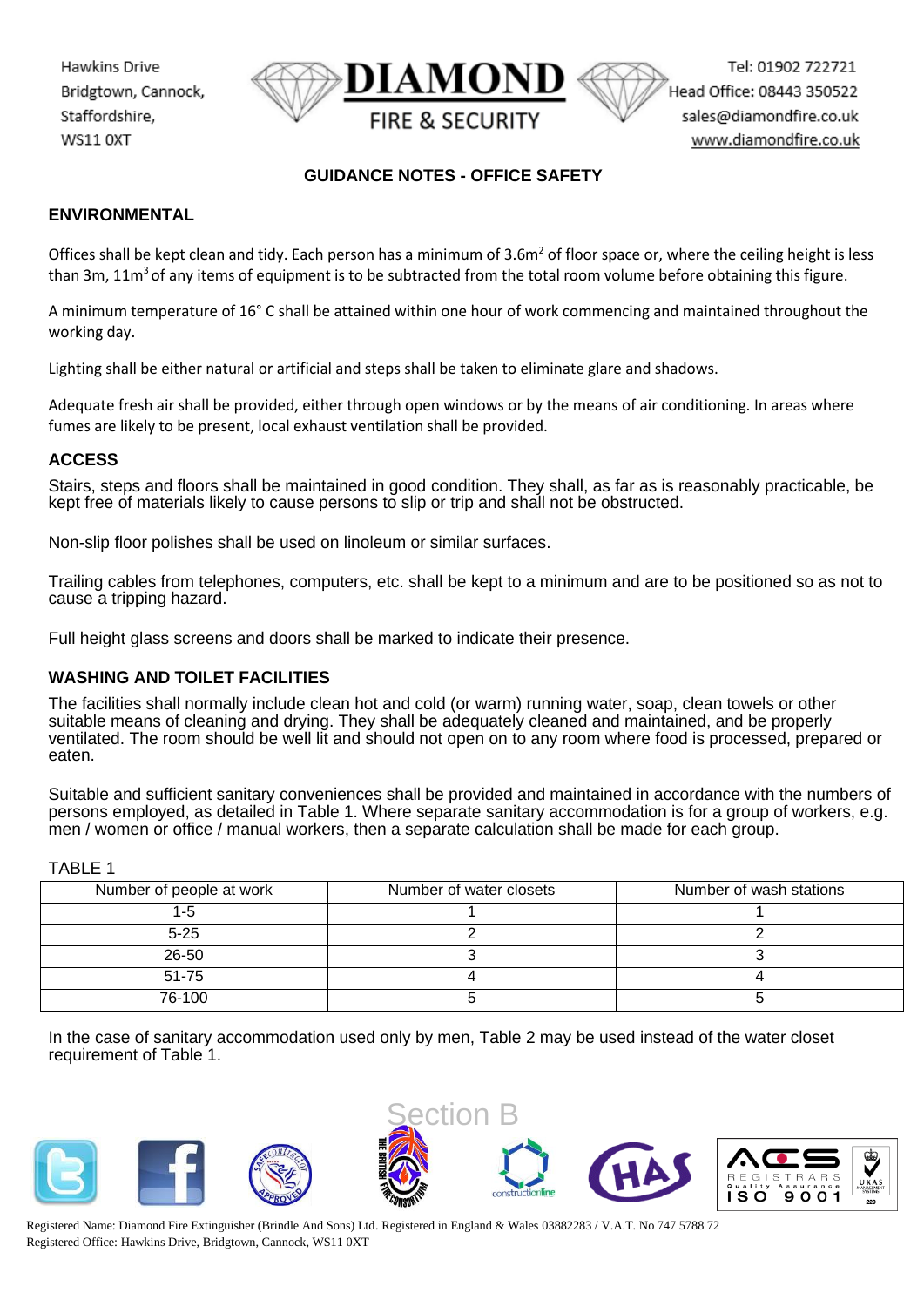## GUIDANCE NOTES - OFFICE SAFETY

### ENVIRONMENTAL

Offices shall be kept clean and tidy. Each person has a minimum of 3.6m$^2$ of floor space or, where the ceiling height is less than 3m, 11m$^3$ of any items of equipment is to be subtracted from the total room volume before obtaining this figure.

A minimum temperature of 16° C shall be attained within one hour of work commencing and maintained throughout the working day.

Lighting shall be either natural or artificial and steps shall be taken to eliminate glare and shadows.

Adequate fresh air shall be provided, either through open windows or by the means of air conditioning. In areas where fumes are likely to be present, local exhaust ventilation shall be provided.

### ACCESS

Stairs, steps and floors shall be maintained in good condition. They shall, as far as is reasonably practicable, be kept free of materials likely to cause persons to slip or trip and shall not be obstructed.

Non-slip floor polishes shall be used on linoleum or similar surfaces.

Trailing cables from telephones, computers, etc. shall be kept to a minimum and are to be positioned so as not to cause a tripping hazard.

Full height glass screens and doors shall be marked to indicate their presence.

### WASHING AND TOILET FACILITIES

The facilities shall normally include clean hot and cold (or warm) running water, soap, clean towels or other suitable means of cleaning and drying. They shall be adequately cleaned and maintained, and be properly ventilated. The room should be well lit and should not open on to any room where food is processed, prepared or eaten.

Suitable and sufficient sanitary conveniences shall be provided and maintained in accordance with the numbers of persons employed, as detailed in Table 1. Where separate sanitary accommodation is for a group of workers, e.g. men / women or office / manual workers, then a separate calculation shall be made for each group.

TABLE 1

| Number of people at work | Number of water closets | Number of wash stations |
|---|---|---|
| 1-5 | 1 | 1 |
| 5-25 | 2 | 2 |
| 26-50 | 3 | 3 |
| 51-75 | 4 | 4 |
| 76-100 | 5 | 5 |

In the case of sanitary accommodation used only by men, Table 2 may be used instead of the water closet requirement of Table 1.

Section B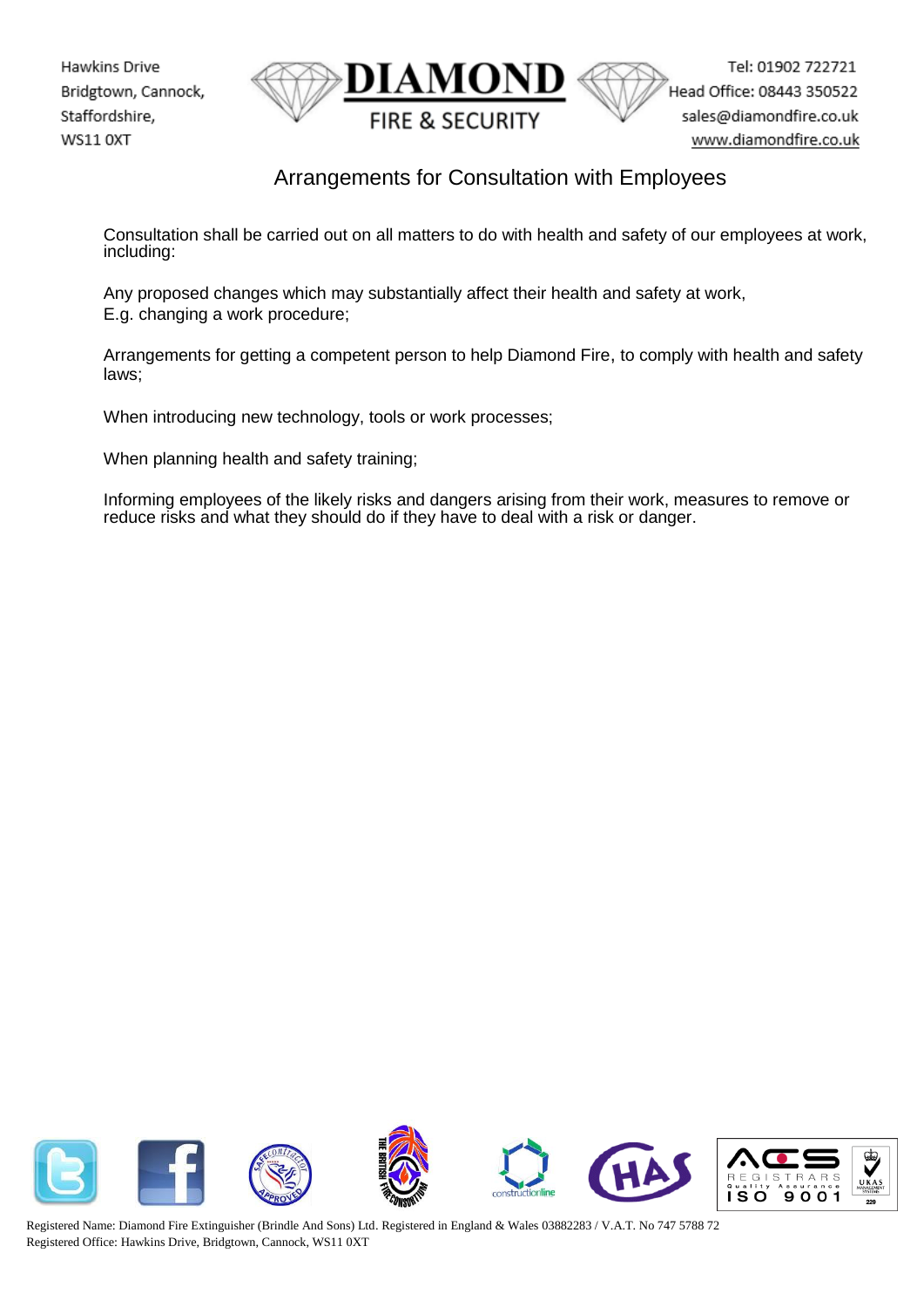# Arrangements for Consultation with Employees

Consultation shall be carried out on all matters to do with health and safety of our employees at work, including:

Any proposed changes which may substantially affect their health and safety at work,
E.g. changing a work procedure;

Arrangements for getting a competent person to help Diamond Fire, to comply with health and safety laws;

When introducing new technology, tools or work processes;

When planning health and safety training;

Informing employees of the likely risks and dangers arising from their work, measures to remove or reduce risks and what they should do if they have to deal with a risk or danger.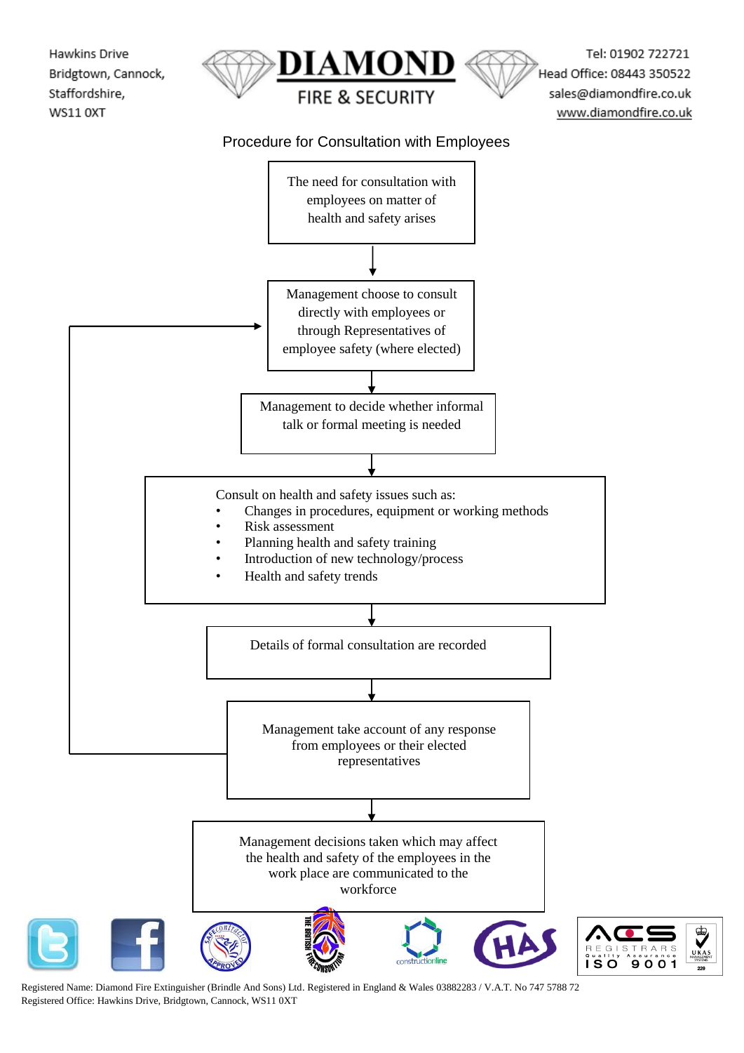Hawkins Drive
Bridgtown, Cannock,
Staffordshire,
WS11 0XT

**DIAMOND**
FIRE & SECURITY

Tel: 01902 722721
Head Office: 08443 350522
sales@diamondfire.co.uk
www.diamondfire.co.uk

## Procedure for Consultation with Employees

The need for consultation with employees on matter of health and safety arises

↓

Management choose to consult directly with employees or through Representatives of employee safety (where elected)

↓

Management to decide whether informal talk or formal meeting is needed

↓

Consult on health and safety issues such as:

- Changes in procedures, equipment or working methods
- Risk assessment
- Planning health and safety training
- Introduction of new technology/process
- Health and safety trends

↓

Details of formal consultation are recorded

↓

Management take account of any response from employees or their elected representatives (→ returns to "Management choose to consult directly with employees or through Representatives of employee safety")

↓

Management decisions taken which may affect the health and safety of the employees in the work place are communicated to the workforce

Registered Name: Diamond Fire Extinguisher (Brindle And Sons) Ltd. Registered in England & Wales 03882283 / V.A.T. No 747 5788 72
Registered Office: Hawkins Drive, Bridgtown, Cannock, WS11 0XT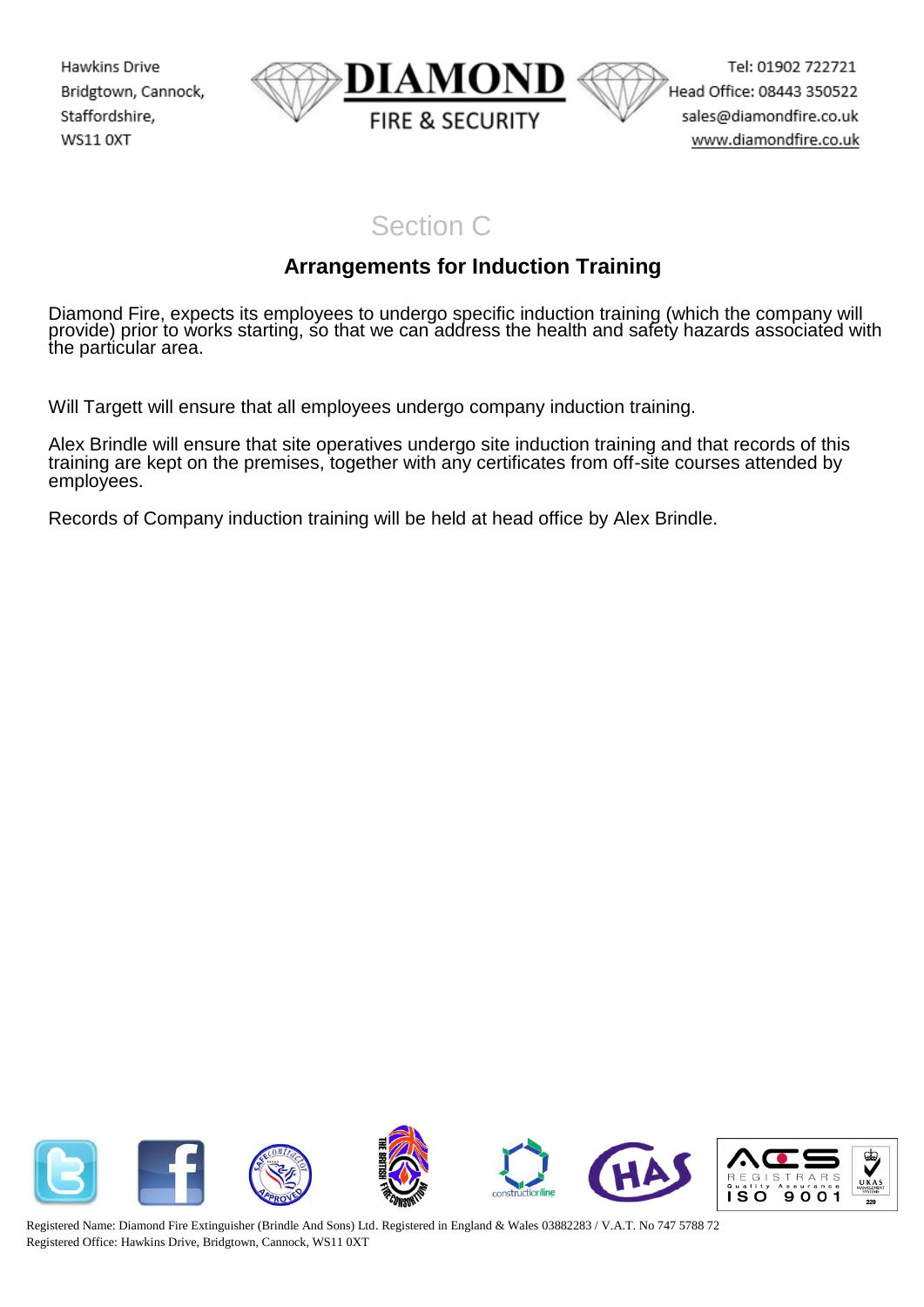# Section C

## Arrangements for Induction Training

Diamond Fire, expects its employees to undergo specific induction training (which the company will provide) prior to works starting, so that we can address the health and safety hazards associated with the particular area.

Will Targett will ensure that all employees undergo company induction training.

Alex Brindle will ensure that site operatives undergo site induction training and that records of this training are kept on the premises, together with any certificates from off-site courses attended by employees.

Records of Company induction training will be held at head office by Alex Brindle.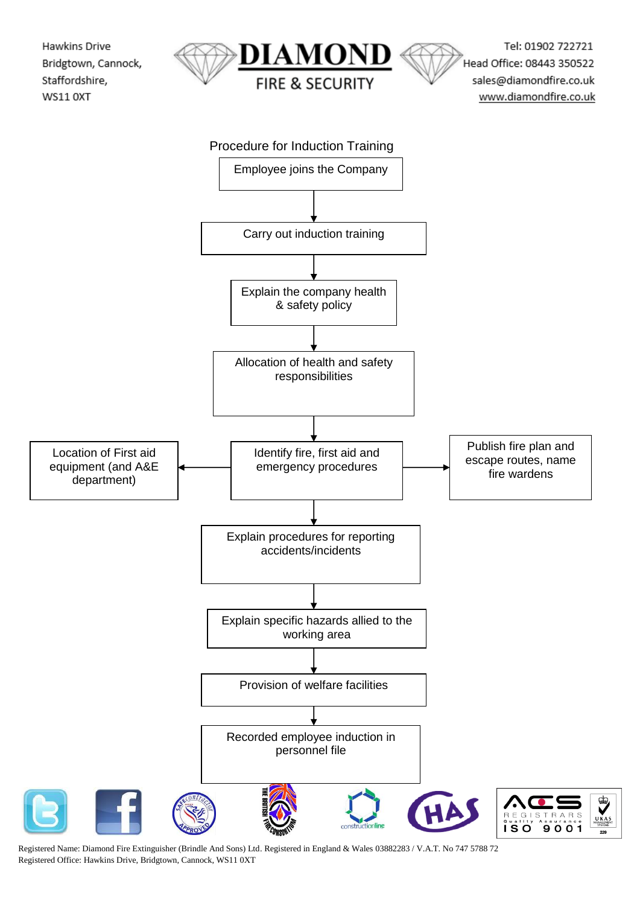## Procedure for Induction Training

1. Employee joins the Company
2. Carry out induction training
3. Explain the company health & safety policy
4. Allocation of health and safety responsibilities
5. Identify fire, first aid and emergency procedures
   - Location of First aid equipment (and A&E department)
   - Publish fire plan and escape routes, name fire wardens
6. Explain procedures for reporting accidents/incidents
7. Explain specific hazards allied to the working area
8. Provision of welfare facilities
9. Recorded employee induction in personnel file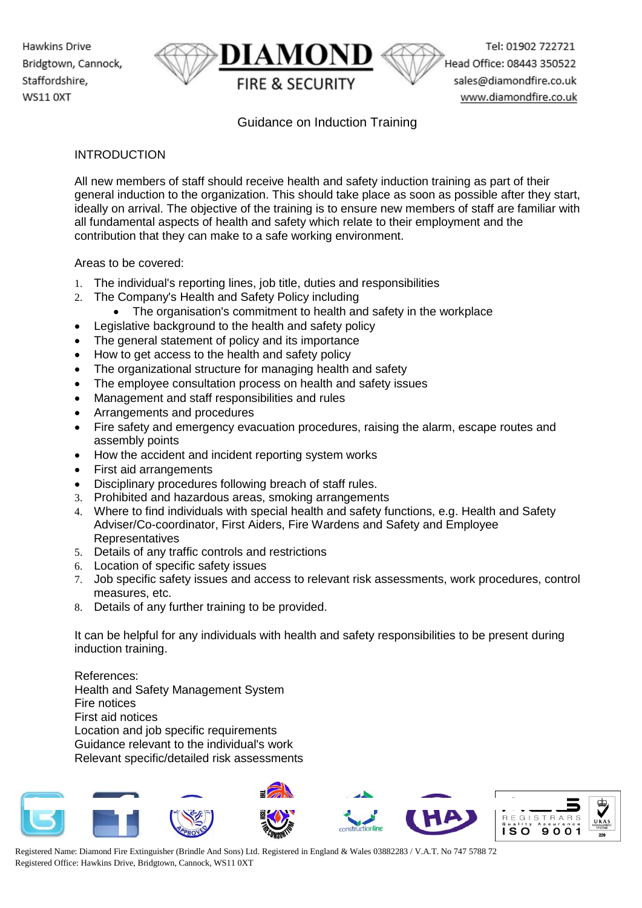# Guidance on Induction Training

## INTRODUCTION

All new members of staff should receive health and safety induction training as part of their general induction to the organization. This should take place as soon as possible after they start, ideally on arrival. The objective of the training is to ensure new members of staff are familiar with all fundamental aspects of health and safety which relate to their employment and the contribution that they can make to a safe working environment.

Areas to be covered:

1. The individual's reporting lines, job title, duties and responsibilities
2. The Company's Health and Safety Policy including
    - The organisation's commitment to health and safety in the workplace

- Legislative background to the health and safety policy
- The general statement of policy and its importance
- How to get access to the health and safety policy
- The organizational structure for managing health and safety
- The employee consultation process on health and safety issues
- Management and staff responsibilities and rules
- Arrangements and procedures
- Fire safety and emergency evacuation procedures, raising the alarm, escape routes and assembly points
- How the accident and incident reporting system works
- First aid arrangements
- Disciplinary procedures following breach of staff rules.

3. Prohibited and hazardous areas, smoking arrangements
4. Where to find individuals with special health and safety functions, e.g. Health and Safety Adviser/Co-coordinator, First Aiders, Fire Wardens and Safety and Employee Representatives
5. Details of any traffic controls and restrictions
6. Location of specific safety issues
7. Job specific safety issues and access to relevant risk assessments, work procedures, control measures, etc.
8. Details of any further training to be provided.

It can be helpful for any individuals with health and safety responsibilities to be present during induction training.

References:
Health and Safety Management System
Fire notices
First aid notices
Location and job specific requirements
Guidance relevant to the individual's work
Relevant specific/detailed risk assessments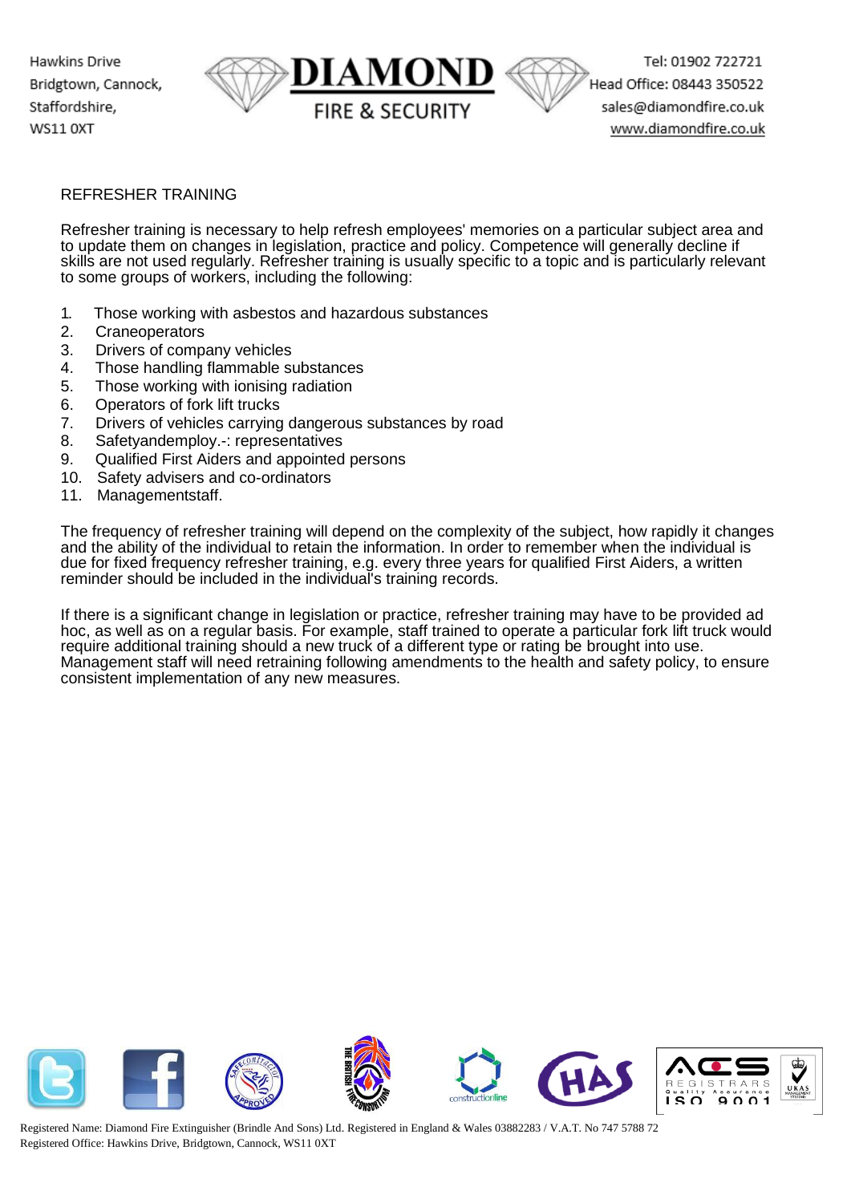## REFRESHER TRAINING

Refresher training is necessary to help refresh employees' memories on a particular subject area and to update them on changes in legislation, practice and policy. Competence will generally decline if skills are not used regularly. Refresher training is usually specific to a topic and is particularly relevant to some groups of workers, including the following:

1. Those working with asbestos and hazardous substances
2. Craneoperators
3. Drivers of company vehicles
4. Those handling flammable substances
5. Those working with ionising radiation
6. Operators of fork lift trucks
7. Drivers of vehicles carrying dangerous substances by road
8. Safetyandemploy.-: representatives
9. Qualified First Aiders and appointed persons
10. Safety advisers and co-ordinators
11. Managementstaff.

The frequency of refresher training will depend on the complexity of the subject, how rapidly it changes and the ability of the individual to retain the information. In order to remember when the individual is due for fixed frequency refresher training, e.g. every three years for qualified First Aiders, a written reminder should be included in the individual's training records.

If there is a significant change in legislation or practice, refresher training may have to be provided ad hoc, as well as on a regular basis. For example, staff trained to operate a particular fork lift truck would require additional training should a new truck of a different type or rating be brought into use. Management staff will need retraining following amendments to the health and safety policy, to ensure consistent implementation of any new measures.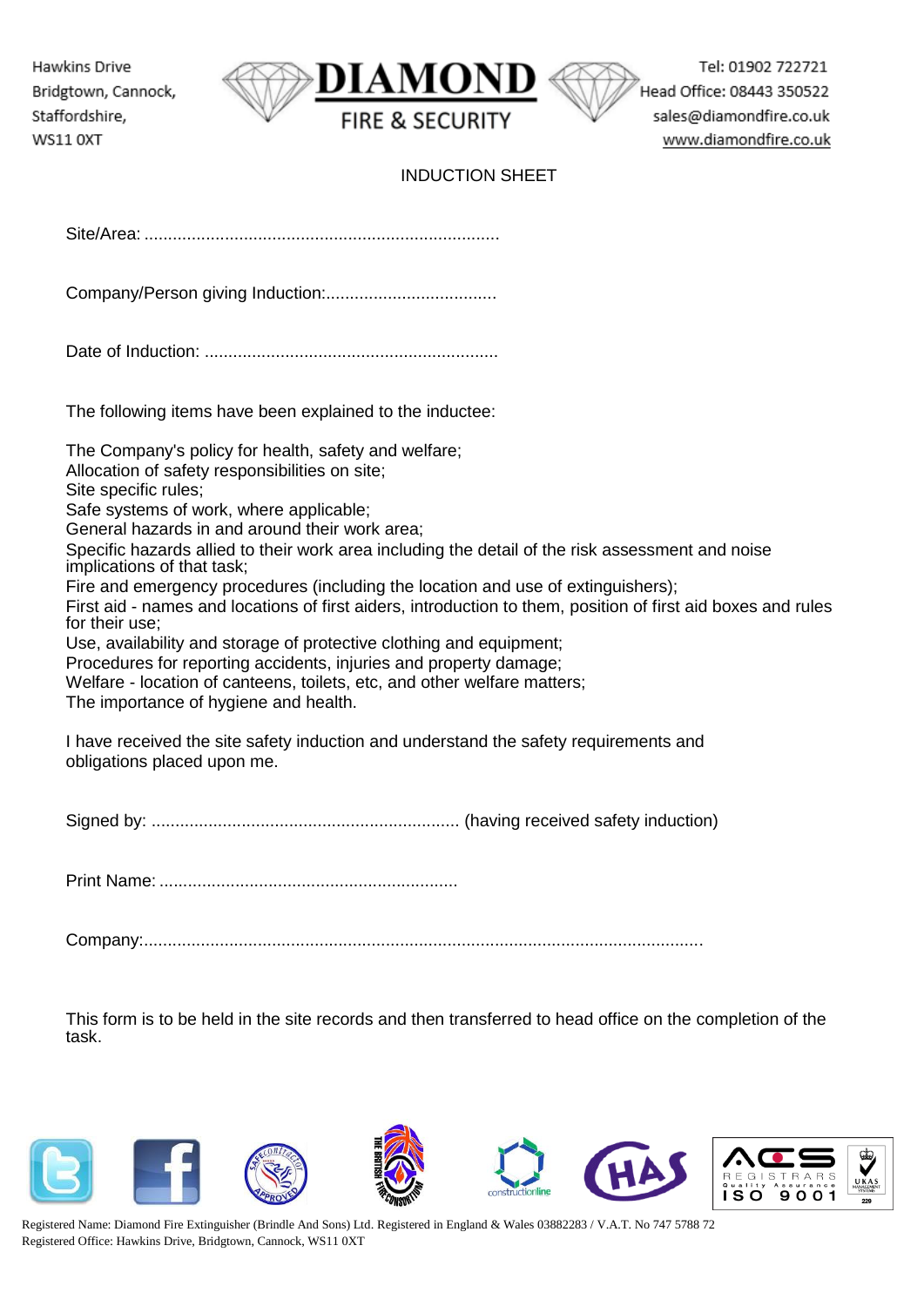Hawkins Drive
Bridgtown, Cannock,
Staffordshire,
WS11 0XT

**DIAMOND**
FIRE & SECURITY

Tel: 01902 722721
Head Office: 08443 350522
sales@diamondfire.co.uk
www.diamondfire.co.uk

# INDUCTION SHEET

Site/Area: ...........................................................................

Company/Person giving Induction:....................................

Date of Induction: ..............................................................

The following items have been explained to the inductee:

The Company's policy for health, safety and welfare;
Allocation of safety responsibilities on site;
Site specific rules;
Safe systems of work, where applicable;
General hazards in and around their work area;
Specific hazards allied to their work area including the detail of the risk assessment and noise implications of that task;
Fire and emergency procedures (including the location and use of extinguishers);
First aid - names and locations of first aiders, introduction to them, position of first aid boxes and rules for their use;
Use, availability and storage of protective clothing and equipment;
Procedures for reporting accidents, injuries and property damage;
Welfare - location of canteens, toilets, etc, and other welfare matters;
The importance of hygiene and health.

I have received the site safety induction and understand the safety requirements and obligations placed upon me.

Signed by: ................................................................ (having received safety induction)

Print Name: ...............................................................

Company:.....................................................................................................................

This form is to be held in the site records and then transferred to head office on the completion of the task.

Registered Name: Diamond Fire Extinguisher (Brindle And Sons) Ltd. Registered in England & Wales 03882283 / V.A.T. No 747 5788 72
Registered Office: Hawkins Drive, Bridgtown, Cannock, WS11 0XT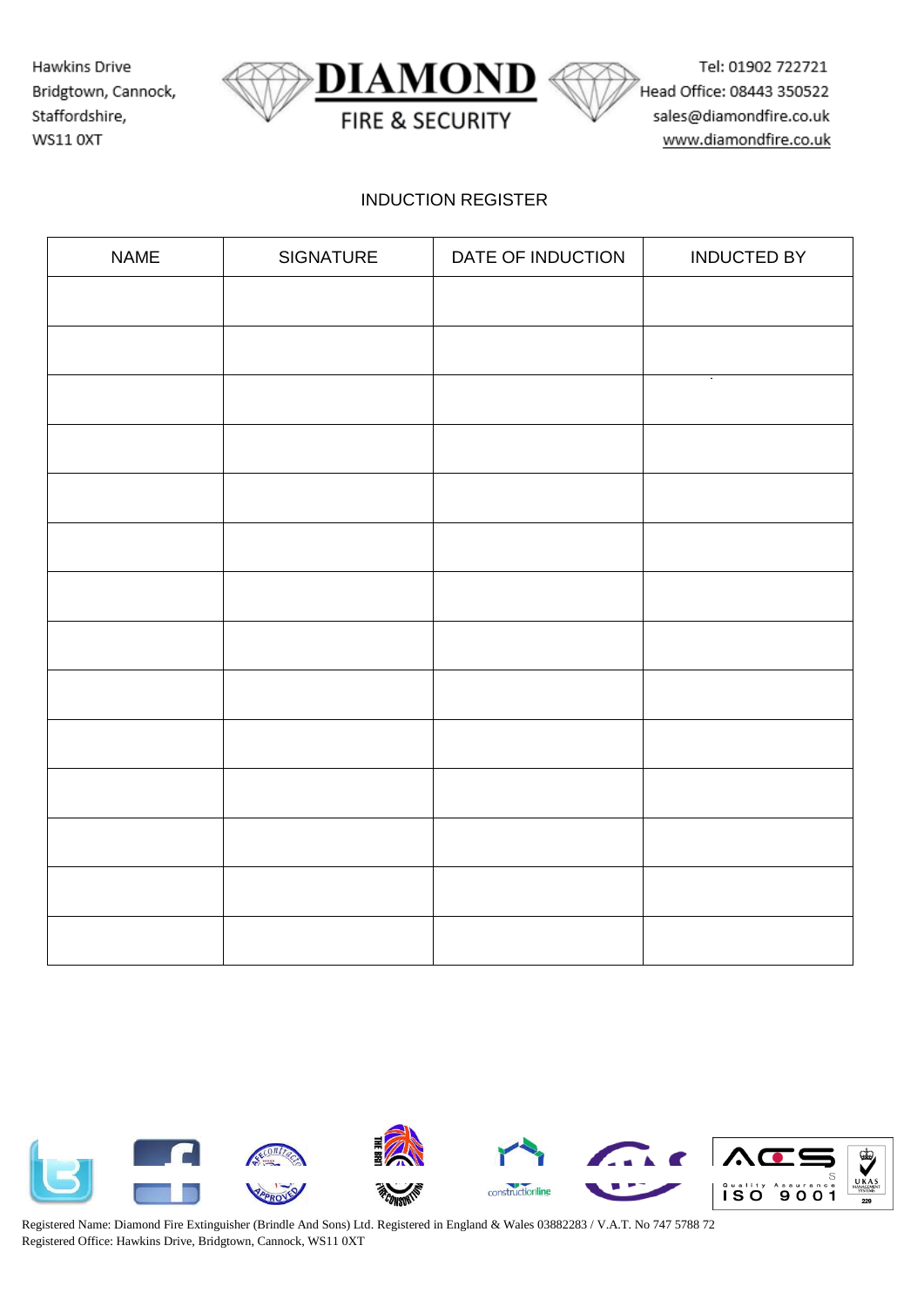Hawkins Drive
Bridgtown, Cannock,
Staffordshire,
WS11 0XT

**DIAMOND**
FIRE & SECURITY

Tel: 01902 722721
Head Office: 08443 350522
sales@diamondfire.co.uk
www.diamondfire.co.uk

INDUCTION REGISTER

| NAME | SIGNATURE | DATE OF INDUCTION | INDUCTED BY |
|---|---|---|---|
| | | | |
| | | | |
| | | | |
| | | | |
| | | | |
| | | | |
| | | | |
| | | | |
| | | | |
| | | | |
| | | | |
| | | | |
| | | | |
| | | | |

Registered Name: Diamond Fire Extinguisher (Brindle And Sons) Ltd. Registered in England & Wales 03882283 / V.A.T. No 747 5788 72
Registered Office: Hawkins Drive, Bridgtown, Cannock, WS11 0XT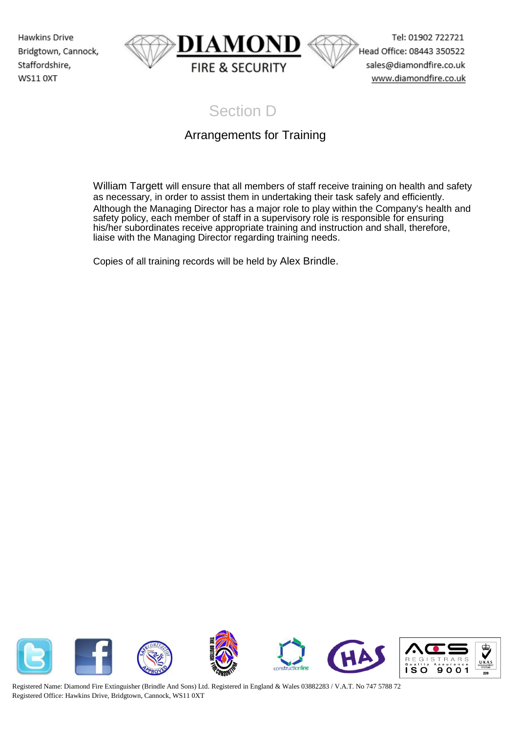# Section D

## Arrangements for Training

William Targett will ensure that all members of staff receive training on health and safety as necessary, in order to assist them in undertaking their task safely and efficiently. Although the Managing Director has a major role to play within the Company's health and safety policy, each member of staff in a supervisory role is responsible for ensuring his/her subordinates receive appropriate training and instruction and shall, therefore, liaise with the Managing Director regarding training needs.

Copies of all training records will be held by Alex Brindle.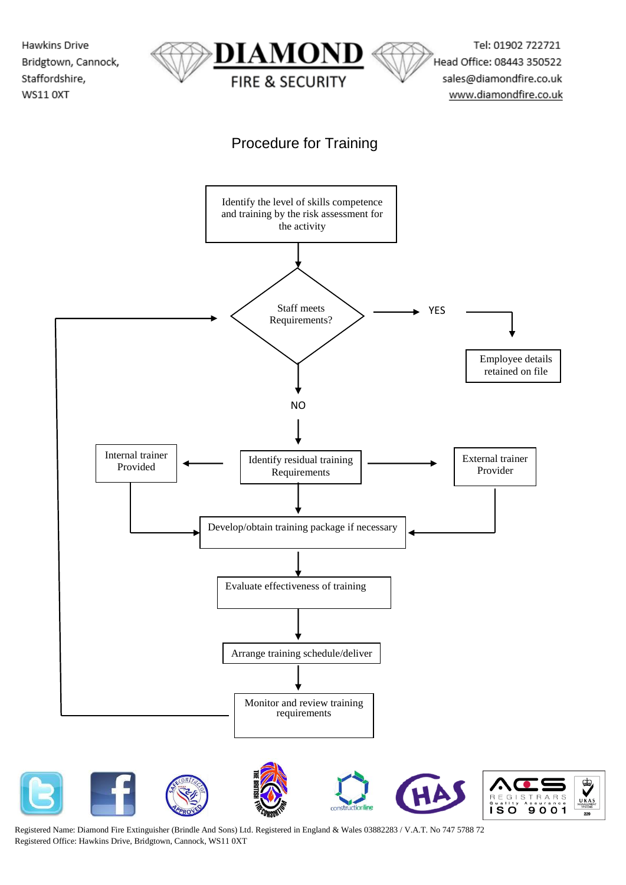Hawkins Drive
Bridgtown, Cannock,
Staffordshire,
WS11 0XT

# DIAMOND FIRE & SECURITY

Tel: 01902 722721
Head Office: 08443 350522
sales@diamondfire.co.uk
www.diamondfire.co.uk

## Procedure for Training

Identify the level of skills competence and training by the risk assessment for the activity

Staff meets Requirements?

YES

Employee details retained on file

NO

Internal trainer Provided

Identify residual training Requirements

External trainer Provider

Develop/obtain training package if necessary

Evaluate effectiveness of training

Arrange training schedule/deliver

Monitor and review training requirements

Registered Name: Diamond Fire Extinguisher (Brindle And Sons) Ltd. Registered in England & Wales 03882283 / V.A.T. No 747 5788 72
Registered Office: Hawkins Drive, Bridgtown, Cannock, WS11 0XT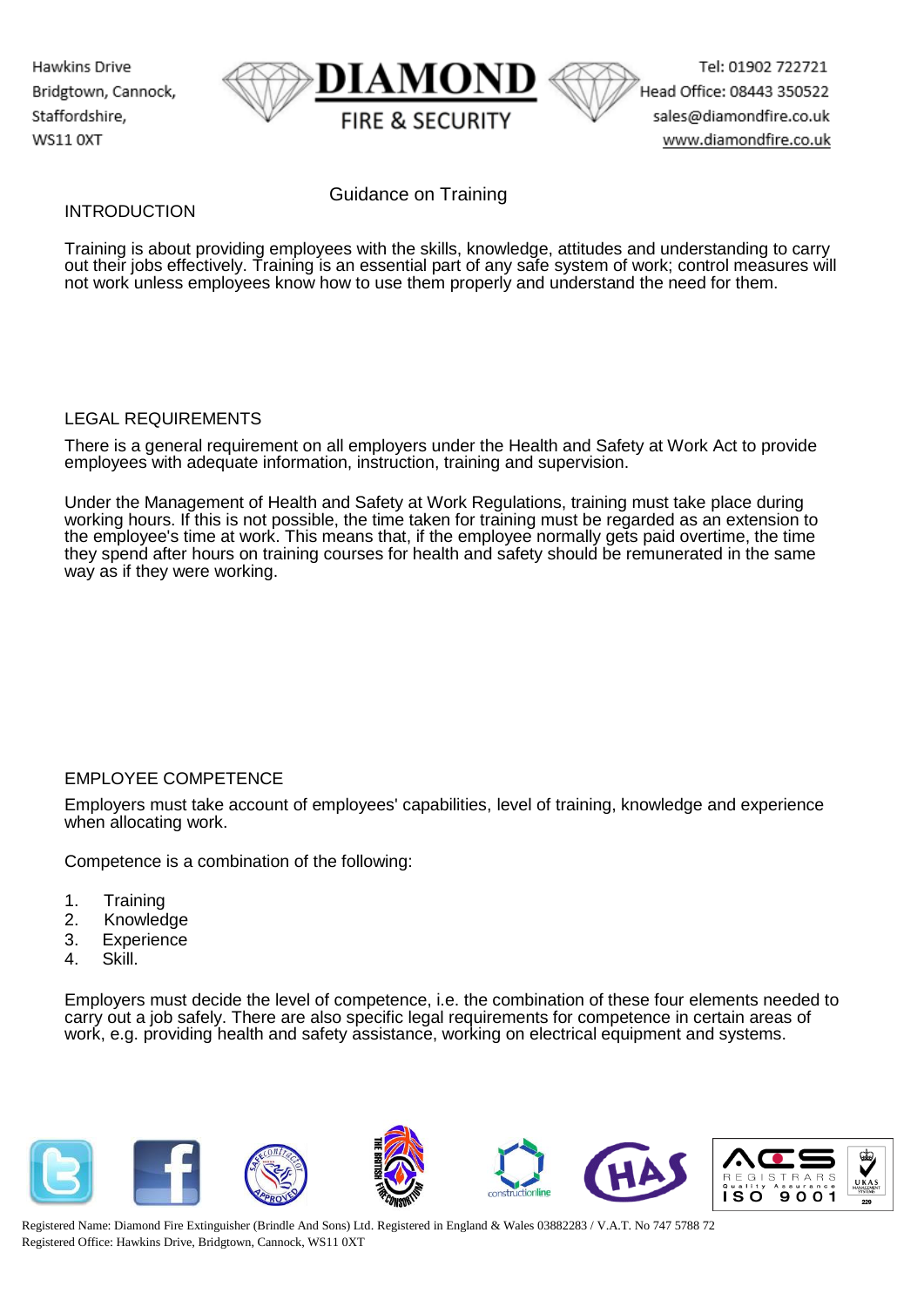# Guidance on Training

## INTRODUCTION

Training is about providing employees with the skills, knowledge, attitudes and understanding to carry out their jobs effectively. Training is an essential part of any safe system of work; control measures will not work unless employees know how to use them properly and understand the need for them.

## LEGAL REQUIREMENTS

There is a general requirement on all employers under the Health and Safety at Work Act to provide employees with adequate information, instruction, training and supervision.

Under the Management of Health and Safety at Work Regulations, training must take place during working hours. If this is not possible, the time taken for training must be regarded as an extension to the employee's time at work. This means that, if the employee normally gets paid overtime, the time they spend after hours on training courses for health and safety should be remunerated in the same way as if they were working.

## EMPLOYEE COMPETENCE

Employers must take account of employees' capabilities, level of training, knowledge and experience when allocating work.

Competence is a combination of the following:

1. Training
2. Knowledge
3. Experience
4. Skill.

Employers must decide the level of competence, i.e. the combination of these four elements needed to carry out a job safely. There are also specific legal requirements for competence in certain areas of work, e.g. providing health and safety assistance, working on electrical equipment and systems.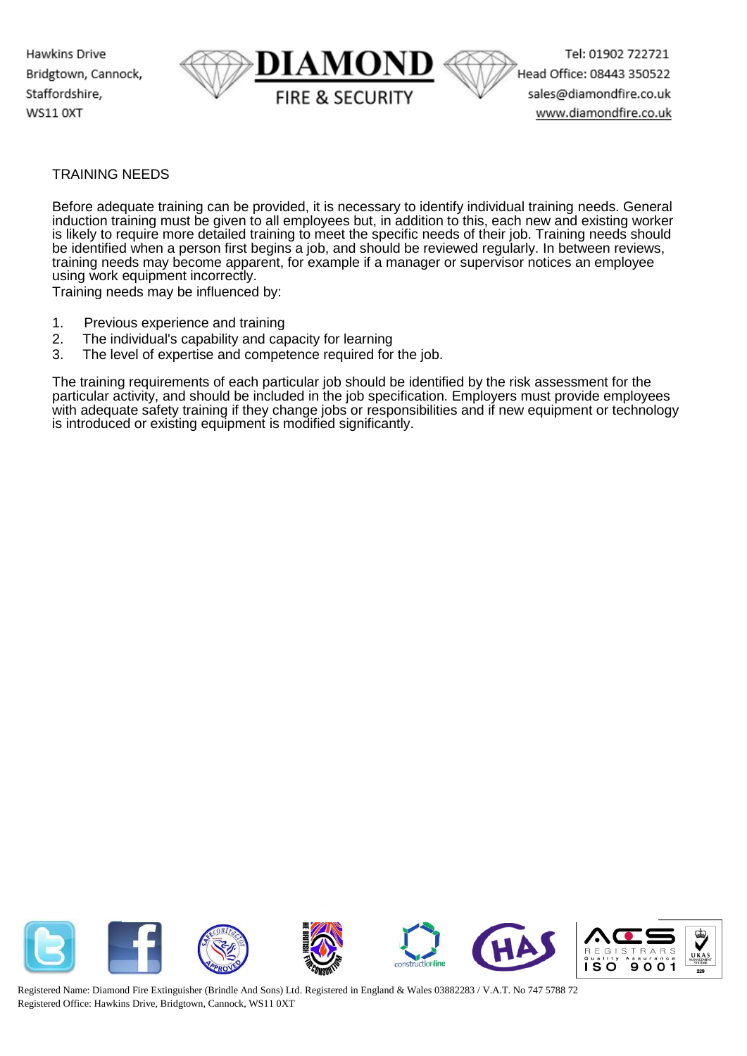## TRAINING NEEDS

Before adequate training can be provided, it is necessary to identify individual training needs. General induction training must be given to all employees but, in addition to this, each new and existing worker is likely to require more detailed training to meet the specific needs of their job. Training needs should be identified when a person first begins a job, and should be reviewed regularly. In between reviews, training needs may become apparent, for example if a manager or supervisor notices an employee using work equipment incorrectly.

Training needs may be influenced by:

1. Previous experience and training
2. The individual's capability and capacity for learning
3. The level of expertise and competence required for the job.

The training requirements of each particular job should be identified by the risk assessment for the particular activity, and should be included in the job specification. Employers must provide employees with adequate safety training if they change jobs or responsibilities and if new equipment or technology is introduced or existing equipment is modified significantly.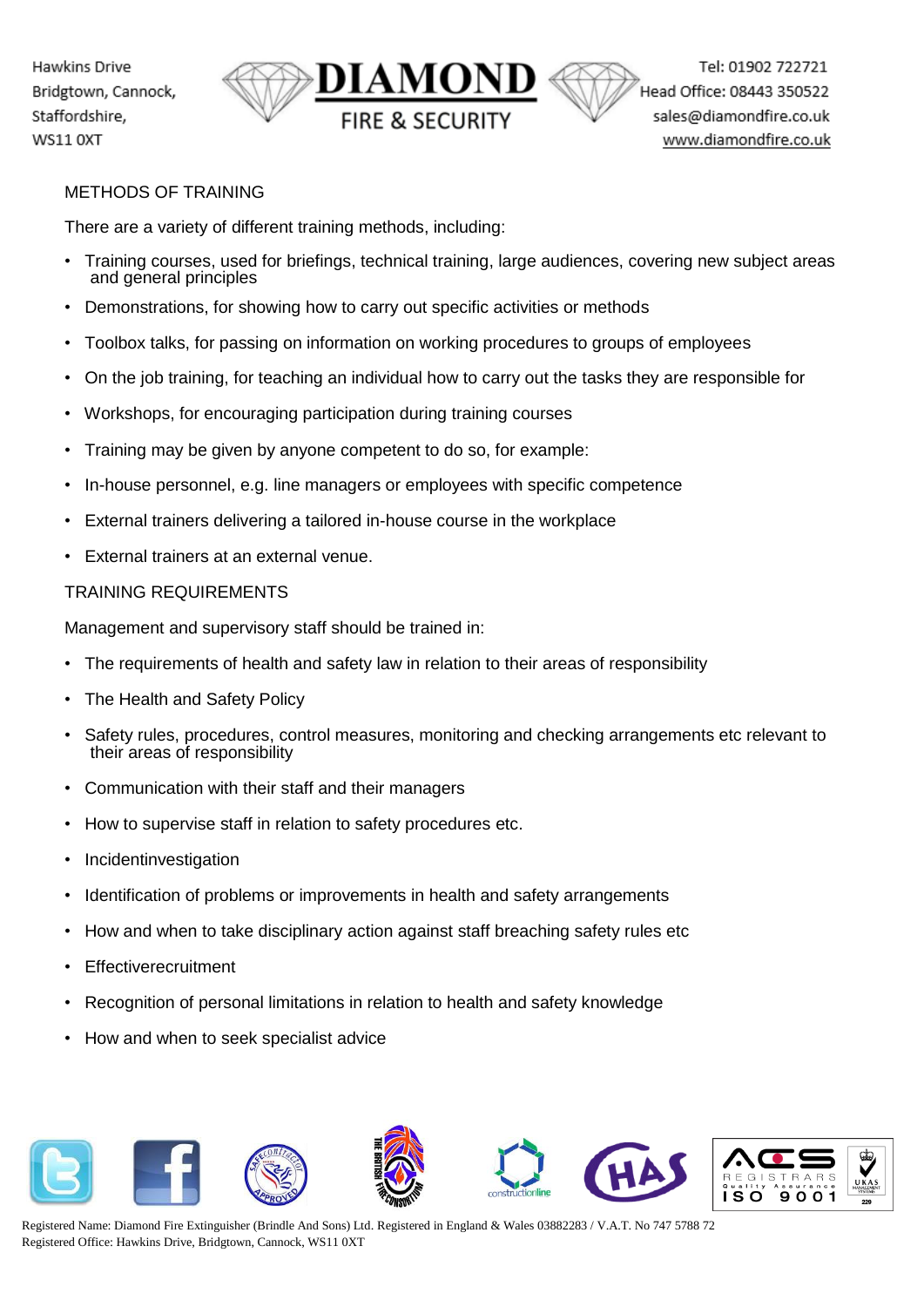## METHODS OF TRAINING

There are a variety of different training methods, including:

- Training courses, used for briefings, technical training, large audiences, covering new subject areas and general principles
- Demonstrations, for showing how to carry out specific activities or methods
- Toolbox talks, for passing on information on working procedures to groups of employees
- On the job training, for teaching an individual how to carry out the tasks they are responsible for
- Workshops, for encouraging participation during training courses
- Training may be given by anyone competent to do so, for example:
- In-house personnel, e.g. line managers or employees with specific competence
- External trainers delivering a tailored in-house course in the workplace
- External trainers at an external venue.

## TRAINING REQUIREMENTS

Management and supervisory staff should be trained in:

- The requirements of health and safety law in relation to their areas of responsibility
- The Health and Safety Policy
- Safety rules, procedures, control measures, monitoring and checking arrangements etc relevant to their areas of responsibility
- Communication with their staff and their managers
- How to supervise staff in relation to safety procedures etc.
- Incidentinvestigation
- Identification of problems or improvements in health and safety arrangements
- How and when to take disciplinary action against staff breaching safety rules etc
- Effectiverecruitment
- Recognition of personal limitations in relation to health and safety knowledge
- How and when to seek specialist advice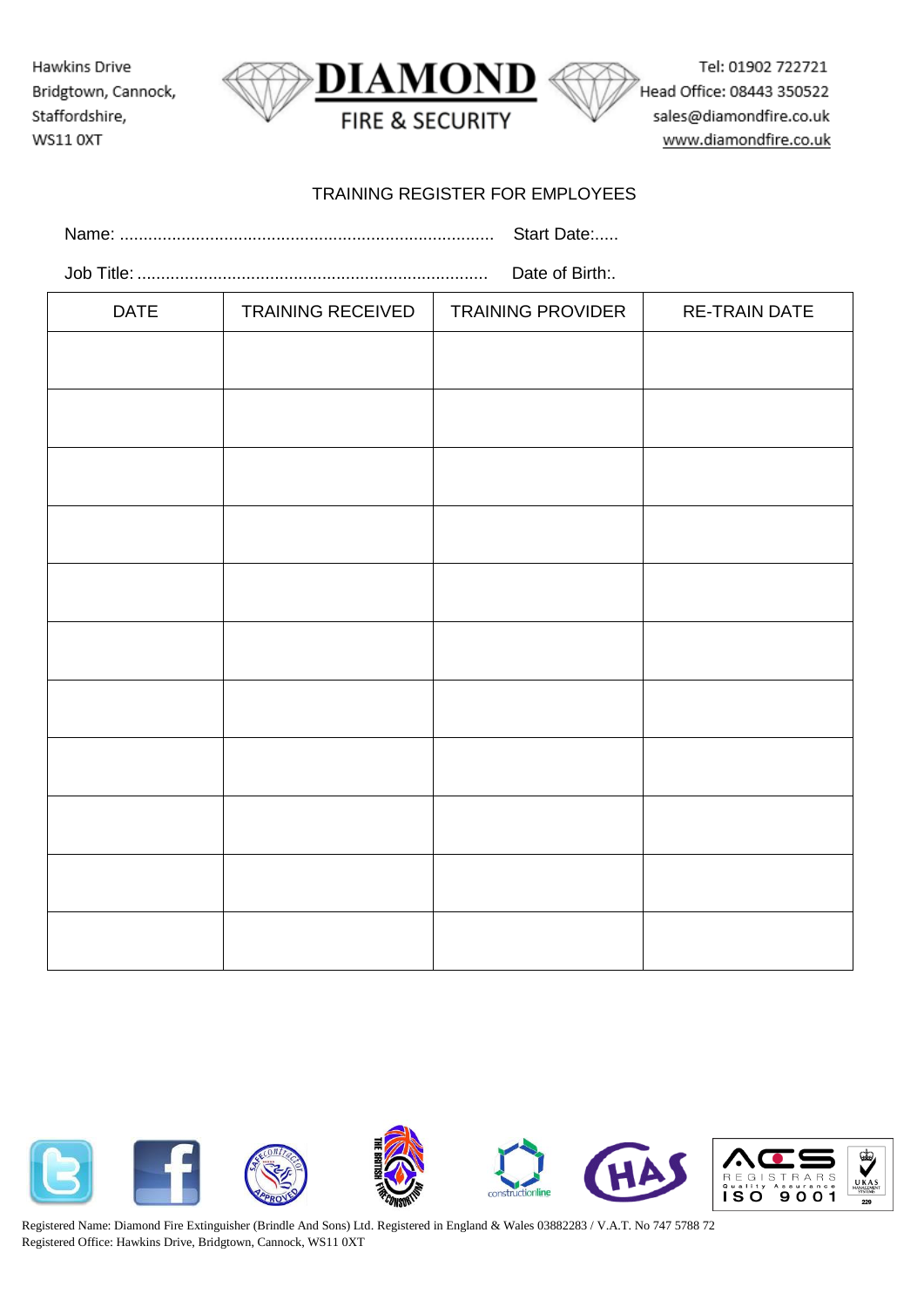Hawkins Drive
Bridgtown, Cannock,
Staffordshire,
WS11 0XT

**DIAMOND**
FIRE & SECURITY

Tel: 01902 722721
Head Office: 08443 350522
sales@diamondfire.co.uk
www.diamondfire.co.uk

## TRAINING REGISTER FOR EMPLOYEES

Name: ............................................................................... Start Date:.....

Job Title: ........................................................................ Date of Birth:.

| DATE | TRAINING RECEIVED | TRAINING PROVIDER | RE-TRAIN DATE |
|---|---|---|---|
| | | | |
| | | | |
| | | | |
| | | | |
| | | | |
| | | | |
| | | | |
| | | | |
| | | | |
| | | | |
| | | | |

Registered Name: Diamond Fire Extinguisher (Brindle And Sons) Ltd. Registered in England & Wales 03882283 / V.A.T. No 747 5788 72
Registered Office: Hawkins Drive, Bridgtown, Cannock, WS11 0XT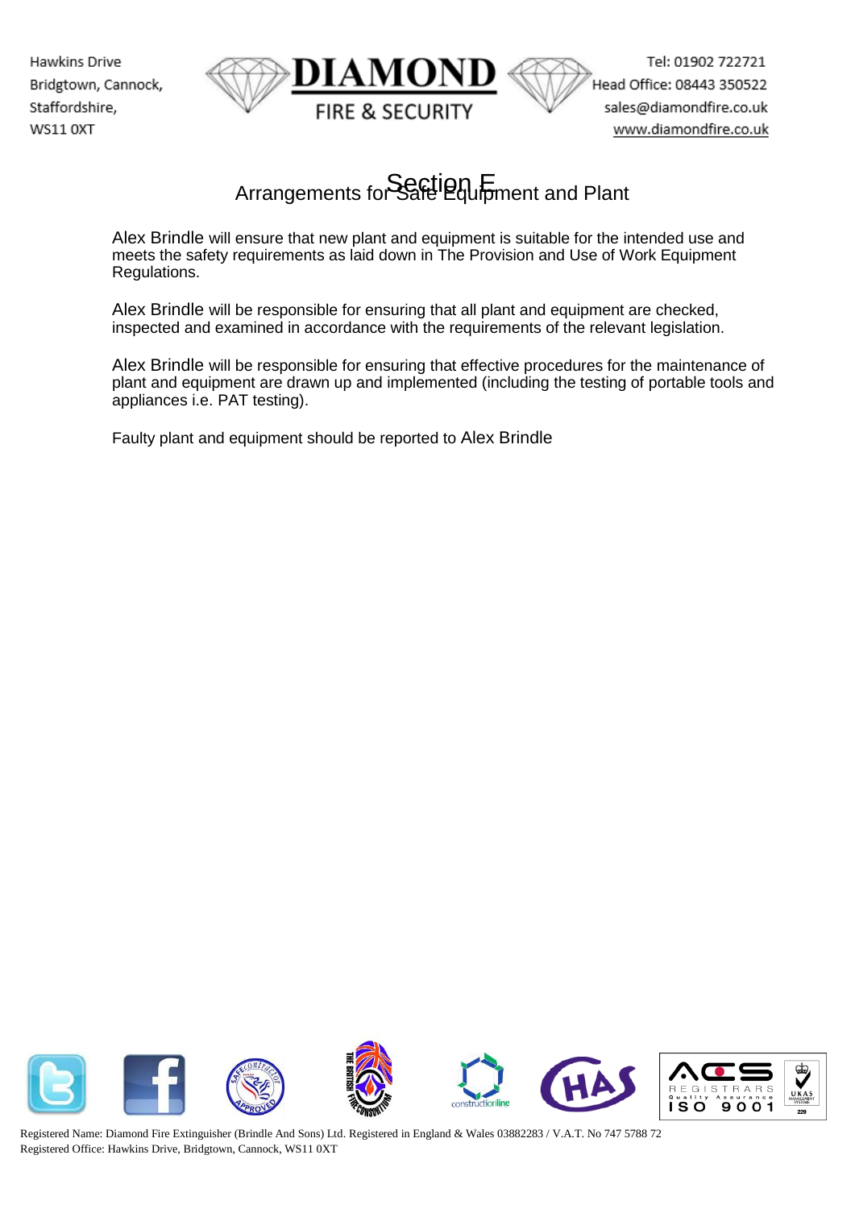# Section E

## Arrangements for Safe Equipment and Plant

Alex Brindle will ensure that new plant and equipment is suitable for the intended use and meets the safety requirements as laid down in The Provision and Use of Work Equipment Regulations.

Alex Brindle will be responsible for ensuring that all plant and equipment are checked, inspected and examined in accordance with the requirements of the relevant legislation.

Alex Brindle will be responsible for ensuring that effective procedures for the maintenance of plant and equipment are drawn up and implemented (including the testing of portable tools and appliances i.e. PAT testing).

Faulty plant and equipment should be reported to Alex Brindle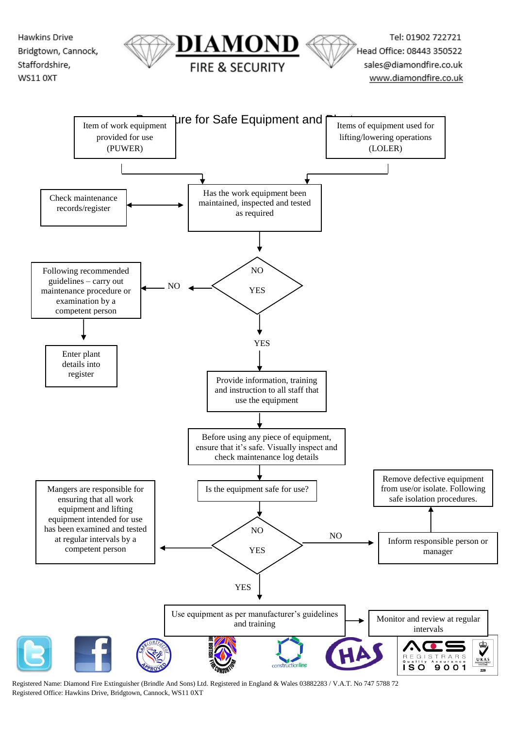Hawkins Drive
Bridgtown, Cannock,
Staffordshire,
WS11 0XT

**DIAMOND**
FIRE & SECURITY

Tel: 01902 722721
Head Office: 08443 350522
sales@diamondfire.co.uk
www.diamondfire.co.uk

## Procedure for Safe Equipment and Plant

Item of work equipment provided for use (PUWER)

Items of equipment used for lifting/lowering operations (LOLER)

Has the work equipment been maintained, inspected and tested as required

Check maintenance records/register

NO / YES

NO → Following recommended guidelines – carry out maintenance procedure or examination by a competent person → Enter plant details into register

YES → Provide information, training and instruction to all staff that use the equipment

Before using any piece of equipment, ensure that it's safe. Visually inspect and check maintenance log details

Is the equipment safe for use?

NO / YES

Mangers are responsible for ensuring that all work equipment and lifting equipment intended for use has been examined and tested at regular intervals by a competent person

NO → Inform responsible person or manager → Remove defective equipment from use/or isolate. Following safe isolation procedures.

YES → Use equipment as per manufacturer's guidelines and training → Monitor and review at regular intervals

Registered Name: Diamond Fire Extinguisher (Brindle And Sons) Ltd. Registered in England & Wales 03882283 / V.A.T. No 747 5788 72
Registered Office: Hawkins Drive, Bridgtown, Cannock, WS11 0XT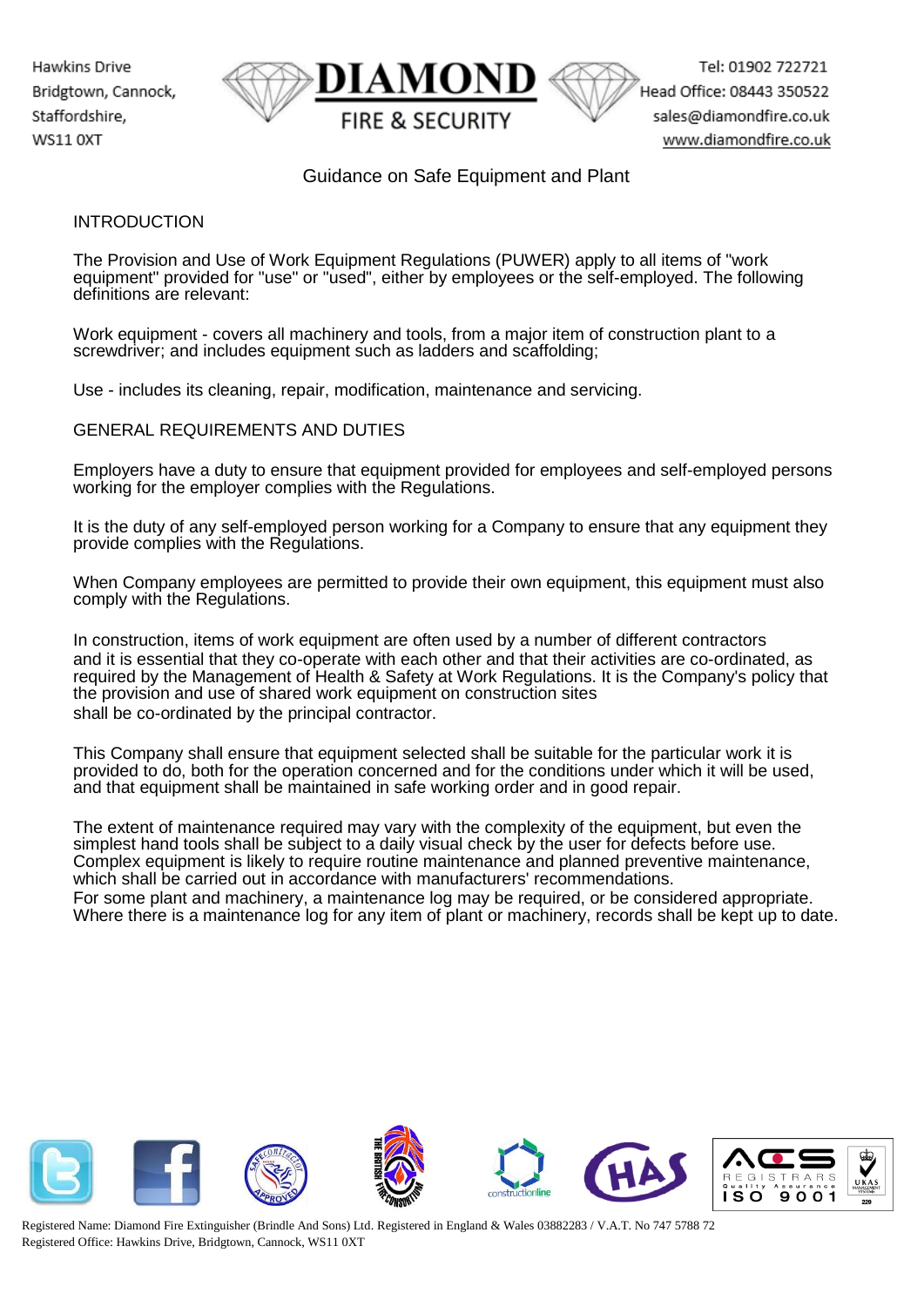# Guidance on Safe Equipment and Plant

## INTRODUCTION

The Provision and Use of Work Equipment Regulations (PUWER) apply to all items of "work equipment" provided for "use" or "used", either by employees or the self-employed. The following definitions are relevant:

Work equipment - covers all machinery and tools, from a major item of construction plant to a screwdriver; and includes equipment such as ladders and scaffolding;

Use - includes its cleaning, repair, modification, maintenance and servicing.

## GENERAL REQUIREMENTS AND DUTIES

Employers have a duty to ensure that equipment provided for employees and self-employed persons working for the employer complies with the Regulations.

It is the duty of any self-employed person working for a Company to ensure that any equipment they provide complies with the Regulations.

When Company employees are permitted to provide their own equipment, this equipment must also comply with the Regulations.

In construction, items of work equipment are often used by a number of different contractors and it is essential that they co-operate with each other and that their activities are co-ordinated, as required by the Management of Health & Safety at Work Regulations. It is the Company's policy that the provision and use of shared work equipment on construction sites shall be co-ordinated by the principal contractor.

This Company shall ensure that equipment selected shall be suitable for the particular work it is provided to do, both for the operation concerned and for the conditions under which it will be used, and that equipment shall be maintained in safe working order and in good repair.

The extent of maintenance required may vary with the complexity of the equipment, but even the simplest hand tools shall be subject to a daily visual check by the user for defects before use. Complex equipment is likely to require routine maintenance and planned preventive maintenance, which shall be carried out in accordance with manufacturers' recommendations.
For some plant and machinery, a maintenance log may be required, or be considered appropriate. Where there is a maintenance log for any item of plant or machinery, records shall be kept up to date.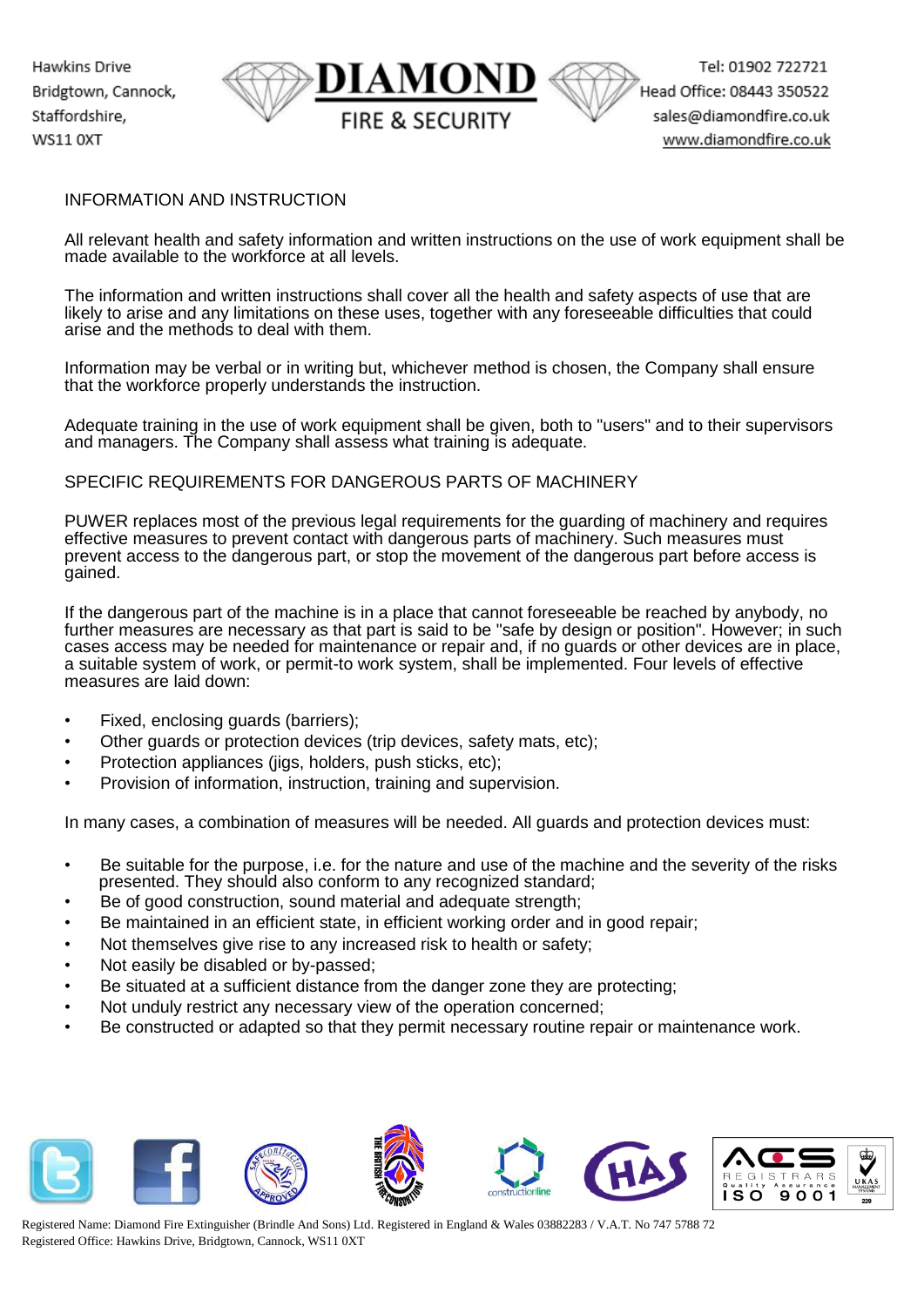## INFORMATION AND INSTRUCTION

All relevant health and safety information and written instructions on the use of work equipment shall be made available to the workforce at all levels.

The information and written instructions shall cover all the health and safety aspects of use that are likely to arise and any limitations on these uses, together with any foreseeable difficulties that could arise and the methods to deal with them.

Information may be verbal or in writing but, whichever method is chosen, the Company shall ensure that the workforce properly understands the instruction.

Adequate training in the use of work equipment shall be given, both to "users" and to their supervisors and managers. The Company shall assess what training is adequate.

## SPECIFIC REQUIREMENTS FOR DANGEROUS PARTS OF MACHINERY

PUWER replaces most of the previous legal requirements for the guarding of machinery and requires effective measures to prevent contact with dangerous parts of machinery. Such measures must prevent access to the dangerous part, or stop the movement of the dangerous part before access is gained.

If the dangerous part of the machine is in a place that cannot foreseeable be reached by anybody, no further measures are necessary as that part is said to be "safe by design or position". However; in such cases access may be needed for maintenance or repair and, if no guards or other devices are in place, a suitable system of work, or permit-to work system, shall be implemented. Four levels of effective measures are laid down:

- Fixed, enclosing guards (barriers);
- Other guards or protection devices (trip devices, safety mats, etc);
- Protection appliances (jigs, holders, push sticks, etc);
- Provision of information, instruction, training and supervision.

In many cases, a combination of measures will be needed. All guards and protection devices must:

- Be suitable for the purpose, i.e. for the nature and use of the machine and the severity of the risks presented. They should also conform to any recognized standard;
- Be of good construction, sound material and adequate strength;
- Be maintained in an efficient state, in efficient working order and in good repair;
- Not themselves give rise to any increased risk to health or safety;
- Not easily be disabled or by-passed;
- Be situated at a sufficient distance from the danger zone they are protecting;
- Not unduly restrict any necessary view of the operation concerned;
- Be constructed or adapted so that they permit necessary routine repair or maintenance work.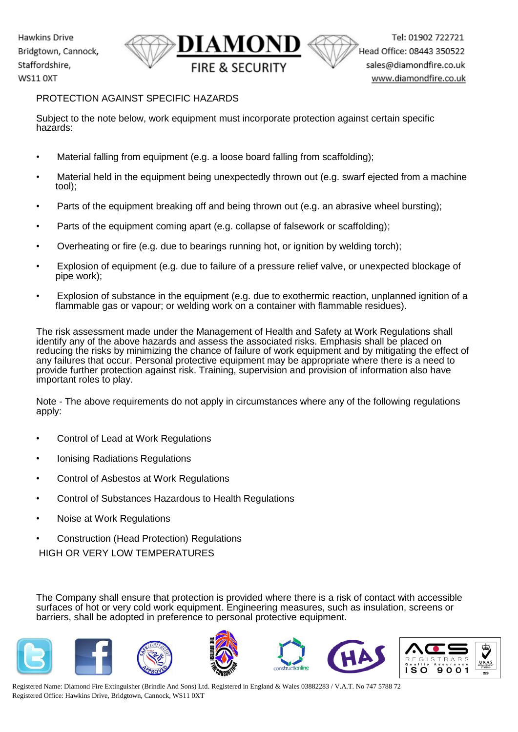## PROTECTION AGAINST SPECIFIC HAZARDS

Subject to the note below, work equipment must incorporate protection against certain specific hazards:

- Material falling from equipment (e.g. a loose board falling from scaffolding);
- Material held in the equipment being unexpectedly thrown out (e.g. swarf ejected from a machine tool);
- Parts of the equipment breaking off and being thrown out (e.g. an abrasive wheel bursting);
- Parts of the equipment coming apart (e.g. collapse of falsework or scaffolding);
- Overheating or fire (e.g. due to bearings running hot, or ignition by welding torch);
- Explosion of equipment (e.g. due to failure of a pressure relief valve, or unexpected blockage of pipe work);
- Explosion of substance in the equipment (e.g. due to exothermic reaction, unplanned ignition of a flammable gas or vapour; or welding work on a container with flammable residues).

The risk assessment made under the Management of Health and Safety at Work Regulations shall identify any of the above hazards and assess the associated risks. Emphasis shall be placed on reducing the risks by minimizing the chance of failure of work equipment and by mitigating the effect of any failures that occur. Personal protective equipment may be appropriate where there is a need to provide further protection against risk. Training, supervision and provision of information also have important roles to play.

Note - The above requirements do not apply in circumstances where any of the following regulations apply:

- Control of Lead at Work Regulations
- Ionising Radiations Regulations
- Control of Asbestos at Work Regulations
- Control of Substances Hazardous to Health Regulations
- Noise at Work Regulations
- Construction (Head Protection) Regulations

## HIGH OR VERY LOW TEMPERATURES

The Company shall ensure that protection is provided where there is a risk of contact with accessible surfaces of hot or very cold work equipment. Engineering measures, such as insulation, screens or barriers, shall be adopted in preference to personal protective equipment.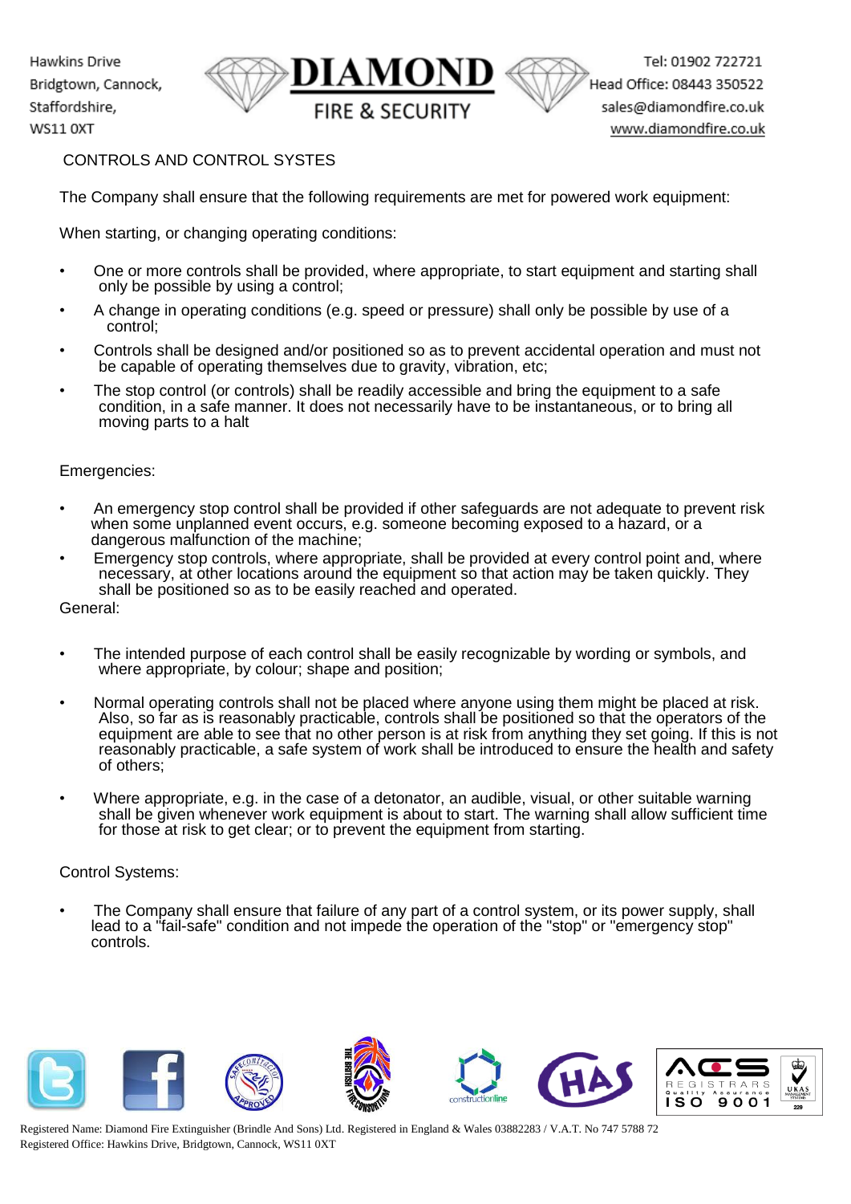## CONTROLS AND CONTROL SYSTES

The Company shall ensure that the following requirements are met for powered work equipment:

When starting, or changing operating conditions:

- One or more controls shall be provided, where appropriate, to start equipment and starting shall only be possible by using a control;
- A change in operating conditions (e.g. speed or pressure) shall only be possible by use of a control;
- Controls shall be designed and/or positioned so as to prevent accidental operation and must not be capable of operating themselves due to gravity, vibration, etc;
- The stop control (or controls) shall be readily accessible and bring the equipment to a safe condition, in a safe manner. It does not necessarily have to be instantaneous, or to bring all moving parts to a halt

Emergencies:

- An emergency stop control shall be provided if other safeguards are not adequate to prevent risk when some unplanned event occurs, e.g. someone becoming exposed to a hazard, or a dangerous malfunction of the machine;
- Emergency stop controls, where appropriate, shall be provided at every control point and, where necessary, at other locations around the equipment so that action may be taken quickly. They shall be positioned so as to be easily reached and operated.

General:

- The intended purpose of each control shall be easily recognizable by wording or symbols, and where appropriate, by colour; shape and position;
- Normal operating controls shall not be placed where anyone using them might be placed at risk. Also, so far as is reasonably practicable, controls shall be positioned so that the operators of the equipment are able to see that no other person is at risk from anything they set going. If this is not reasonably practicable, a safe system of work shall be introduced to ensure the health and safety of others;
- Where appropriate, e.g. in the case of a detonator, an audible, visual, or other suitable warning shall be given whenever work equipment is about to start. The warning shall allow sufficient time for those at risk to get clear; or to prevent the equipment from starting.

Control Systems:

- The Company shall ensure that failure of any part of a control system, or its power supply, shall lead to a "fail-safe" condition and not impede the operation of the "stop" or "emergency stop" controls.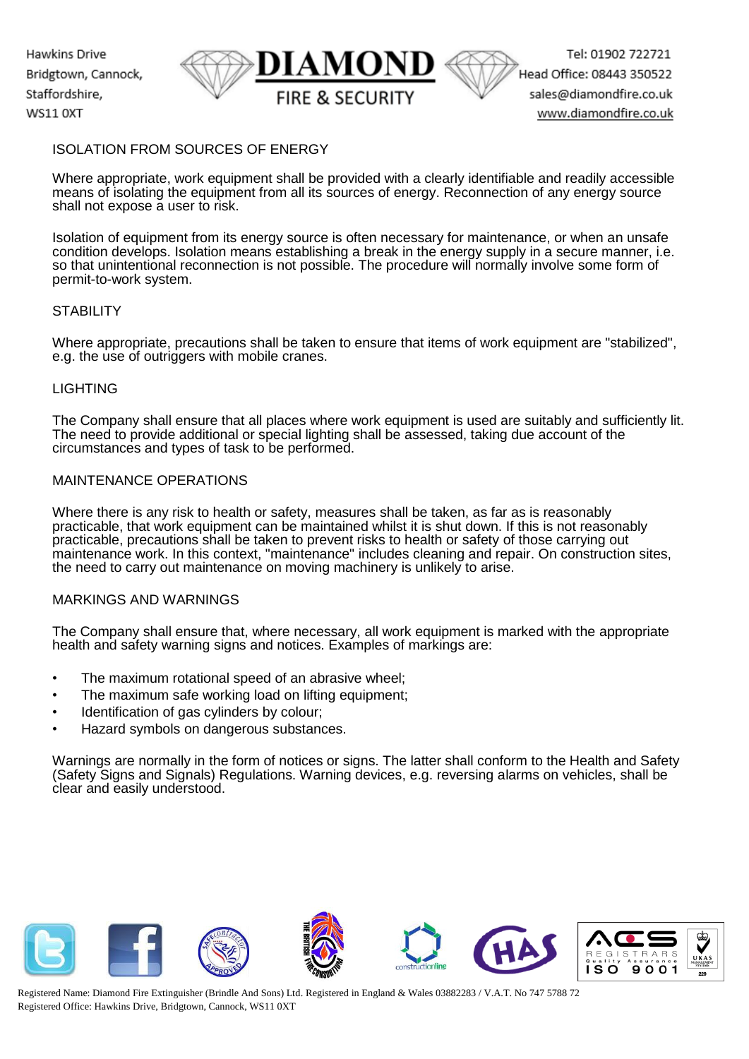## ISOLATION FROM SOURCES OF ENERGY

Where appropriate, work equipment shall be provided with a clearly identifiable and readily accessible means of isolating the equipment from all its sources of energy. Reconnection of any energy source shall not expose a user to risk.

Isolation of equipment from its energy source is often necessary for maintenance, or when an unsafe condition develops. Isolation means establishing a break in the energy supply in a secure manner, i.e. so that unintentional reconnection is not possible. The procedure will normally involve some form of permit-to-work system.

## STABILITY

Where appropriate, precautions shall be taken to ensure that items of work equipment are "stabilized", e.g. the use of outriggers with mobile cranes.

## LIGHTING

The Company shall ensure that all places where work equipment is used are suitably and sufficiently lit. The need to provide additional or special lighting shall be assessed, taking due account of the circumstances and types of task to be performed.

## MAINTENANCE OPERATIONS

Where there is any risk to health or safety, measures shall be taken, as far as is reasonably practicable, that work equipment can be maintained whilst it is shut down. If this is not reasonably practicable, precautions shall be taken to prevent risks to health or safety of those carrying out maintenance work. In this context, "maintenance" includes cleaning and repair. On construction sites, the need to carry out maintenance on moving machinery is unlikely to arise.

## MARKINGS AND WARNINGS

The Company shall ensure that, where necessary, all work equipment is marked with the appropriate health and safety warning signs and notices. Examples of markings are:

- The maximum rotational speed of an abrasive wheel;
- The maximum safe working load on lifting equipment;
- Identification of gas cylinders by colour;
- Hazard symbols on dangerous substances.

Warnings are normally in the form of notices or signs. The latter shall conform to the Health and Safety (Safety Signs and Signals) Regulations. Warning devices, e.g. reversing alarms on vehicles, shall be clear and easily understood.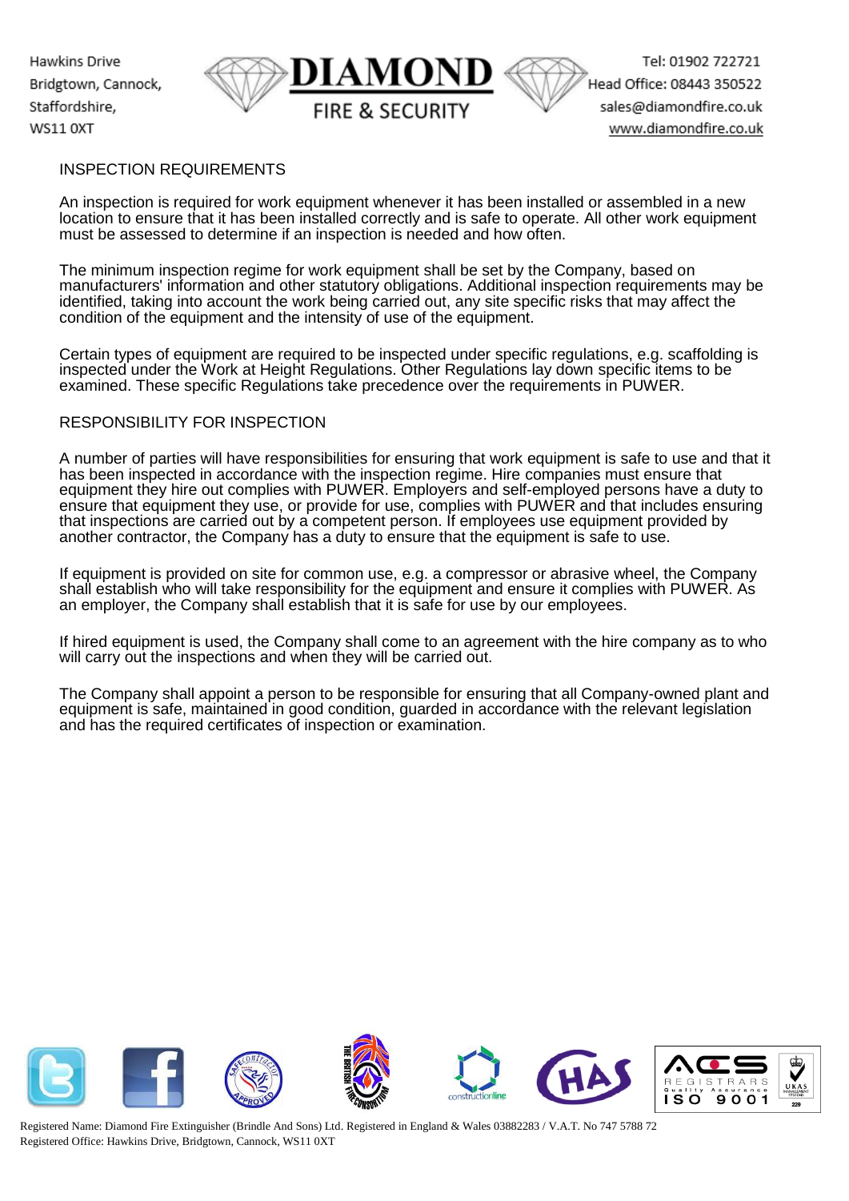## INSPECTION REQUIREMENTS

An inspection is required for work equipment whenever it has been installed or assembled in a new location to ensure that it has been installed correctly and is safe to operate. All other work equipment must be assessed to determine if an inspection is needed and how often.

The minimum inspection regime for work equipment shall be set by the Company, based on manufacturers' information and other statutory obligations. Additional inspection requirements may be identified, taking into account the work being carried out, any site specific risks that may affect the condition of the equipment and the intensity of use of the equipment.

Certain types of equipment are required to be inspected under specific regulations, e.g. scaffolding is inspected under the Work at Height Regulations. Other Regulations lay down specific items to be examined. These specific Regulations take precedence over the requirements in PUWER.

## RESPONSIBILITY FOR INSPECTION

A number of parties will have responsibilities for ensuring that work equipment is safe to use and that it has been inspected in accordance with the inspection regime. Hire companies must ensure that equipment they hire out complies with PUWER. Employers and self-employed persons have a duty to ensure that equipment they use, or provide for use, complies with PUWER and that includes ensuring that inspections are carried out by a competent person. If employees use equipment provided by another contractor, the Company has a duty to ensure that the equipment is safe to use.

If equipment is provided on site for common use, e.g. a compressor or abrasive wheel, the Company shall establish who will take responsibility for the equipment and ensure it complies with PUWER. As an employer, the Company shall establish that it is safe for use by our employees.

If hired equipment is used, the Company shall come to an agreement with the hire company as to who will carry out the inspections and when they will be carried out.

The Company shall appoint a person to be responsible for ensuring that all Company-owned plant and equipment is safe, maintained in good condition, guarded in accordance with the relevant legislation and has the required certificates of inspection or examination.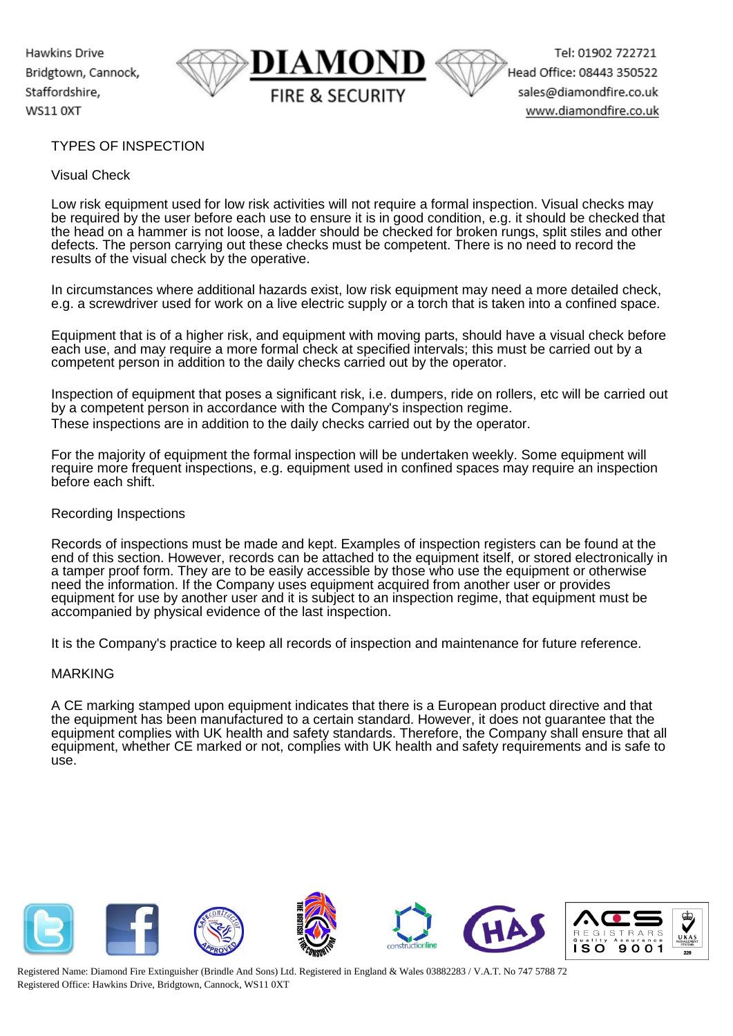## TYPES OF INSPECTION

### Visual Check

Low risk equipment used for low risk activities will not require a formal inspection. Visual checks may be required by the user before each use to ensure it is in good condition, e.g. it should be checked that the head on a hammer is not loose, a ladder should be checked for broken rungs, split stiles and other defects. The person carrying out these checks must be competent. There is no need to record the results of the visual check by the operative.

In circumstances where additional hazards exist, low risk equipment may need a more detailed check, e.g. a screwdriver used for work on a live electric supply or a torch that is taken into a confined space.

Equipment that is of a higher risk, and equipment with moving parts, should have a visual check before each use, and may require a more formal check at specified intervals; this must be carried out by a competent person in addition to the daily checks carried out by the operator.

Inspection of equipment that poses a significant risk, i.e. dumpers, ride on rollers, etc will be carried out by a competent person in accordance with the Company's inspection regime.
These inspections are in addition to the daily checks carried out by the operator.

For the majority of equipment the formal inspection will be undertaken weekly. Some equipment will require more frequent inspections, e.g. equipment used in confined spaces may require an inspection before each shift.

### Recording Inspections

Records of inspections must be made and kept. Examples of inspection registers can be found at the end of this section. However, records can be attached to the equipment itself, or stored electronically in a tamper proof form. They are to be easily accessible by those who use the equipment or otherwise need the information. If the Company uses equipment acquired from another user or provides equipment for use by another user and it is subject to an inspection regime, that equipment must be accompanied by physical evidence of the last inspection.

It is the Company's practice to keep all records of inspection and maintenance for future reference.

## MARKING

A CE marking stamped upon equipment indicates that there is a European product directive and that the equipment has been manufactured to a certain standard. However, it does not guarantee that the equipment complies with UK health and safety standards. Therefore, the Company shall ensure that all equipment, whether CE marked or not, complies with UK health and safety requirements and is safe to use.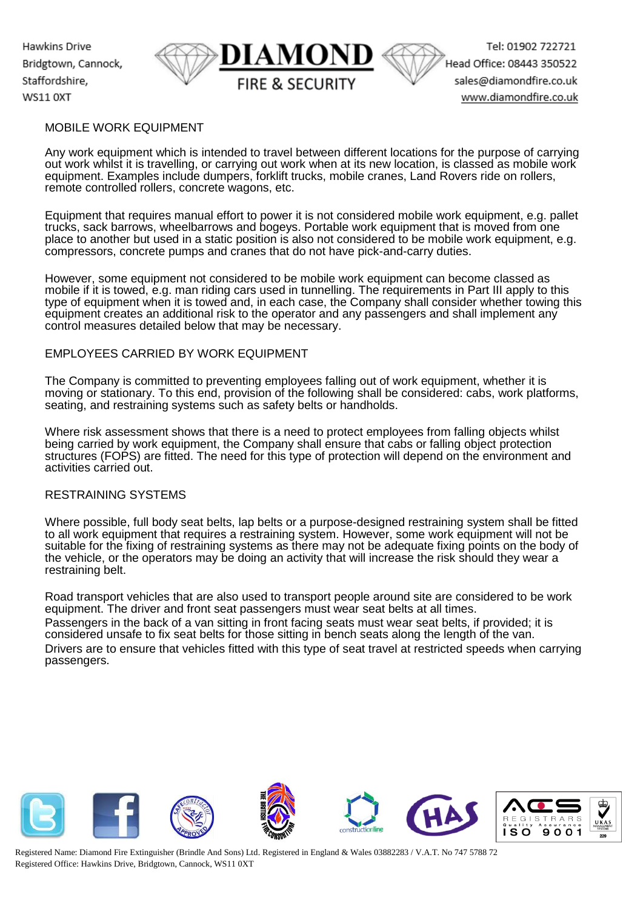## MOBILE WORK EQUIPMENT

Any work equipment which is intended to travel between different locations for the purpose of carrying out work whilst it is travelling, or carrying out work when at its new location, is classed as mobile work equipment. Examples include dumpers, forklift trucks, mobile cranes, Land Rovers ride on rollers, remote controlled rollers, concrete wagons, etc.

Equipment that requires manual effort to power it is not considered mobile work equipment, e.g. pallet trucks, sack barrows, wheelbarrows and bogeys. Portable work equipment that is moved from one place to another but used in a static position is also not considered to be mobile work equipment, e.g. compressors, concrete pumps and cranes that do not have pick-and-carry duties.

However, some equipment not considered to be mobile work equipment can become classed as mobile if it is towed, e.g. man riding cars used in tunnelling. The requirements in Part III apply to this type of equipment when it is towed and, in each case, the Company shall consider whether towing this equipment creates an additional risk to the operator and any passengers and shall implement any control measures detailed below that may be necessary.

## EMPLOYEES CARRIED BY WORK EQUIPMENT

The Company is committed to preventing employees falling out of work equipment, whether it is moving or stationary. To this end, provision of the following shall be considered: cabs, work platforms, seating, and restraining systems such as safety belts or handholds.

Where risk assessment shows that there is a need to protect employees from falling objects whilst being carried by work equipment, the Company shall ensure that cabs or falling object protection structures (FOPS) are fitted. The need for this type of protection will depend on the environment and activities carried out.

## RESTRAINING SYSTEMS

Where possible, full body seat belts, lap belts or a purpose-designed restraining system shall be fitted to all work equipment that requires a restraining system. However, some work equipment will not be suitable for the fixing of restraining systems as there may not be adequate fixing points on the body of the vehicle, or the operators may be doing an activity that will increase the risk should they wear a restraining belt.

Road transport vehicles that are also used to transport people around site are considered to be work equipment. The driver and front seat passengers must wear seat belts at all times.
Passengers in the back of a van sitting in front facing seats must wear seat belts, if provided; it is considered unsafe to fix seat belts for those sitting in bench seats along the length of the van.
Drivers are to ensure that vehicles fitted with this type of seat travel at restricted speeds when carrying passengers.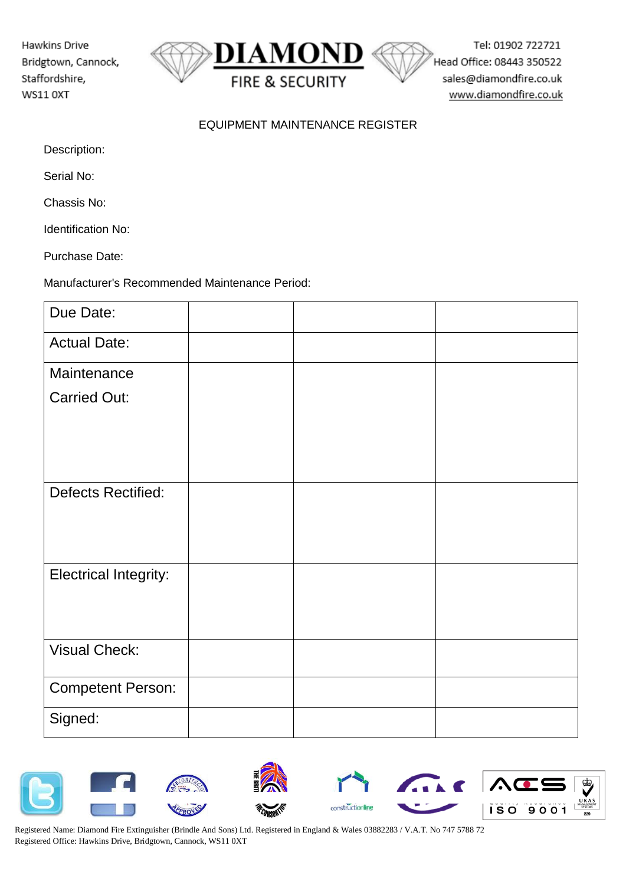Hawkins Drive
Bridgtown, Cannock,
Staffordshire,
WS11 0XT

**DIAMOND**
FIRE & SECURITY

Tel: 01902 722721
Head Office: 08443 350522
sales@diamondfire.co.uk
www.diamondfire.co.uk

## EQUIPMENT MAINTENANCE REGISTER

Description:

Serial No:

Chassis No:

Identification No:

Purchase Date:

Manufacturer's Recommended Maintenance Period:

| Due Date: | | | |
|---|---|---|---|
| Actual Date: | | | |
| Maintenance Carried Out: | | | |
| Defects Rectified: | | | |
| Electrical Integrity: | | | |
| Visual Check: | | | |
| Competent Person: | | | |
| Signed: | | | |

Registered Name: Diamond Fire Extinguisher (Brindle And Sons) Ltd. Registered in England & Wales 03882283 / V.A.T. No 747 5788 72
Registered Office: Hawkins Drive, Bridgtown, Cannock, WS11 0XT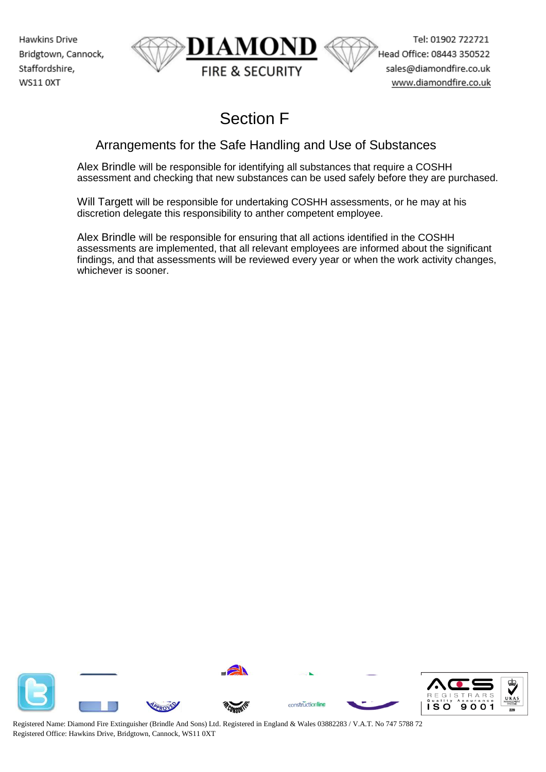# Section F

## Arrangements for the Safe Handling and Use of Substances

Alex Brindle will be responsible for identifying all substances that require a COSHH assessment and checking that new substances can be used safely before they are purchased.

Will Targett will be responsible for undertaking COSHH assessments, or he may at his discretion delegate this responsibility to anther competent employee.

Alex Brindle will be responsible for ensuring that all actions identified in the COSHH assessments are implemented, that all relevant employees are informed about the significant findings, and that assessments will be reviewed every year or when the work activity changes, whichever is sooner.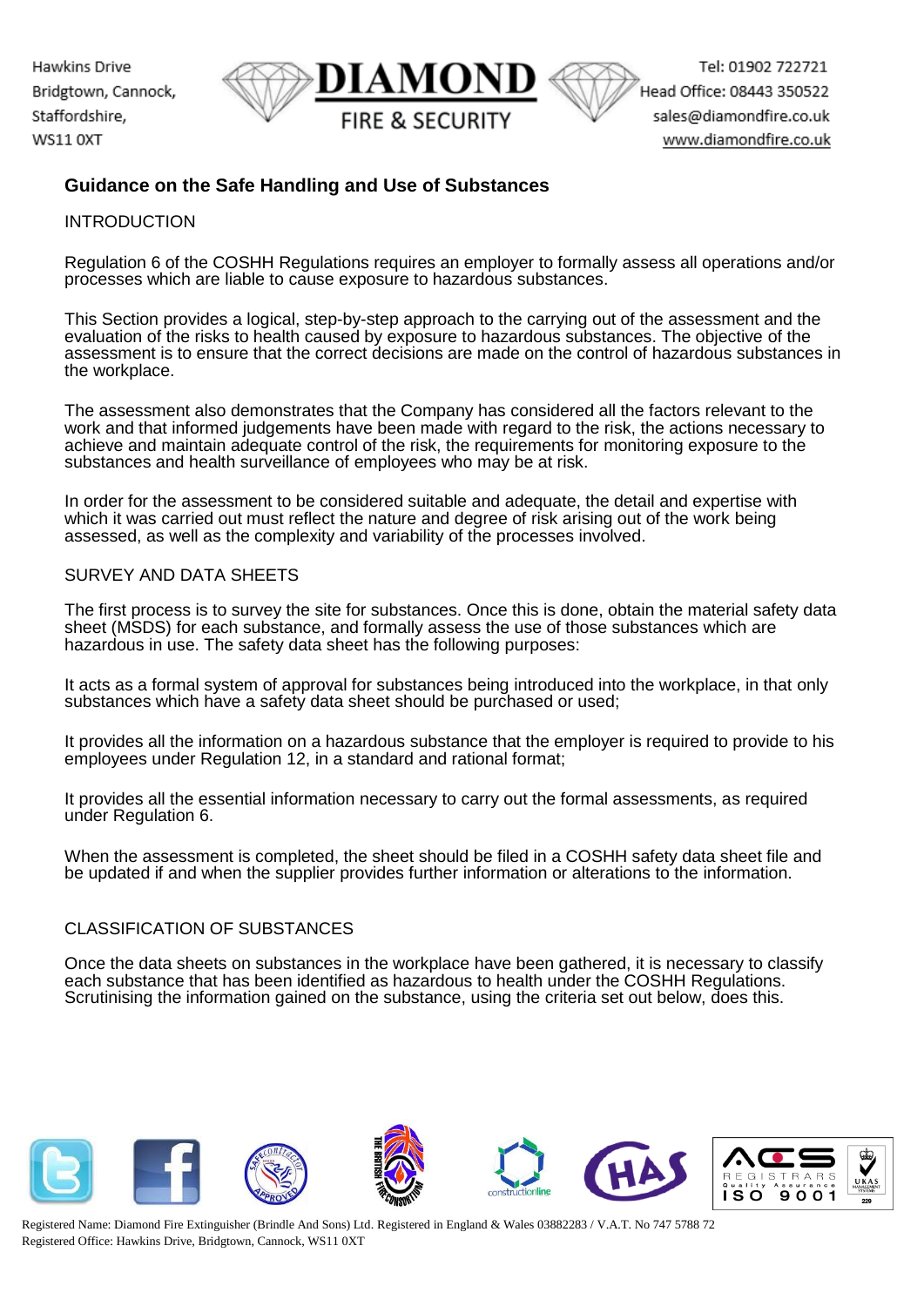## Guidance on the Safe Handling and Use of Substances

### INTRODUCTION

Regulation 6 of the COSHH Regulations requires an employer to formally assess all operations and/or processes which are liable to cause exposure to hazardous substances.

This Section provides a logical, step-by-step approach to the carrying out of the assessment and the evaluation of the risks to health caused by exposure to hazardous substances. The objective of the assessment is to ensure that the correct decisions are made on the control of hazardous substances in the workplace.

The assessment also demonstrates that the Company has considered all the factors relevant to the work and that informed judgements have been made with regard to the risk, the actions necessary to achieve and maintain adequate control of the risk, the requirements for monitoring exposure to the substances and health surveillance of employees who may be at risk.

In order for the assessment to be considered suitable and adequate, the detail and expertise with which it was carried out must reflect the nature and degree of risk arising out of the work being assessed, as well as the complexity and variability of the processes involved.

### SURVEY AND DATA SHEETS

The first process is to survey the site for substances. Once this is done, obtain the material safety data sheet (MSDS) for each substance, and formally assess the use of those substances which are hazardous in use. The safety data sheet has the following purposes:

It acts as a formal system of approval for substances being introduced into the workplace, in that only substances which have a safety data sheet should be purchased or used;

It provides all the information on a hazardous substance that the employer is required to provide to his employees under Regulation 12, in a standard and rational format;

It provides all the essential information necessary to carry out the formal assessments, as required under Regulation 6.

When the assessment is completed, the sheet should be filed in a COSHH safety data sheet file and be updated if and when the supplier provides further information or alterations to the information.

### CLASSIFICATION OF SUBSTANCES

Once the data sheets on substances in the workplace have been gathered, it is necessary to classify each substance that has been identified as hazardous to health under the COSHH Regulations. Scrutinising the information gained on the substance, using the criteria set out below, does this.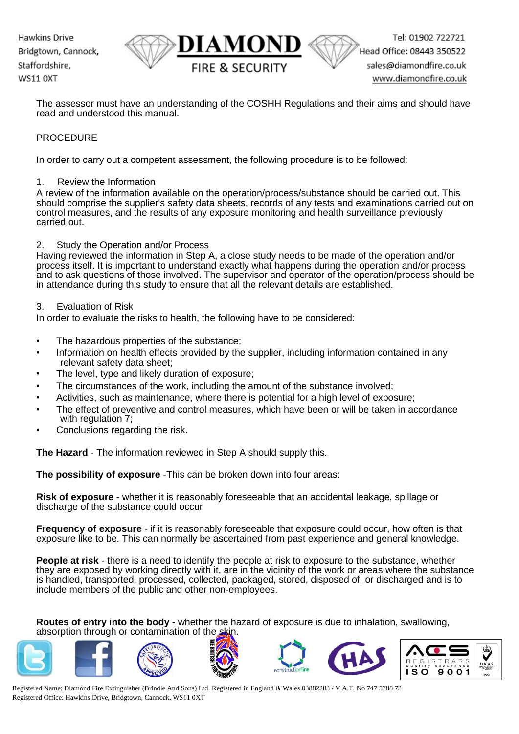The assessor must have an understanding of the COSHH Regulations and their aims and should have read and understood this manual.

PROCEDURE

In order to carry out a competent assessment, the following procedure is to be followed:

1. Review the Information

A review of the information available on the operation/process/substance should be carried out. This should comprise the supplier's safety data sheets, records of any tests and examinations carried out on control measures, and the results of any exposure monitoring and health surveillance previously carried out.

2. Study the Operation and/or Process

Having reviewed the information in Step A, a close study needs to be made of the operation and/or process itself. It is important to understand exactly what happens during the operation and/or process and to ask questions of those involved. The supervisor and operator of the operation/process should be in attendance during this study to ensure that all the relevant details are established.

3. Evaluation of Risk

In order to evaluate the risks to health, the following have to be considered:

- The hazardous properties of the substance;
- Information on health effects provided by the supplier, including information contained in any relevant safety data sheet;
- The level, type and likely duration of exposure;
- The circumstances of the work, including the amount of the substance involved;
- Activities, such as maintenance, where there is potential for a high level of exposure;
- The effect of preventive and control measures, which have been or will be taken in accordance with regulation 7;
- Conclusions regarding the risk.

**The Hazard** - The information reviewed in Step A should supply this.

**The possibility of exposure** -This can be broken down into four areas:

**Risk of exposure** - whether it is reasonably foreseeable that an accidental leakage, spillage or discharge of the substance could occur

**Frequency of exposure** - if it is reasonably foreseeable that exposure could occur, how often is that exposure like to be. This can normally be ascertained from past experience and general knowledge.

**People at risk** - there is a need to identify the people at risk to exposure to the substance, whether they are exposed by working directly with it, are in the vicinity of the work or areas where the substance is handled, transported, processed, collected, packaged, stored, disposed of, or discharged and is to include members of the public and other non-employees.

**Routes of entry into the body** - whether the hazard of exposure is due to inhalation, swallowing, absorption through or contamination of the skin.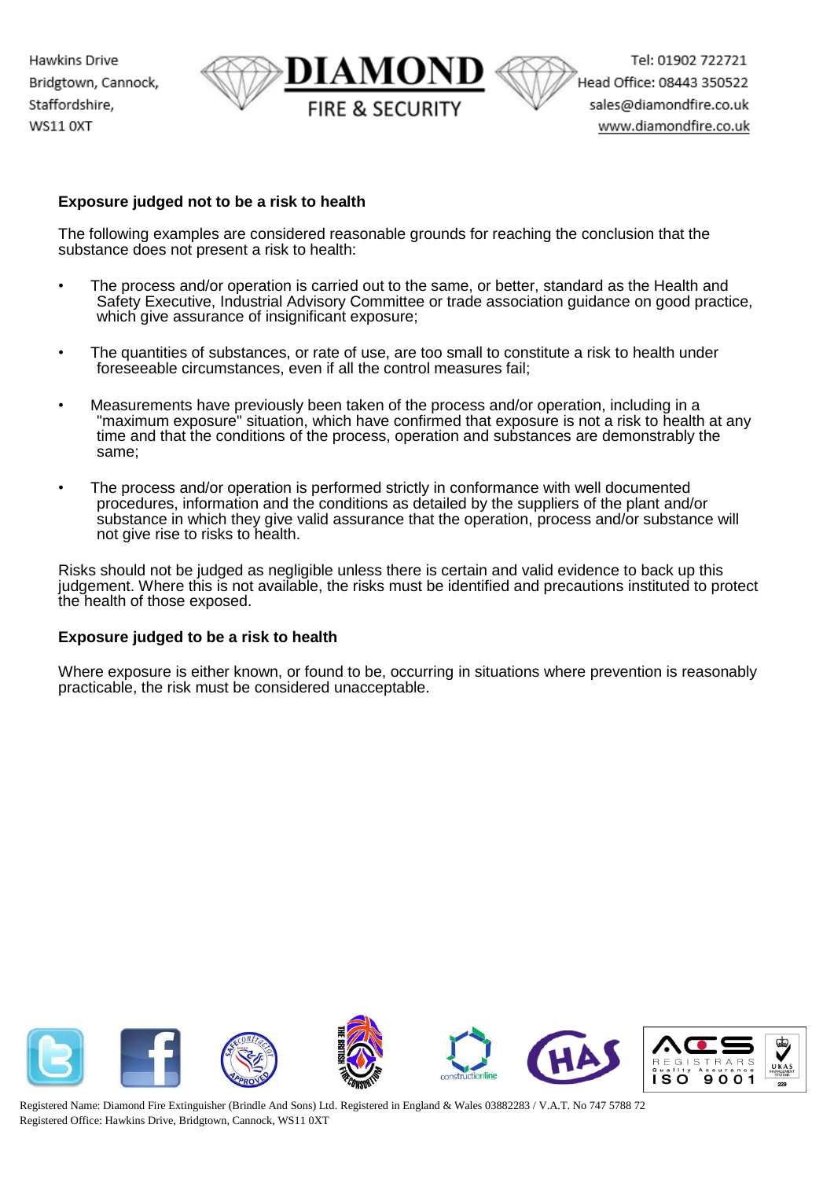**Exposure judged not to be a risk to health**

The following examples are considered reasonable grounds for reaching the conclusion that the substance does not present a risk to health:

- The process and/or operation is carried out to the same, or better, standard as the Health and Safety Executive, Industrial Advisory Committee or trade association guidance on good practice, which give assurance of insignificant exposure;
- The quantities of substances, or rate of use, are too small to constitute a risk to health under foreseeable circumstances, even if all the control measures fail;
- Measurements have previously been taken of the process and/or operation, including in a "maximum exposure" situation, which have confirmed that exposure is not a risk to health at any time and that the conditions of the process, operation and substances are demonstrably the same;
- The process and/or operation is performed strictly in conformance with well documented procedures, information and the conditions as detailed by the suppliers of the plant and/or substance in which they give valid assurance that the operation, process and/or substance will not give rise to risks to health.

Risks should not be judged as negligible unless there is certain and valid evidence to back up this judgement. Where this is not available, the risks must be identified and precautions instituted to protect the health of those exposed.

**Exposure judged to be a risk to health**

Where exposure is either known, or found to be, occurring in situations where prevention is reasonably practicable, the risk must be considered unacceptable.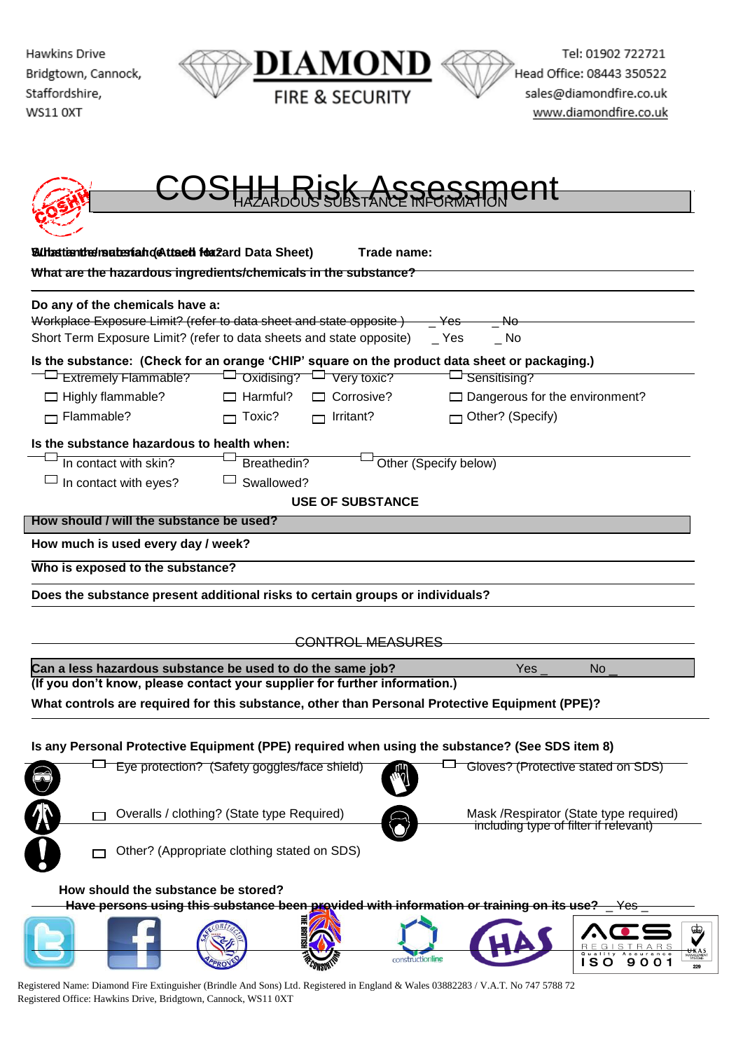Hawkins Drive
Bridgtown, Cannock,
Staffordshire,
WS11 0XT

# DIAMOND
FIRE & SECURITY

Tel: 01902 722721
Head Office: 08443 350522
sales@diamondfire.co.uk
www.diamondfire.co.uk

# COSHH Risk Assessment

## HAZARDOUS SUBSTANCE INFORMATION

**What is the substance? (Attach Hazard Data Sheet)** **Trade name:**

**What are the hazardous ingredients/chemicals in the substance?**

**Do any of the chemicals have a:**

Workplace Exposure Limit? (refer to data sheet and state opposite ) _ Yes _ No

Short Term Exposure Limit? (refer to data sheets and state opposite) _ Yes _ No

**Is the substance: (Check for an orange 'CHIP' square on the product data sheet or packaging.)**

- ☐ Extremely Flammable? ☐ Oxidising? ☐ Very toxic? ☐ Sensitising?
- ☐ Highly flammable? ☐ Harmful? ☐ Corrosive? ☐ Dangerous for the environment?
- ☐ Flammable? ☐ Toxic? ☐ Irritant? ☐ Other? (Specify)

**Is the substance hazardous to health when:**

- ☐ In contact with skin? ☐ Breathed in? ☐ Other (Specify below)
- ☐ In contact with eyes? ☐ Swallowed?

## USE OF SUBSTANCE

**How should / will the substance be used?**

**How much is used every day / week?**

**Who is exposed to the substance?**

**Does the substance present additional risks to certain groups or individuals?**

## CONTROL MEASURES

**Can a less hazardous substance be used to do the same job?** Yes _ No _

**(If you don't know, please contact your supplier for further information.)**

**What controls are required for this substance, other than Personal Protective Equipment (PPE)?**

**Is any Personal Protective Equipment (PPE) required when using the substance? (See SDS item 8)**

- ☐ Eye protection? (Safety goggles/face shield)
- ☐ Gloves? (Protective stated on SDS)
- ☐ Overalls / clothing? (State type Required)
- Mask /Respirator (State type required) including type of filter if relevant)
- ☐ Other? (Appropriate clothing stated on SDS)

**How should the substance be stored?**

**Have persons using this substance been provided with information or training on its use?** _ Yes _

Registered Name: Diamond Fire Extinguisher (Brindle And Sons) Ltd. Registered in England & Wales 03882283 / V.A.T. No 747 5788 72
Registered Office: Hawkins Drive, Bridgtown, Cannock, WS11 0XT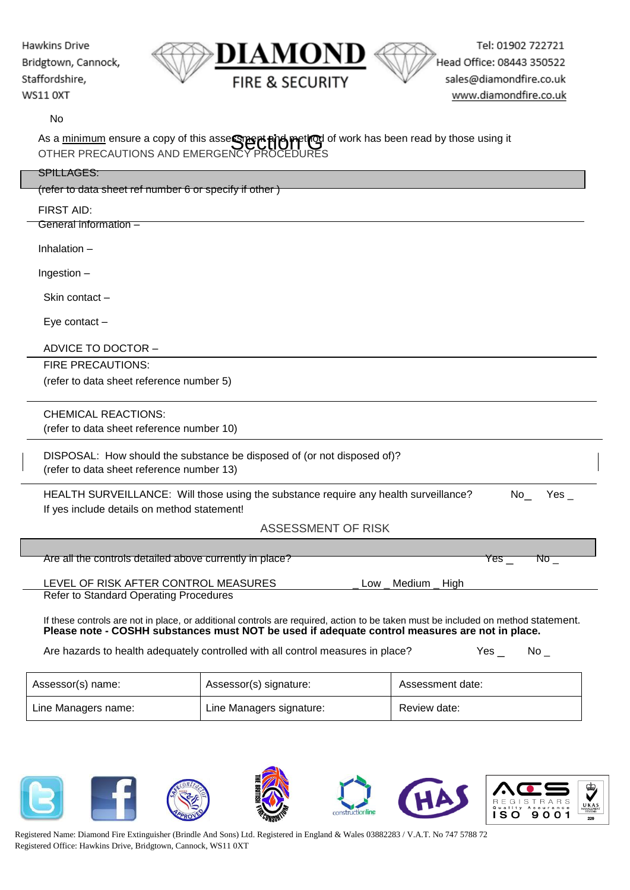No

As a minimum ensure a copy of this assessment and method of work has been read by those using it

## Section G

OTHER PRECAUTIONS AND EMERGENCY PROCEDURES

SPILLAGES:

(refer to data sheet ref number 6 or specify if other )

FIRST AID:

General information –

Inhalation –

Ingestion –

Skin contact –

Eye contact –

ADVICE TO DOCTOR –

FIRE PRECAUTIONS:

(refer to data sheet reference number 5)

CHEMICAL REACTIONS:

(refer to data sheet reference number 10)

DISPOSAL: How should the substance be disposed of (or not disposed of)?

(refer to data sheet reference number 13)

HEALTH SURVEILLANCE: Will those using the substance require any health surveillance? No_ Yes _

If yes include details on method statement!

ASSESSMENT OF RISK

Are all the controls detailed above currently in place? Yes _ No _

LEVEL OF RISK AFTER CONTROL MEASURES _ Low _ Medium _ High

Refer to Standard Operating Procedures

If these controls are not in place, or additional controls are required, action to be taken must be included on method statement.

**Please note - COSHH substances must NOT be used if adequate control measures are not in place.**

Are hazards to health adequately controlled with all control measures in place? Yes _ No _

| Assessor(s) name: | Assessor(s) signature: | Assessment date: |
|---|---|---|
| Line Managers name: | Line Managers signature: | Review date: |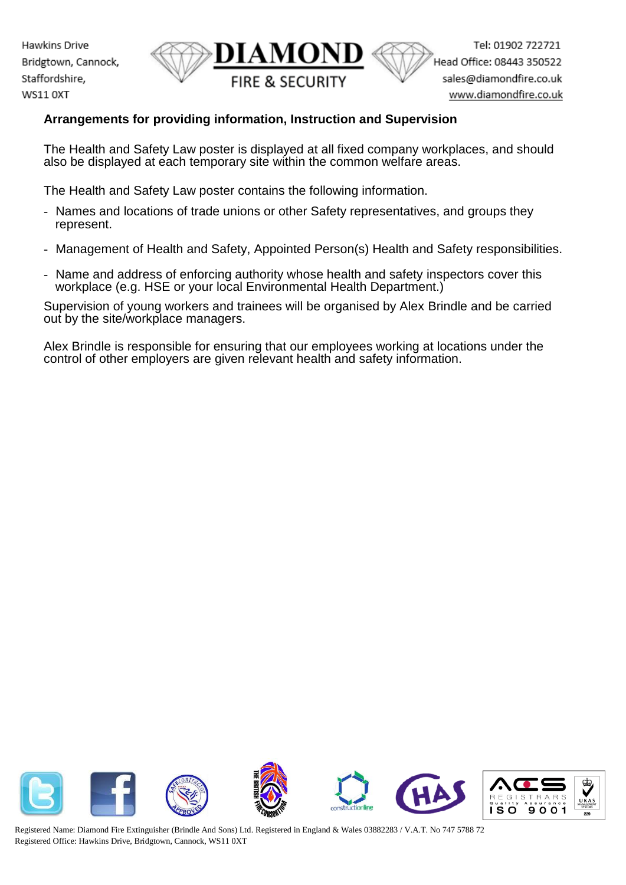## Arrangements for providing information, Instruction and Supervision

The Health and Safety Law poster is displayed at all fixed company workplaces, and should also be displayed at each temporary site within the common welfare areas.

The Health and Safety Law poster contains the following information.

- Names and locations of trade unions or other Safety representatives, and groups they represent.
- Management of Health and Safety, Appointed Person(s) Health and Safety responsibilities.
- Name and address of enforcing authority whose health and safety inspectors cover this workplace (e.g. HSE or your local Environmental Health Department.)

Supervision of young workers and trainees will be organised by Alex Brindle and be carried out by the site/workplace managers.

Alex Brindle is responsible for ensuring that our employees working at locations under the control of other employers are given relevant health and safety information.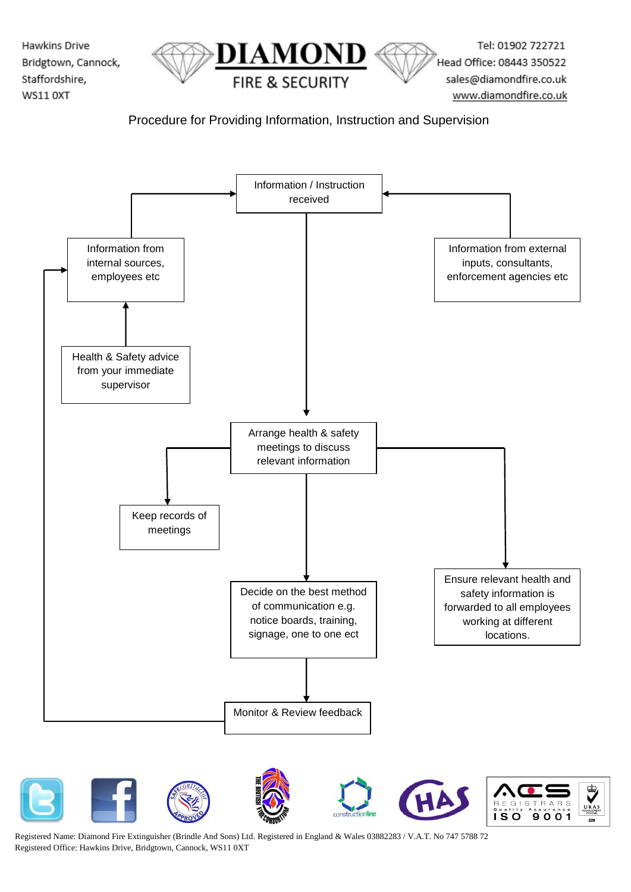Hawkins Drive
Bridgtown, Cannock,
Staffordshire,
WS11 0XT

**DIAMOND**
FIRE & SECURITY

Tel: 01902 722721
Head Office: 08443 350522
sales@diamondfire.co.uk
www.diamondfire.co.uk

## Procedure for Providing Information, Instruction and Supervision

- Information / Instruction received
- Information from internal sources, employees etc
- Information from external inputs, consultants, enforcement agencies etc
- Health & Safety advice from your immediate supervisor
- Arrange health & safety meetings to discuss relevant information
- Keep records of meetings
- Ensure relevant health and safety information is forwarded to all employees working at different locations.
- Decide on the best method of communication e.g. notice boards, training, signage, one to one ect
- Monitor & Review feedback

Registered Name: Diamond Fire Extinguisher (Brindle And Sons) Ltd. Registered in England & Wales 03882283 / V.A.T. No 747 5788 72
Registered Office: Hawkins Drive, Bridgtown, Cannock, WS11 0XT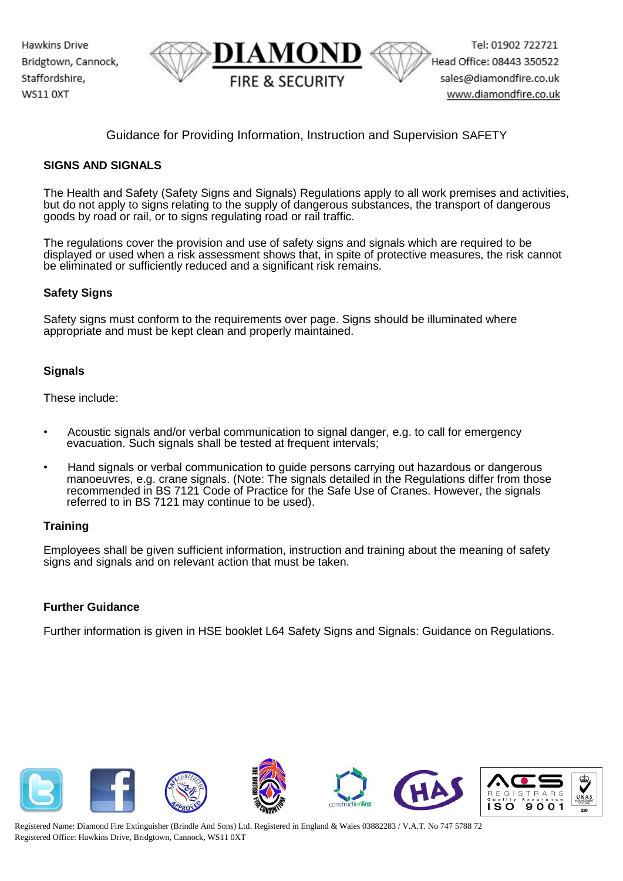Guidance for Providing Information, Instruction and Supervision SAFETY

## SIGNS AND SIGNALS

The Health and Safety (Safety Signs and Signals) Regulations apply to all work premises and activities, but do not apply to signs relating to the supply of dangerous substances, the transport of dangerous goods by road or rail, or to signs regulating road or rail traffic.

The regulations cover the provision and use of safety signs and signals which are required to be displayed or used when a risk assessment shows that, in spite of protective measures, the risk cannot be eliminated or sufficiently reduced and a significant risk remains.

### Safety Signs

Safety signs must conform to the requirements over page. Signs should be illuminated where appropriate and must be kept clean and properly maintained.

### Signals

These include:

- Acoustic signals and/or verbal communication to signal danger, e.g. to call for emergency evacuation. Such signals shall be tested at frequent intervals;
- Hand signals or verbal communication to guide persons carrying out hazardous or dangerous manoeuvres, e.g. crane signals. (Note: The signals detailed in the Regulations differ from those recommended in BS 7121 Code of Practice for the Safe Use of Cranes. However, the signals referred to in BS 7121 may continue to be used).

### Training

Employees shall be given sufficient information, instruction and training about the meaning of safety signs and signals and on relevant action that must be taken.

### Further Guidance

Further information is given in HSE booklet L64 Safety Signs and Signals: Guidance on Regulations.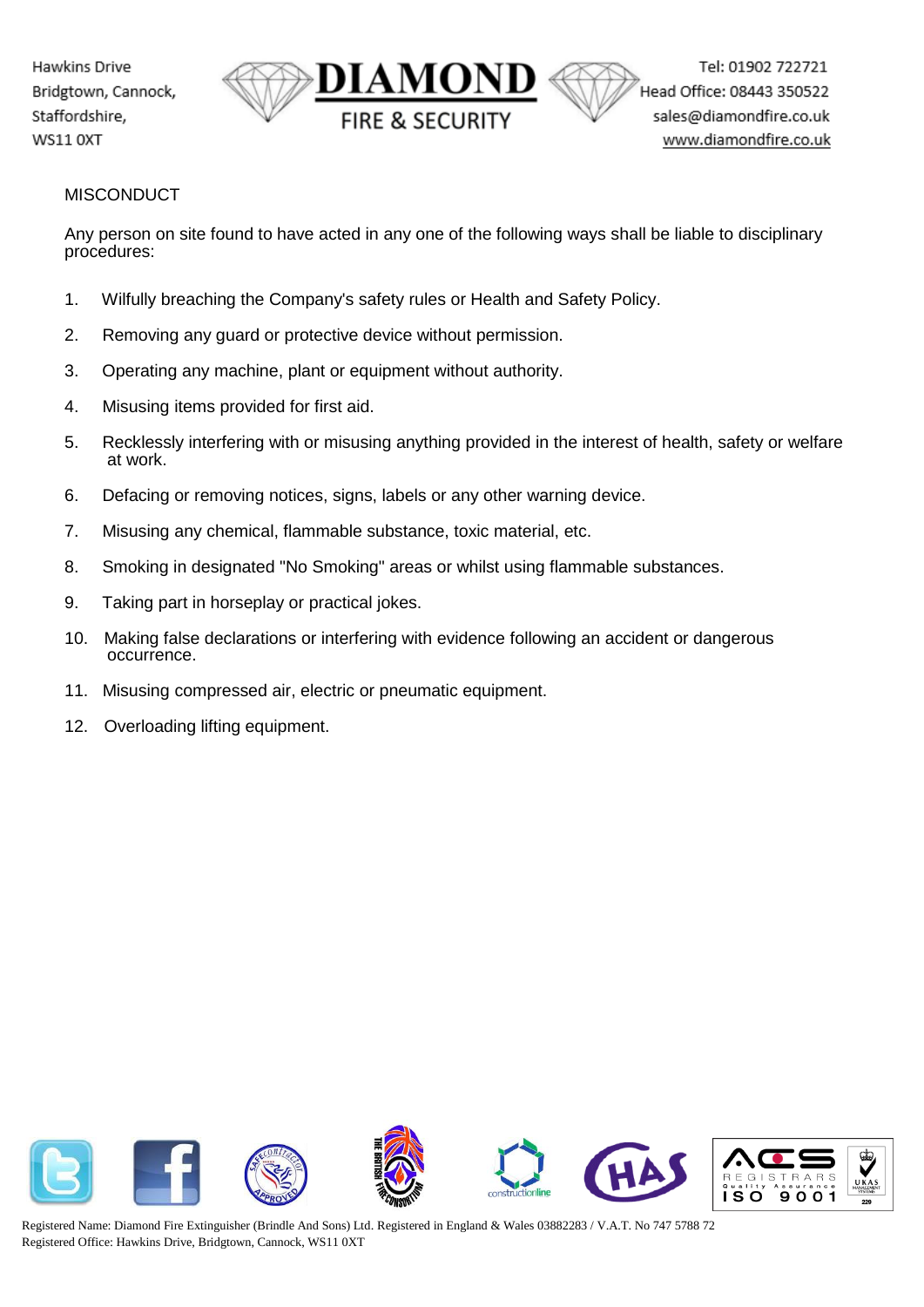## MISCONDUCT

Any person on site found to have acted in any one of the following ways shall be liable to disciplinary procedures:

1. Wilfully breaching the Company's safety rules or Health and Safety Policy.
2. Removing any guard or protective device without permission.
3. Operating any machine, plant or equipment without authority.
4. Misusing items provided for first aid.
5. Recklessly interfering with or misusing anything provided in the interest of health, safety or welfare at work.
6. Defacing or removing notices, signs, labels or any other warning device.
7. Misusing any chemical, flammable substance, toxic material, etc.
8. Smoking in designated "No Smoking" areas or whilst using flammable substances.
9. Taking part in horseplay or practical jokes.
10. Making false declarations or interfering with evidence following an accident or dangerous occurrence.
11. Misusing compressed air, electric or pneumatic equipment.
12. Overloading lifting equipment.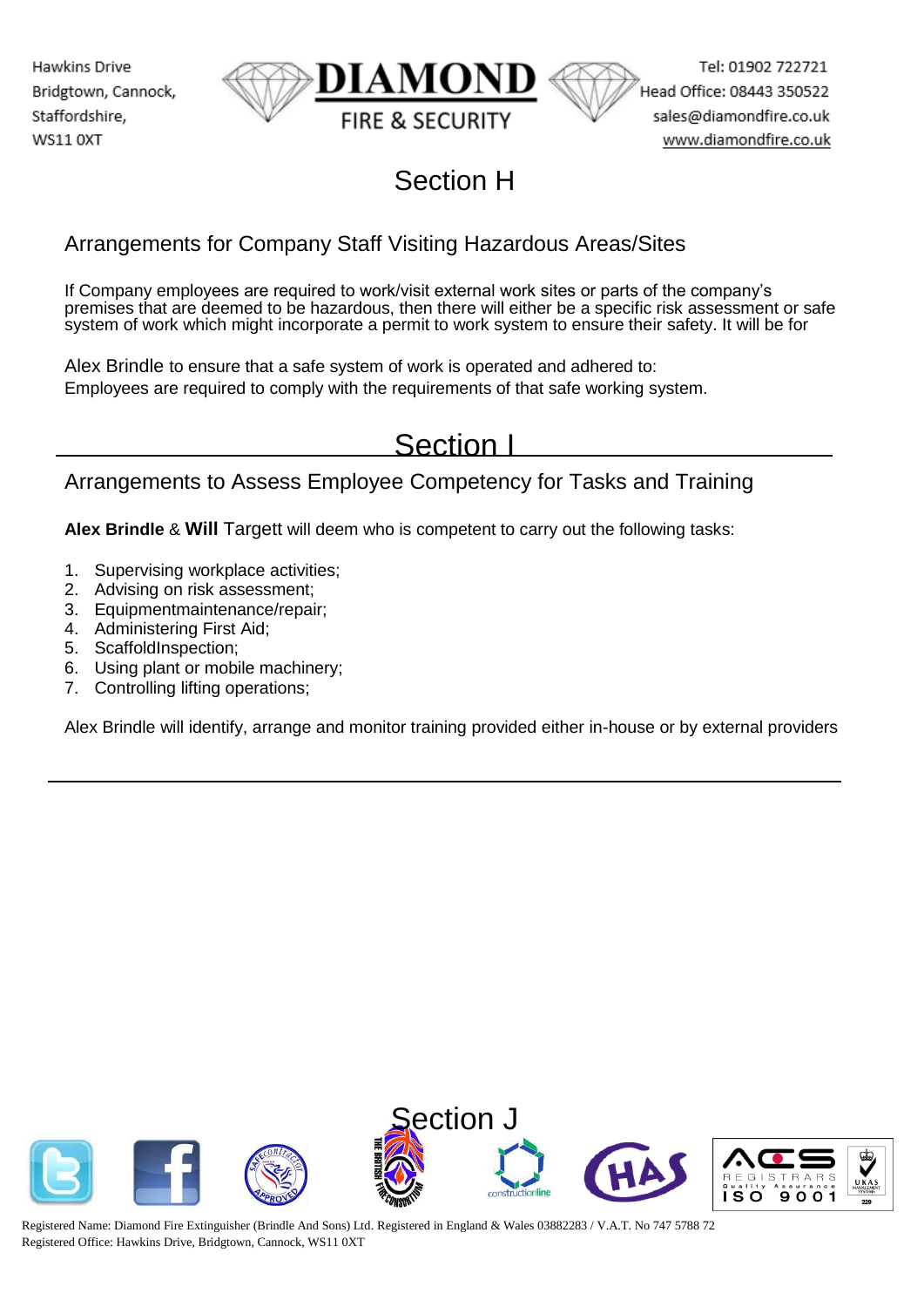# Section H

## Arrangements for Company Staff Visiting Hazardous Areas/Sites

If Company employees are required to work/visit external work sites or parts of the company's premises that are deemed to be hazardous, then there will either be a specific risk assessment or safe system of work which might incorporate a permit to work system to ensure their safety. It will be for

Alex Brindle to ensure that a safe system of work is operated and adhered to:
Employees are required to comply with the requirements of that safe working system.

# Section I

## Arrangements to Assess Employee Competency for Tasks and Training

**Alex Brindle** & **Will** Targett will deem who is competent to carry out the following tasks:

1. Supervising workplace activities;
2. Advising on risk assessment;
3. Equipmentmaintenance/repair;
4. Administering First Aid;
5. ScaffoldInspection;
6. Using plant or mobile machinery;
7. Controlling lifting operations;

Alex Brindle will identify, arrange and monitor training provided either in-house or by external providers

# Section J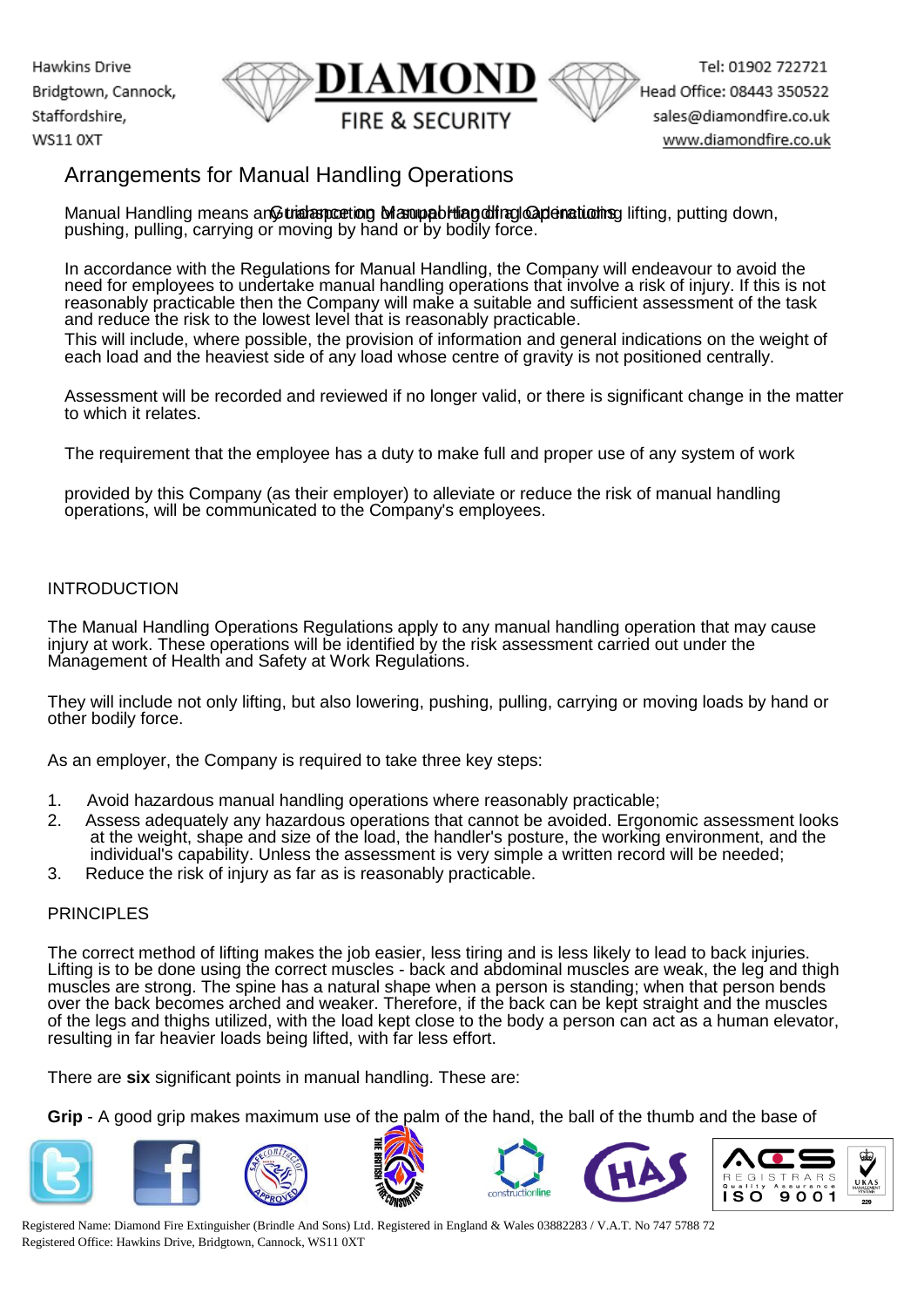# Arrangements for Manual Handling Operations

Manual Handling means any transporting or supporting of a load, including lifting, putting down, pushing, pulling, carrying or moving by hand or by bodily force.

In accordance with the Regulations for Manual Handling, the Company will endeavour to avoid the need for employees to undertake manual handling operations that involve a risk of injury. If this is not reasonably practicable then the Company will make a suitable and sufficient assessment of the task and reduce the risk to the lowest level that is reasonably practicable.
This will include, where possible, the provision of information and general indications on the weight of each load and the heaviest side of any load whose centre of gravity is not positioned centrally.

Assessment will be recorded and reviewed if no longer valid, or there is significant change in the matter to which it relates.

The requirement that the employee has a duty to make full and proper use of any system of work

provided by this Company (as their employer) to alleviate or reduce the risk of manual handling operations, will be communicated to the Company's employees.

## INTRODUCTION

The Manual Handling Operations Regulations apply to any manual handling operation that may cause injury at work. These operations will be identified by the risk assessment carried out under the Management of Health and Safety at Work Regulations.

They will include not only lifting, but also lowering, pushing, pulling, carrying or moving loads by hand or other bodily force.

As an employer, the Company is required to take three key steps:

1. Avoid hazardous manual handling operations where reasonably practicable;
2. Assess adequately any hazardous operations that cannot be avoided. Ergonomic assessment looks at the weight, shape and size of the load, the handler's posture, the working environment, and the individual's capability. Unless the assessment is very simple a written record will be needed;
3. Reduce the risk of injury as far as is reasonably practicable.

## PRINCIPLES

The correct method of lifting makes the job easier, less tiring and is less likely to lead to back injuries. Lifting is to be done using the correct muscles - back and abdominal muscles are weak, the leg and thigh muscles are strong. The spine has a natural shape when a person is standing; when that person bends over the back becomes arched and weaker. Therefore, if the back can be kept straight and the muscles of the legs and thighs utilized, with the load kept close to the body a person can act as a human elevator, resulting in far heavier loads being lifted, with far less effort.

There are **six** significant points in manual handling. These are:

**Grip** - A good grip makes maximum use of the palm of the hand, the ball of the thumb and the base of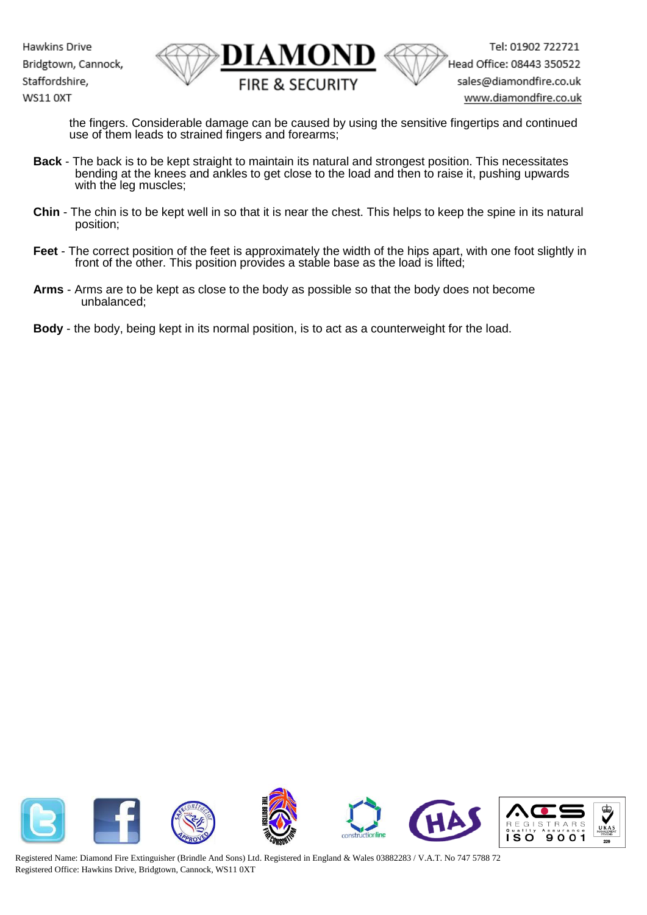the fingers. Considerable damage can be caused by using the sensitive fingertips and continued use of them leads to strained fingers and forearms;

**Back** - The back is to be kept straight to maintain its natural and strongest position. This necessitates bending at the knees and ankles to get close to the load and then to raise it, pushing upwards with the leg muscles;

**Chin** - The chin is to be kept well in so that it is near the chest. This helps to keep the spine in its natural position;

**Feet** - The correct position of the feet is approximately the width of the hips apart, with one foot slightly in front of the other. This position provides a stable base as the load is lifted;

**Arms** - Arms are to be kept as close to the body as possible so that the body does not become unbalanced;

**Body** - the body, being kept in its normal position, is to act as a counterweight for the load.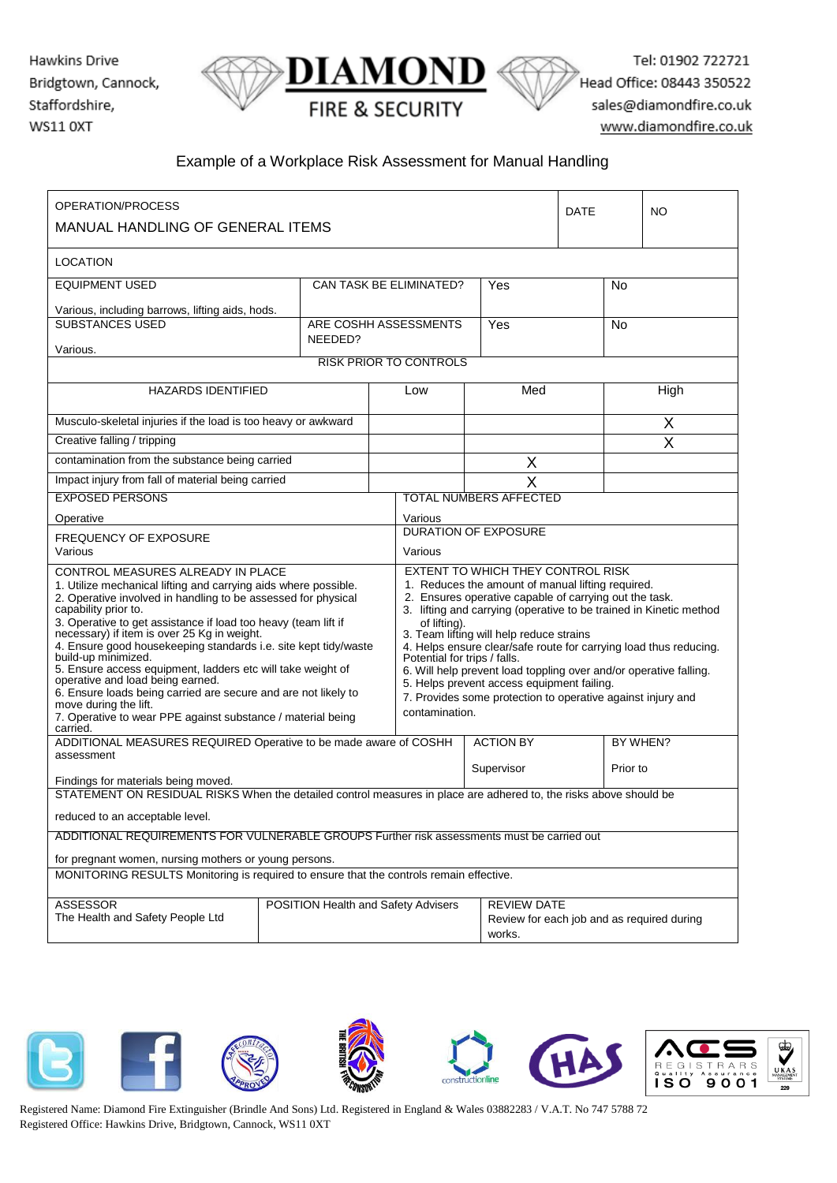Hawkins Drive
Bridgtown, Cannock,
Staffordshire,
WS11 0XT

**DIAMOND**
FIRE & SECURITY

Tel: 01902 722721
Head Office: 08443 350522
sales@diamondfire.co.uk
www.diamondfire.co.uk

## Example of a Workplace Risk Assessment for Manual Handling

| OPERATION/PROCESS<br>MANUAL HANDLING OF GENERAL ITEMS | | | DATE | NO |
|---|---|---|---|---|
| LOCATION | | | | |
| EQUIPMENT USED<br>Various, including barrows, lifting aids, hods. | CAN TASK BE ELIMINATED? | | Yes | No |
| SUBSTANCES USED<br>Various. | ARE COSHH ASSESSMENTS NEEDED? | | Yes | No |

**RISK PRIOR TO CONTROLS**

| HAZARDS IDENTIFIED | Low | Med | High |
|---|---|---|---|
| Musculo-skeletal injuries if the load is too heavy or awkward | | | X |
| Creative falling / tripping | | | X |
| contamination from the substance being carried | | X | |
| Impact injury from fall of material being carried | | X | |

| EXPOSED PERSONS | TOTAL NUMBERS AFFECTED |
|---|---|
| Operative | Various |
| FREQUENCY OF EXPOSURE<br>Various | DURATION OF EXPOSURE<br>Various |

| CONTROL MEASURES ALREADY IN PLACE | EXTENT TO WHICH THEY CONTROL RISK |
|---|---|
| 1. Utilize mechanical lifting and carrying aids where possible.<br>2. Operative involved in handling to be assessed for physical capability prior to.<br>3. Operative to get assistance if load too heavy (team lift if necessary) if item is over 25 Kg in weight.<br>4. Ensure good housekeeping standards i.e. site kept tidy/waste build-up minimized.<br>5. Ensure access equipment, ladders etc will take weight of operative and load being earned.<br>6. Ensure loads being carried are secure and are not likely to move during the lift.<br>7. Operative to wear PPE against substance / material being carried. | 1. Reduces the amount of manual lifting required.<br>2. Ensures operative capable of carrying out the task.<br>3. lifting and carrying (operative to be trained in Kinetic method of lifting).<br>3. Team lifting will help reduce strains<br>4. Helps ensure clear/safe route for carrying load thus reducing. Potential for trips / falls.<br>6. Will help prevent load toppling over and/or operative falling.<br>5. Helps prevent access equipment failing.<br>7. Provides some protection to operative against injury and contamination. |

| ADDITIONAL MEASURES REQUIRED | ACTION BY | BY WHEN? |
|---|---|---|
| Operative to be made aware of COSHH assessment<br>Findings for materials being moved. | Supervisor | Prior to |

STATEMENT ON RESIDUAL RISKS When the detailed control measures in place are adhered to, the risks above should be reduced to an acceptable level.

ADDITIONAL REQUIREMENTS FOR VULNERABLE GROUPS Further risk assessments must be carried out for pregnant women, nursing mothers or young persons.

MONITORING RESULTS Monitoring is required to ensure that the controls remain effective.

| ASSESSOR | POSITION | REVIEW DATE |
|---|---|---|
| The Health and Safety People Ltd | Health and Safety Advisers | Review for each job and as required during works. |

Registered Name: Diamond Fire Extinguisher (Brindle And Sons) Ltd. Registered in England & Wales 03882283 / V.A.T. No 747 5788 72
Registered Office: Hawkins Drive, Bridgtown, Cannock, WS11 0XT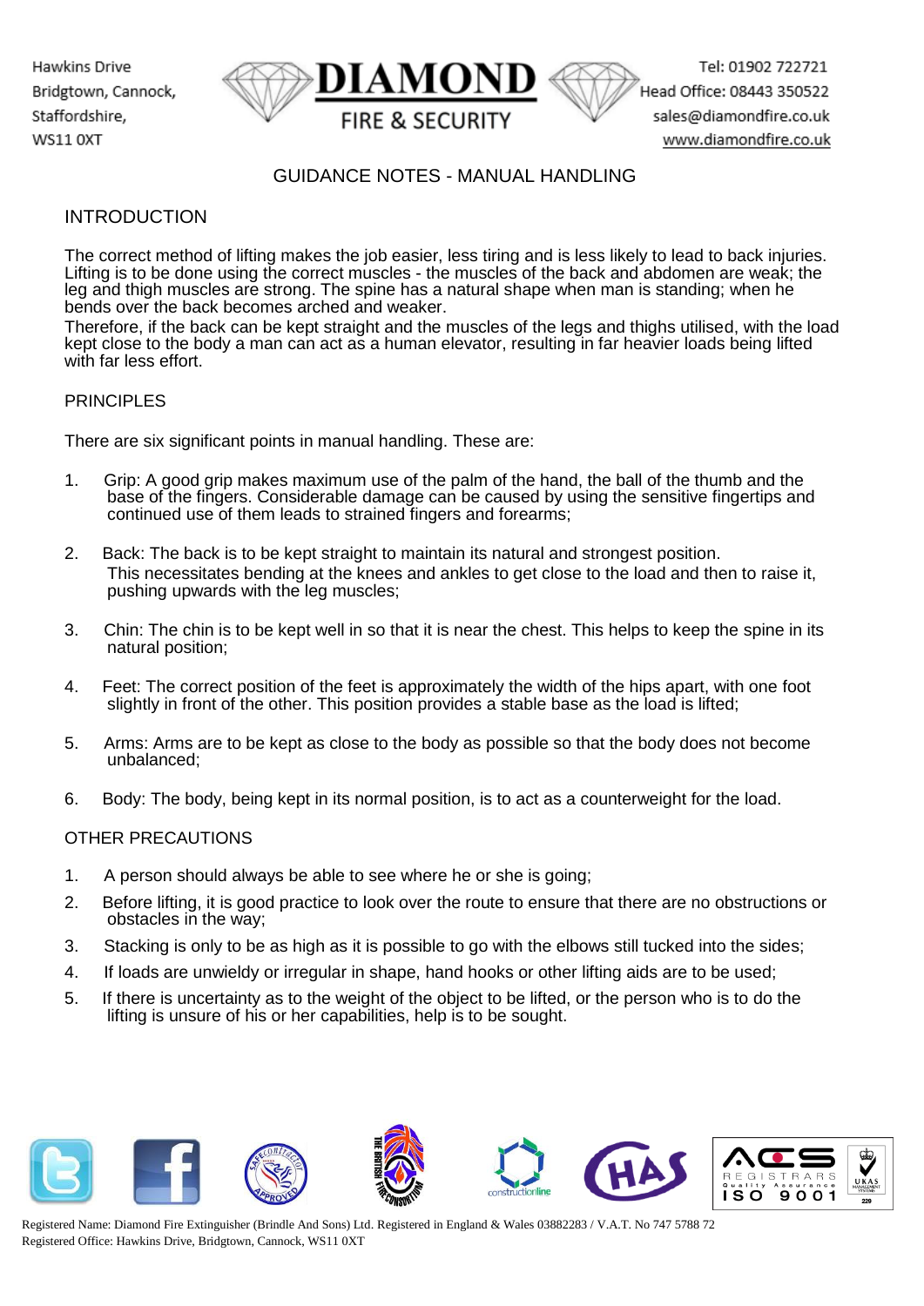# GUIDANCE NOTES - MANUAL HANDLING

## INTRODUCTION

The correct method of lifting makes the job easier, less tiring and is less likely to lead to back injuries. Lifting is to be done using the correct muscles - the muscles of the back and abdomen are weak; the leg and thigh muscles are strong. The spine has a natural shape when man is standing; when he bends over the back becomes arched and weaker.

Therefore, if the back can be kept straight and the muscles of the legs and thighs utilised, with the load kept close to the body a man can act as a human elevator, resulting in far heavier loads being lifted with far less effort.

## PRINCIPLES

There are six significant points in manual handling. These are:

1. Grip: A good grip makes maximum use of the palm of the hand, the ball of the thumb and the base of the fingers. Considerable damage can be caused by using the sensitive fingertips and continued use of them leads to strained fingers and forearms;

2. Back: The back is to be kept straight to maintain its natural and strongest position. This necessitates bending at the knees and ankles to get close to the load and then to raise it, pushing upwards with the leg muscles;

3. Chin: The chin is to be kept well in so that it is near the chest. This helps to keep the spine in its natural position;

4. Feet: The correct position of the feet is approximately the width of the hips apart, with one foot slightly in front of the other. This position provides a stable base as the load is lifted;

5. Arms: Arms are to be kept as close to the body as possible so that the body does not become unbalanced;

6. Body: The body, being kept in its normal position, is to act as a counterweight for the load.

## OTHER PRECAUTIONS

1. A person should always be able to see where he or she is going;
2. Before lifting, it is good practice to look over the route to ensure that there are no obstructions or obstacles in the way;
3. Stacking is only to be as high as it is possible to go with the elbows still tucked into the sides;
4. If loads are unwieldy or irregular in shape, hand hooks or other lifting aids are to be used;
5. If there is uncertainty as to the weight of the object to be lifted, or the person who is to do the lifting is unsure of his or her capabilities, help is to be sought.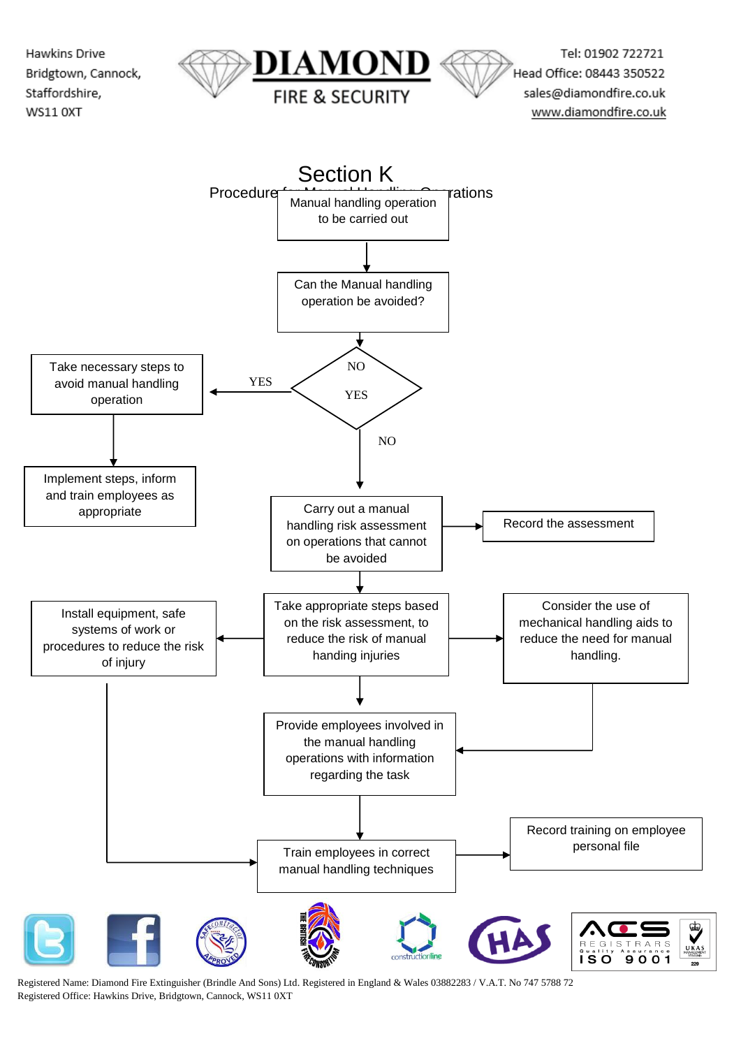# Section K

Procedure for Manual Handling Operations

Manual handling operation to be carried out

↓

Can the Manual handling operation be avoided?

↓

YES / NO

- **YES** → Take necessary steps to avoid manual handling operation
  - ↓ Implement steps, inform and train employees as appropriate
- **NO** → Carry out a manual handling risk assessment on operations that cannot be avoided
  - → Record the assessment

↓

Take appropriate steps based on the risk assessment, to reduce the risk of manual handing injuries

- ← Install equipment, safe systems of work or procedures to reduce the risk of injury
  - → Train employees in correct manual handling techniques
- → Consider the use of mechanical handling aids to reduce the need for manual handling.
  - → Provide employees involved in the manual handling operations with information regarding the task

↓

Provide employees involved in the manual handling operations with information regarding the task

↓

Train employees in correct manual handling techniques

→ Record training on employee personal file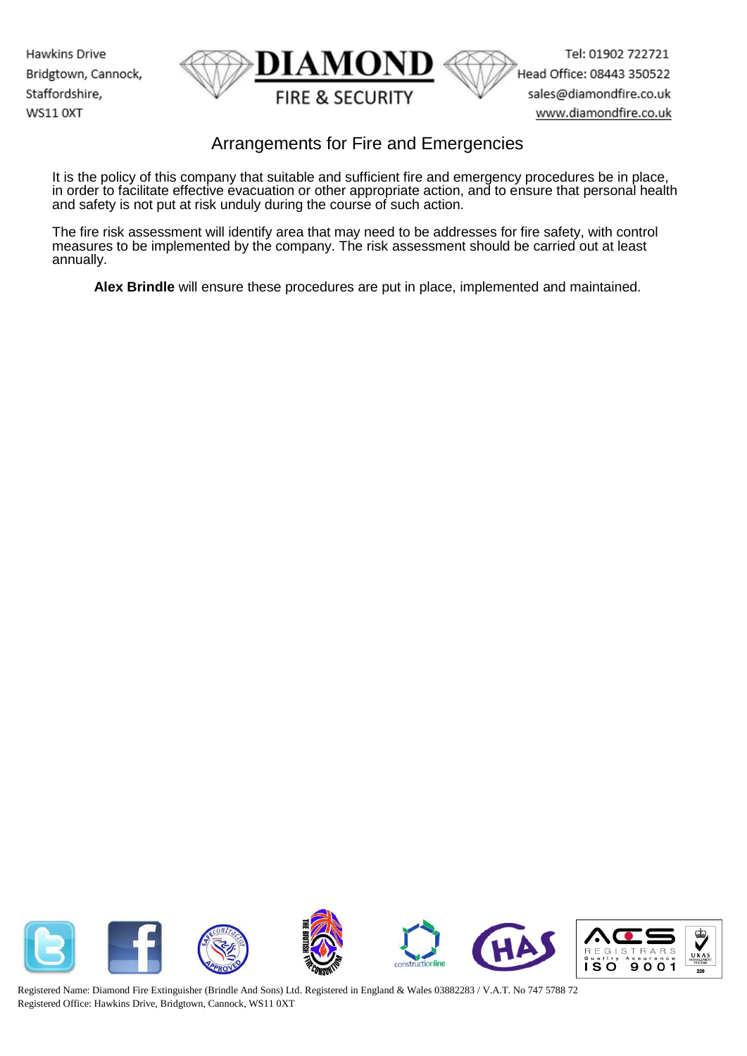# Arrangements for Fire and Emergencies

It is the policy of this company that suitable and sufficient fire and emergency procedures be in place, in order to facilitate effective evacuation or other appropriate action, and to ensure that personal health and safety is not put at risk unduly during the course of such action.

The fire risk assessment will identify area that may need to be addresses for fire safety, with control measures to be implemented by the company. The risk assessment should be carried out at least annually.

**Alex Brindle** will ensure these procedures are put in place, implemented and maintained.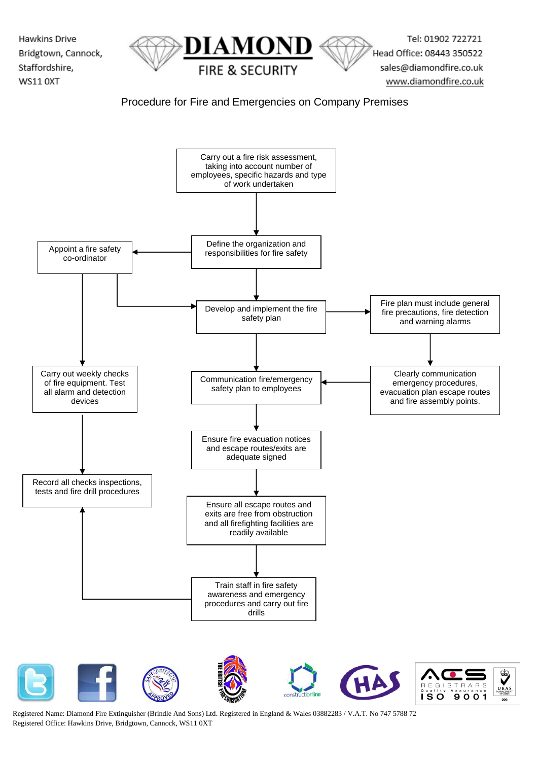Hawkins Drive
Bridgtown, Cannock,
Staffordshire,
WS11 0XT

**DIAMOND**
FIRE & SECURITY

Tel: 01902 722721
Head Office: 08443 350522
sales@diamondfire.co.uk
www.diamondfire.co.uk

## Procedure for Fire and Emergencies on Company Premises

Carry out a fire risk assessment, taking into account number of employees, specific hazards and type of work undertaken

Define the organization and responsibilities for fire safety

Appoint a fire safety co-ordinator

Develop and implement the fire safety plan

Fire plan must include general fire precautions, fire detection and warning alarms

Carry out weekly checks of fire equipment. Test all alarm and detection devices

Communication fire/emergency safety plan to employees

Clearly communication emergency procedures, evacuation plan escape routes and fire assembly points.

Ensure fire evacuation notices and escape routes/exits are adequate signed

Record all checks inspections, tests and fire drill procedures

Ensure all escape routes and exits are free from obstruction and all firefighting facilities are readily available

Train staff in fire safety awareness and emergency procedures and carry out fire drills

Registered Name: Diamond Fire Extinguisher (Brindle And Sons) Ltd. Registered in England & Wales 03882283 / V.A.T. No 747 5788 72
Registered Office: Hawkins Drive, Bridgtown, Cannock, WS11 0XT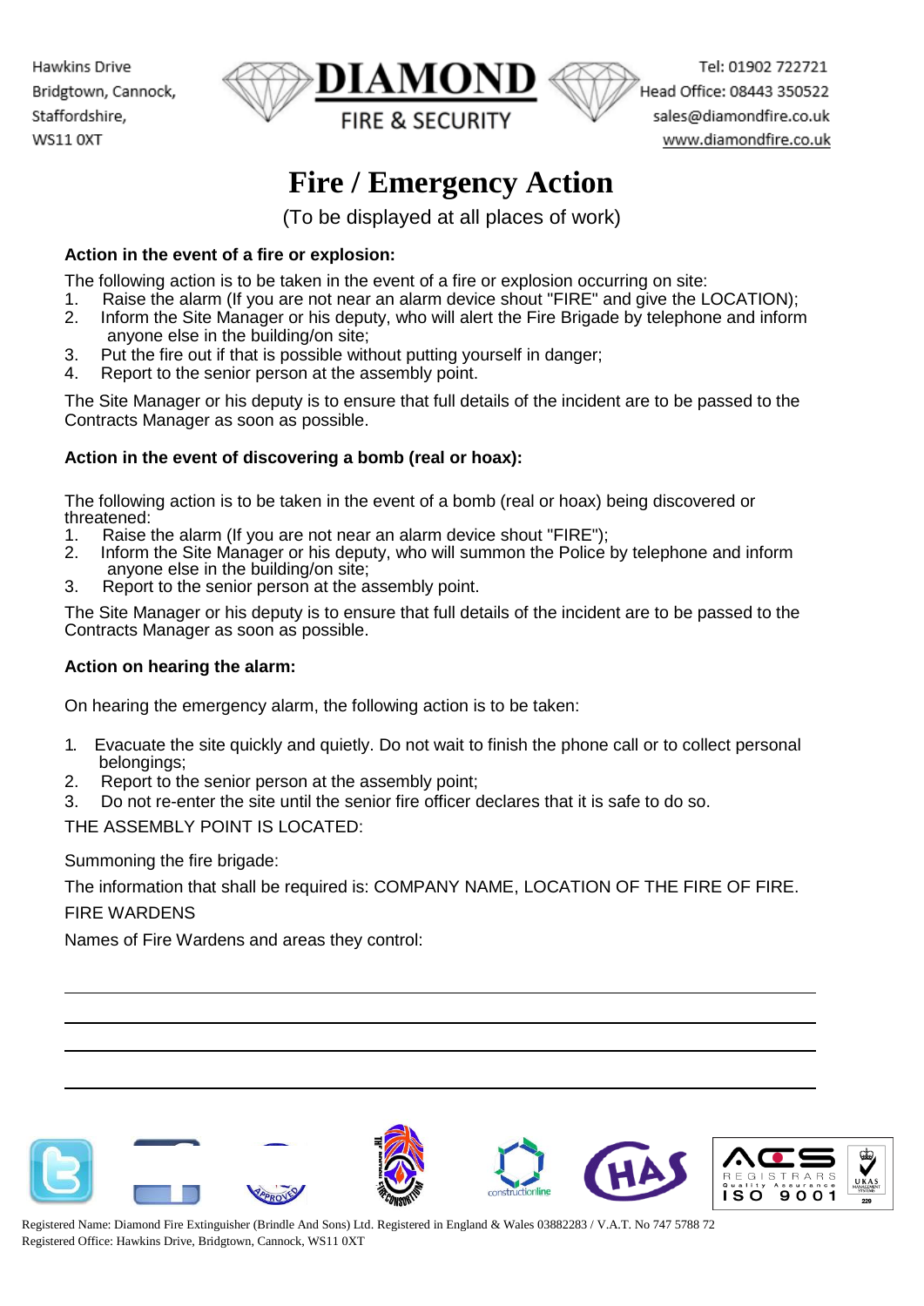Hawkins Drive
Bridgtown, Cannock,
Staffordshire,
WS11 0XT

**DIAMOND**
FIRE & SECURITY

Tel: 01902 722721
Head Office: 08443 350522
sales@diamondfire.co.uk
www.diamondfire.co.uk

# Fire / Emergency Action

(To be displayed at all places of work)

**Action in the event of a fire or explosion:**

The following action is to be taken in the event of a fire or explosion occurring on site:

1. Raise the alarm (If you are not near an alarm device shout "FIRE" and give the LOCATION);
2. Inform the Site Manager or his deputy, who will alert the Fire Brigade by telephone and inform anyone else in the building/on site;
3. Put the fire out if that is possible without putting yourself in danger;
4. Report to the senior person at the assembly point.

The Site Manager or his deputy is to ensure that full details of the incident are to be passed to the Contracts Manager as soon as possible.

**Action in the event of discovering a bomb (real or hoax):**

The following action is to be taken in the event of a bomb (real or hoax) being discovered or threatened:

1. Raise the alarm (If you are not near an alarm device shout "FIRE");
2. Inform the Site Manager or his deputy, who will summon the Police by telephone and inform anyone else in the building/on site;
3. Report to the senior person at the assembly point.

The Site Manager or his deputy is to ensure that full details of the incident are to be passed to the Contracts Manager as soon as possible.

**Action on hearing the alarm:**

On hearing the emergency alarm, the following action is to be taken:

1. Evacuate the site quickly and quietly. Do not wait to finish the phone call or to collect personal belongings;
2. Report to the senior person at the assembly point;
3. Do not re-enter the site until the senior fire officer declares that it is safe to do so.

THE ASSEMBLY POINT IS LOCATED:

Summoning the fire brigade:

The information that shall be required is: COMPANY NAME, LOCATION OF THE FIRE OF FIRE.

FIRE WARDENS

Names of Fire Wardens and areas they control:

Registered Name: Diamond Fire Extinguisher (Brindle And Sons) Ltd. Registered in England & Wales 03882283 / V.A.T. No 747 5788 72
Registered Office: Hawkins Drive, Bridgtown, Cannock, WS11 0XT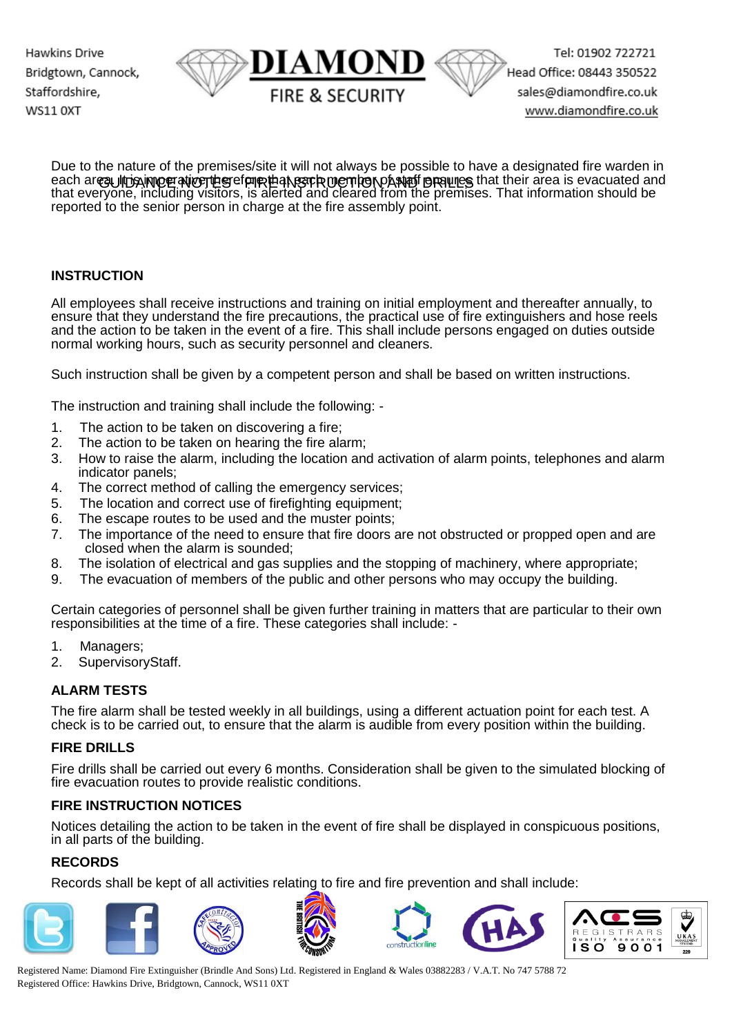## GUIDANCE NOTES FIRE INSTRUCTION AND DRILLS

Due to the nature of the premises/site it will not always be possible to have a designated fire warden in each area. It is imperative therefore that each member of staff ensures that their area is evacuated and that everyone, including visitors, is alerted and cleared from the premises. That information should be reported to the senior person in charge at the fire assembly point.

**INSTRUCTION**

All employees shall receive instructions and training on initial employment and thereafter annually, to ensure that they understand the fire precautions, the practical use of fire extinguishers and hose reels and the action to be taken in the event of a fire. This shall include persons engaged on duties outside normal working hours, such as security personnel and cleaners.

Such instruction shall be given by a competent person and shall be based on written instructions.

The instruction and training shall include the following: -

1. The action to be taken on discovering a fire;
2. The action to be taken on hearing the fire alarm;
3. How to raise the alarm, including the location and activation of alarm points, telephones and alarm indicator panels;
4. The correct method of calling the emergency services;
5. The location and correct use of firefighting equipment;
6. The escape routes to be used and the muster points;
7. The importance of the need to ensure that fire doors are not obstructed or propped open and are closed when the alarm is sounded;
8. The isolation of electrical and gas supplies and the stopping of machinery, where appropriate;
9. The evacuation of members of the public and other persons who may occupy the building.

Certain categories of personnel shall be given further training in matters that are particular to their own responsibilities at the time of a fire. These categories shall include: -

1. Managers;
2. SupervisoryStaff.

**ALARM TESTS**

The fire alarm shall be tested weekly in all buildings, using a different actuation point for each test. A check is to be carried out, to ensure that the alarm is audible from every position within the building.

**FIRE DRILLS**

Fire drills shall be carried out every 6 months. Consideration shall be given to the simulated blocking of fire evacuation routes to provide realistic conditions.

**FIRE INSTRUCTION NOTICES**

Notices detailing the action to be taken in the event of fire shall be displayed in conspicuous positions, in all parts of the building.

**RECORDS**

Records shall be kept of all activities relating to fire and fire prevention and shall include: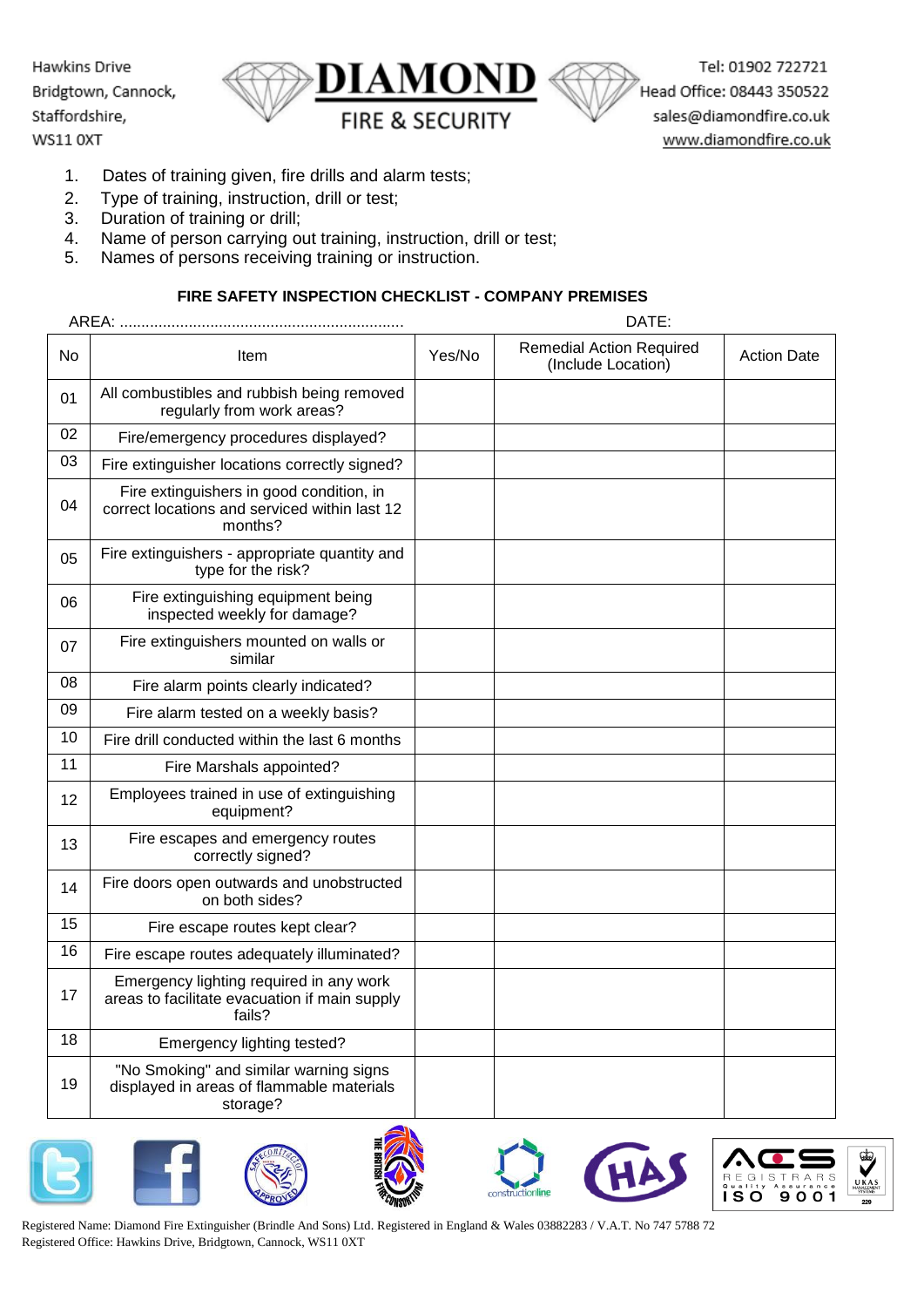1. Dates of training given, fire drills and alarm tests;
2. Type of training, instruction, drill or test;
3. Duration of training or drill;
4. Name of person carrying out training, instruction, drill or test;
5. Names of persons receiving training or instruction.

**FIRE SAFETY INSPECTION CHECKLIST - COMPANY PREMISES**

AREA: .................................................................. DATE:

| No | Item | Yes/No | Remedial Action Required (Include Location) | Action Date |
|---|---|---|---|---|
| 01 | All combustibles and rubbish being removed regularly from work areas? | | | |
| 02 | Fire/emergency procedures displayed? | | | |
| 03 | Fire extinguisher locations correctly signed? | | | |
| 04 | Fire extinguishers in good condition, in correct locations and serviced within last 12 months? | | | |
| 05 | Fire extinguishers - appropriate quantity and type for the risk? | | | |
| 06 | Fire extinguishing equipment being inspected weekly for damage? | | | |
| 07 | Fire extinguishers mounted on walls or similar | | | |
| 08 | Fire alarm points clearly indicated? | | | |
| 09 | Fire alarm tested on a weekly basis? | | | |
| 10 | Fire drill conducted within the last 6 months | | | |
| 11 | Fire Marshals appointed? | | | |
| 12 | Employees trained in use of extinguishing equipment? | | | |
| 13 | Fire escapes and emergency routes correctly signed? | | | |
| 14 | Fire doors open outwards and unobstructed on both sides? | | | |
| 15 | Fire escape routes kept clear? | | | |
| 16 | Fire escape routes adequately illuminated? | | | |
| 17 | Emergency lighting required in any work areas to facilitate evacuation if main supply fails? | | | |
| 18 | Emergency lighting tested? | | | |
| 19 | "No Smoking" and similar warning signs displayed in areas of flammable materials storage? | | | |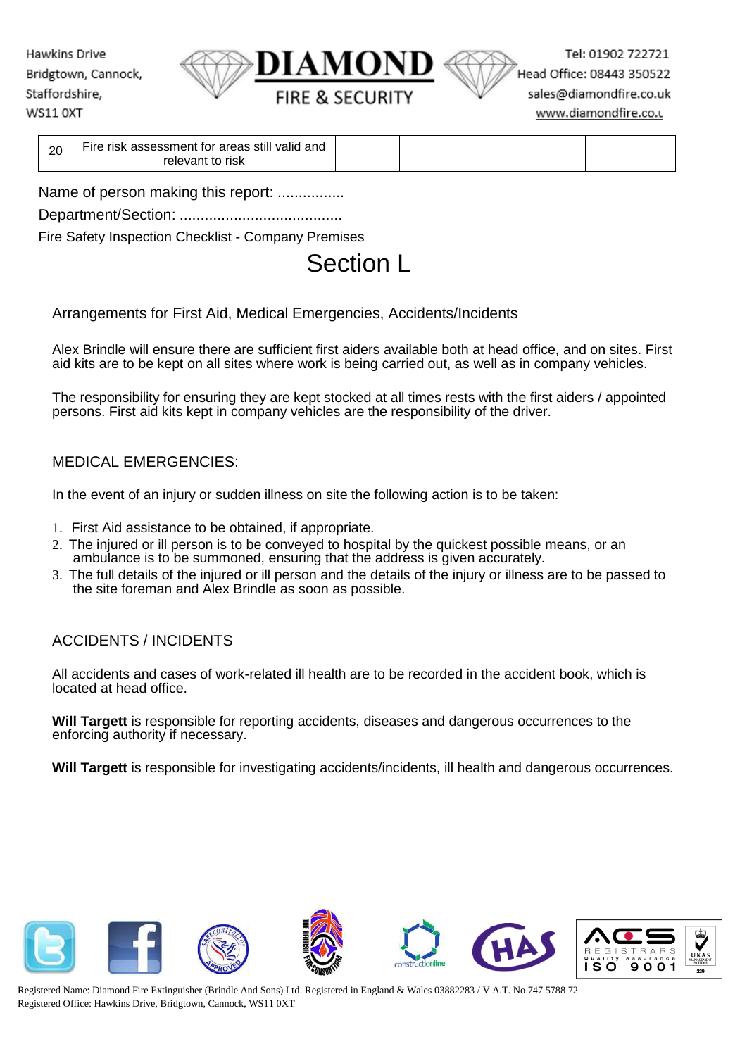| 20 | Fire risk assessment for areas still valid and relevant to risk | | | |
|---|---|---|---|---|

Name of person making this report: ................

Department/Section: .......................................

Fire Safety Inspection Checklist - Company Premises

# Section L

Arrangements for First Aid, Medical Emergencies, Accidents/Incidents

Alex Brindle will ensure there are sufficient first aiders available both at head office, and on sites. First aid kits are to be kept on all sites where work is being carried out, as well as in company vehicles.

The responsibility for ensuring they are kept stocked at all times rests with the first aiders / appointed persons. First aid kits kept in company vehicles are the responsibility of the driver.

## MEDICAL EMERGENCIES:

In the event of an injury or sudden illness on site the following action is to be taken:

1. First Aid assistance to be obtained, if appropriate.
2. The injured or ill person is to be conveyed to hospital by the quickest possible means, or an ambulance is to be summoned, ensuring that the address is given accurately.
3. The full details of the injured or ill person and the details of the injury or illness are to be passed to the site foreman and Alex Brindle as soon as possible.

## ACCIDENTS / INCIDENTS

All accidents and cases of work-related ill health are to be recorded in the accident book, which is located at head office.

**Will Targett** is responsible for reporting accidents, diseases and dangerous occurrences to the enforcing authority if necessary.

**Will Targett** is responsible for investigating accidents/incidents, ill health and dangerous occurrences.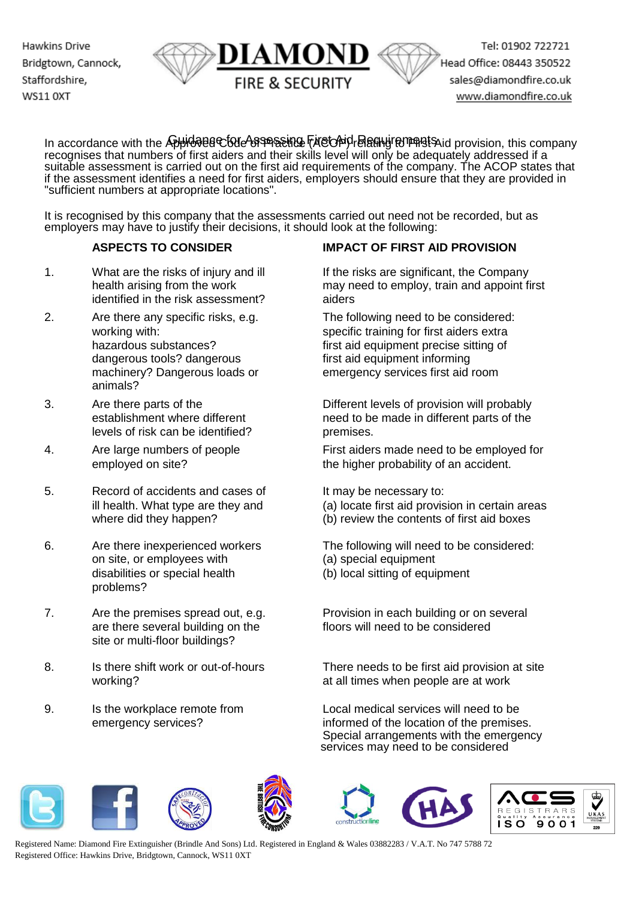## Guidance for Assessing First Aid Requirements

In accordance with the Approved Code of Practice (ACOP) relating to First Aid provision, this company recognises that numbers of first aiders and their skills level will only be adequately addressed if a suitable assessment is carried out on the first aid requirements of the company. The ACOP states that if the assessment identifies a need for first aiders, employers should ensure that they are provided in "sufficient numbers at appropriate locations".

It is recognised by this company that the assessments carried out need not be recorded, but as employers may have to justify their decisions, it should look at the following:

| | ASPECTS TO CONSIDER | IMPACT OF FIRST AID PROVISION |
|---|---|---|
| 1. | What are the risks of injury and ill health arising from the work identified in the risk assessment? | If the risks are significant, the Company may need to employ, train and appoint first aiders |
| 2. | Are there any specific risks, e.g. working with: hazardous substances? dangerous tools? dangerous machinery? Dangerous loads or animals? | The following need to be considered: specific training for first aiders extra first aid equipment precise sitting of first aid equipment informing emergency services first aid room |
| 3. | Are there parts of the establishment where different levels of risk can be identified? | Different levels of provision will probably need to be made in different parts of the premises. |
| 4. | Are large numbers of people employed on site? | First aiders made need to be employed for the higher probability of an accident. |
| 5. | Record of accidents and cases of ill health. What type are they and where did they happen? | It may be necessary to: (a) locate first aid provision in certain areas (b) review the contents of first aid boxes |
| 6. | Are there inexperienced workers on site, or employees with disabilities or special health problems? | The following will need to be considered: (a) special equipment (b) local sitting of equipment |
| 7. | Are the premises spread out, e.g. are there several building on the site or multi-floor buildings? | Provision in each building or on several floors will need to be considered |
| 8. | Is there shift work or out-of-hours working? | There needs to be first aid provision at site at all times when people are at work |
| 9. | Is the workplace remote from emergency services? | Local medical services will need to be informed of the location of the premises. Special arrangements with the emergency services may need to be considered |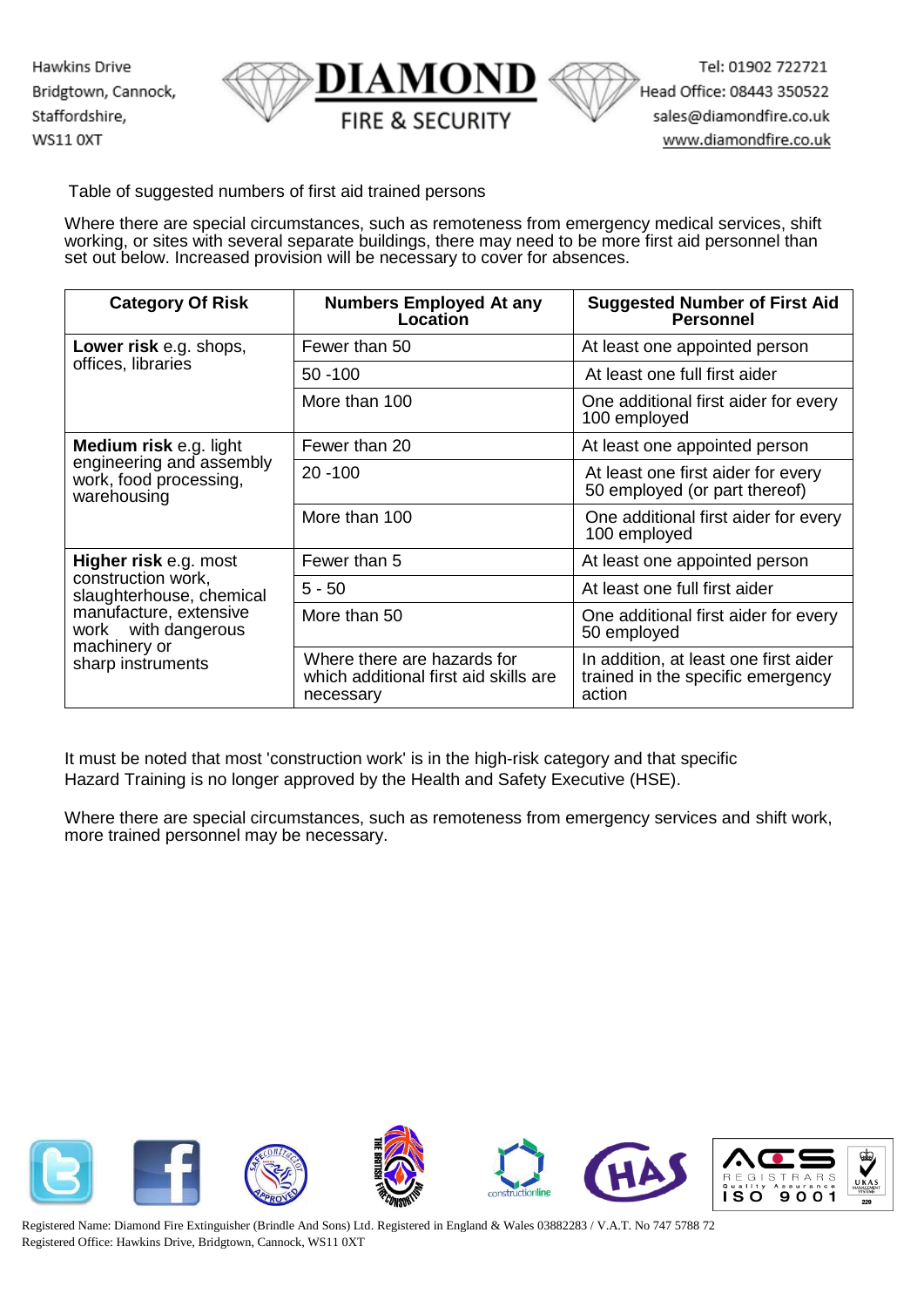Table of suggested numbers of first aid trained persons

Where there are special circumstances, such as remoteness from emergency medical services, shift working, or sites with several separate buildings, there may need to be more first aid personnel than set out below. Increased provision will be necessary to cover for absences.

| Category Of Risk | Numbers Employed At any Location | Suggested Number of First Aid Personnel |
|---|---|---|
| **Lower risk** e.g. shops, offices, libraries | Fewer than 50 | At least one appointed person |
| | 50 -100 | At least one full first aider |
| | More than 100 | One additional first aider for every 100 employed |
| **Medium risk** e.g. light engineering and assembly work, food processing, warehousing | Fewer than 20 | At least one appointed person |
| | 20 -100 | At least one first aider for every 50 employed (or part thereof) |
| | More than 100 | One additional first aider for every 100 employed |
| **Higher risk** e.g. most construction work, slaughterhouse, chemical manufacture, extensive work with dangerous machinery or sharp instruments | Fewer than 5 | At least one appointed person |
| | 5 - 50 | At least one full first aider |
| | More than 50 | One additional first aider for every 50 employed |
| | Where there are hazards for which additional first aid skills are necessary | In addition, at least one first aider trained in the specific emergency action |

It must be noted that most 'construction work' is in the high-risk category and that specific Hazard Training is no longer approved by the Health and Safety Executive (HSE).

Where there are special circumstances, such as remoteness from emergency services and shift work, more trained personnel may be necessary.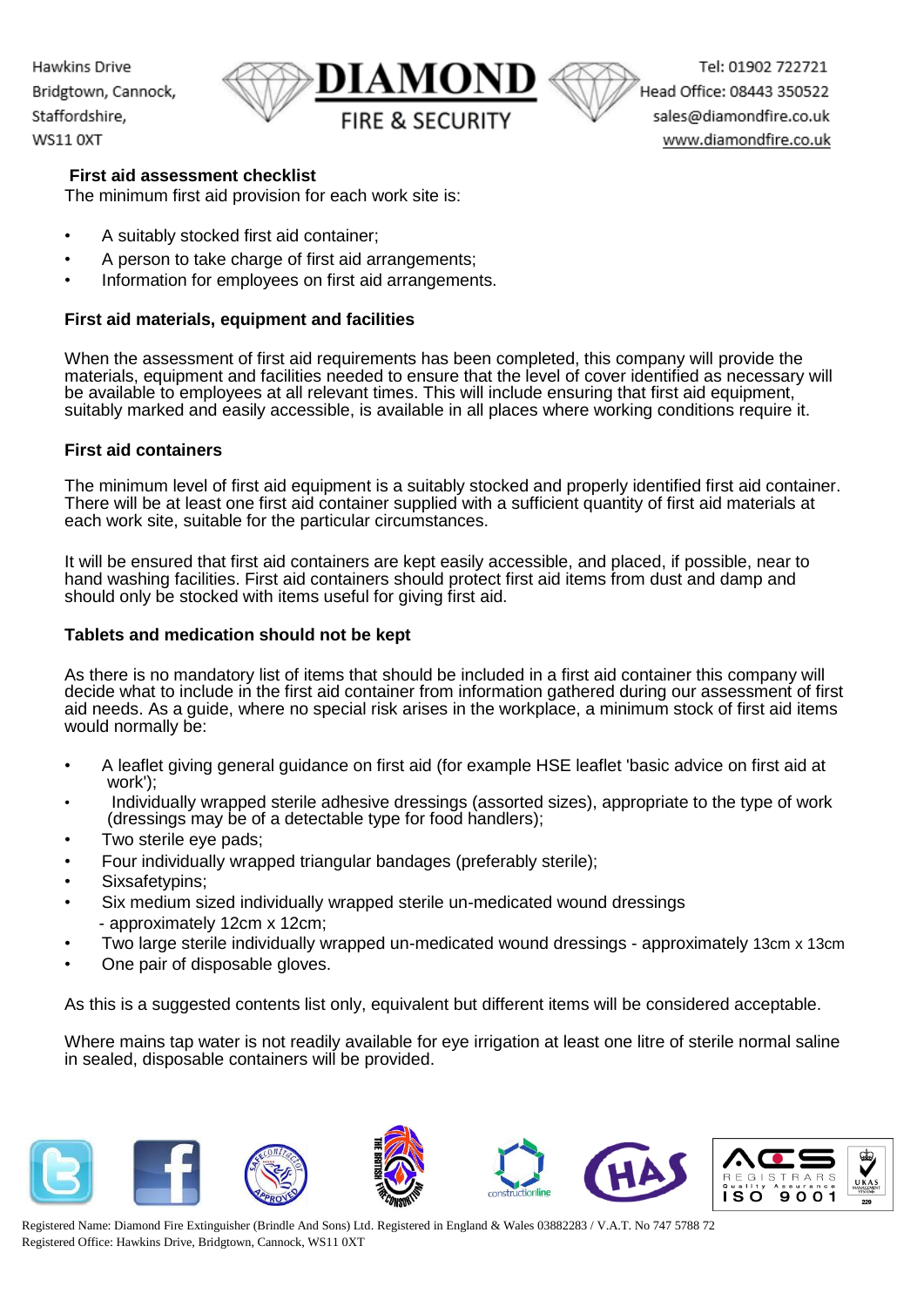### First aid assessment checklist

The minimum first aid provision for each work site is:

- A suitably stocked first aid container;
- A person to take charge of first aid arrangements;
- Information for employees on first aid arrangements.

### First aid materials, equipment and facilities

When the assessment of first aid requirements has been completed, this company will provide the materials, equipment and facilities needed to ensure that the level of cover identified as necessary will be available to employees at all relevant times. This will include ensuring that first aid equipment, suitably marked and easily accessible, is available in all places where working conditions require it.

### First aid containers

The minimum level of first aid equipment is a suitably stocked and properly identified first aid container. There will be at least one first aid container supplied with a sufficient quantity of first aid materials at each work site, suitable for the particular circumstances.

It will be ensured that first aid containers are kept easily accessible, and placed, if possible, near to hand washing facilities. First aid containers should protect first aid items from dust and damp and should only be stocked with items useful for giving first aid.

### Tablets and medication should not be kept

As there is no mandatory list of items that should be included in a first aid container this company will decide what to include in the first aid container from information gathered during our assessment of first aid needs. As a guide, where no special risk arises in the workplace, a minimum stock of first aid items would normally be:

- A leaflet giving general guidance on first aid (for example HSE leaflet 'basic advice on first aid at work');
- Individually wrapped sterile adhesive dressings (assorted sizes), appropriate to the type of work (dressings may be of a detectable type for food handlers);
- Two sterile eye pads;
- Four individually wrapped triangular bandages (preferably sterile);
- Sixsafetypins;
- Six medium sized individually wrapped sterile un-medicated wound dressings - approximately 12cm x 12cm;
- Two large sterile individually wrapped un-medicated wound dressings - approximately 13cm x 13cm
- One pair of disposable gloves.

As this is a suggested contents list only, equivalent but different items will be considered acceptable.

Where mains tap water is not readily available for eye irrigation at least one litre of sterile normal saline in sealed, disposable containers will be provided.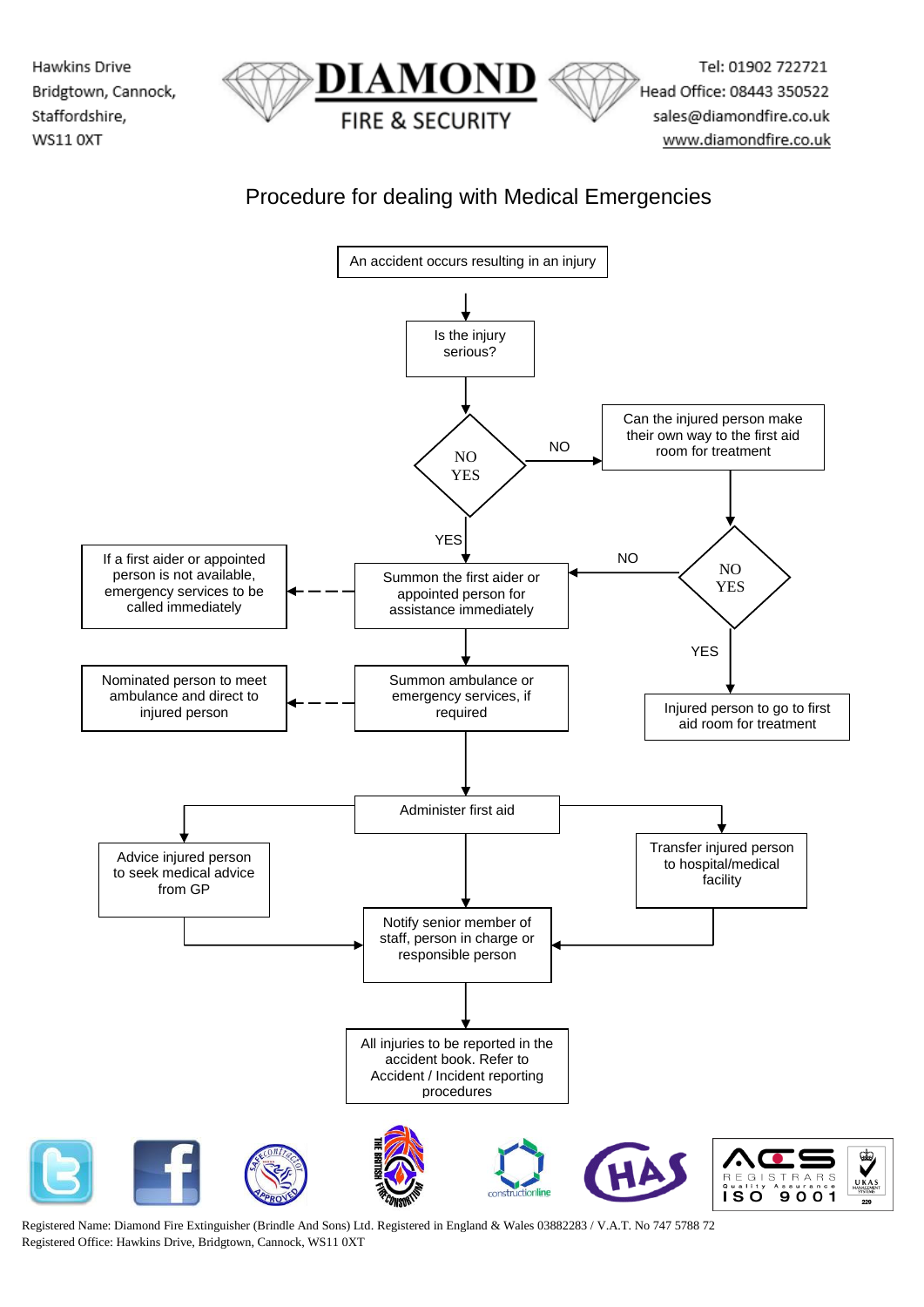Hawkins Drive
Bridgtown, Cannock,
Staffordshire,
WS11 0XT

**DIAMOND**
FIRE & SECURITY

Tel: 01902 722721
Head Office: 08443 350522
sales@diamondfire.co.uk
www.diamondfire.co.uk

# Procedure for dealing with Medical Emergencies

An accident occurs resulting in an injury

↓

Is the injury serious?

↓

NO / YES

- NO → Can the injured person make their own way to the first aid room for treatment
  - NO / YES
    - YES → Injured person to go to first aid room for treatment
    - NO → Summon the first aider or appointed person for assistance immediately
- YES → Summon the first aider or appointed person for assistance immediately
  - - - → If a first aider or appointed person is not available, emergency services to be called immediately

↓

Summon ambulance or emergency services, if required

- - - → Nominated person to meet ambulance and direct to injured person

↓

Administer first aid

- → Advice injured person to seek medical advice from GP
- → Transfer injured person to hospital/medical facility
- → Notify senior member of staff, person in charge or responsible person

↓

Notify senior member of staff, person in charge or responsible person

↓

All injuries to be reported in the accident book. Refer to Accident / Incident reporting procedures

Registered Name: Diamond Fire Extinguisher (Brindle And Sons) Ltd. Registered in England & Wales 03882283 / V.A.T. No 747 5788 72
Registered Office: Hawkins Drive, Bridgtown, Cannock, WS11 0XT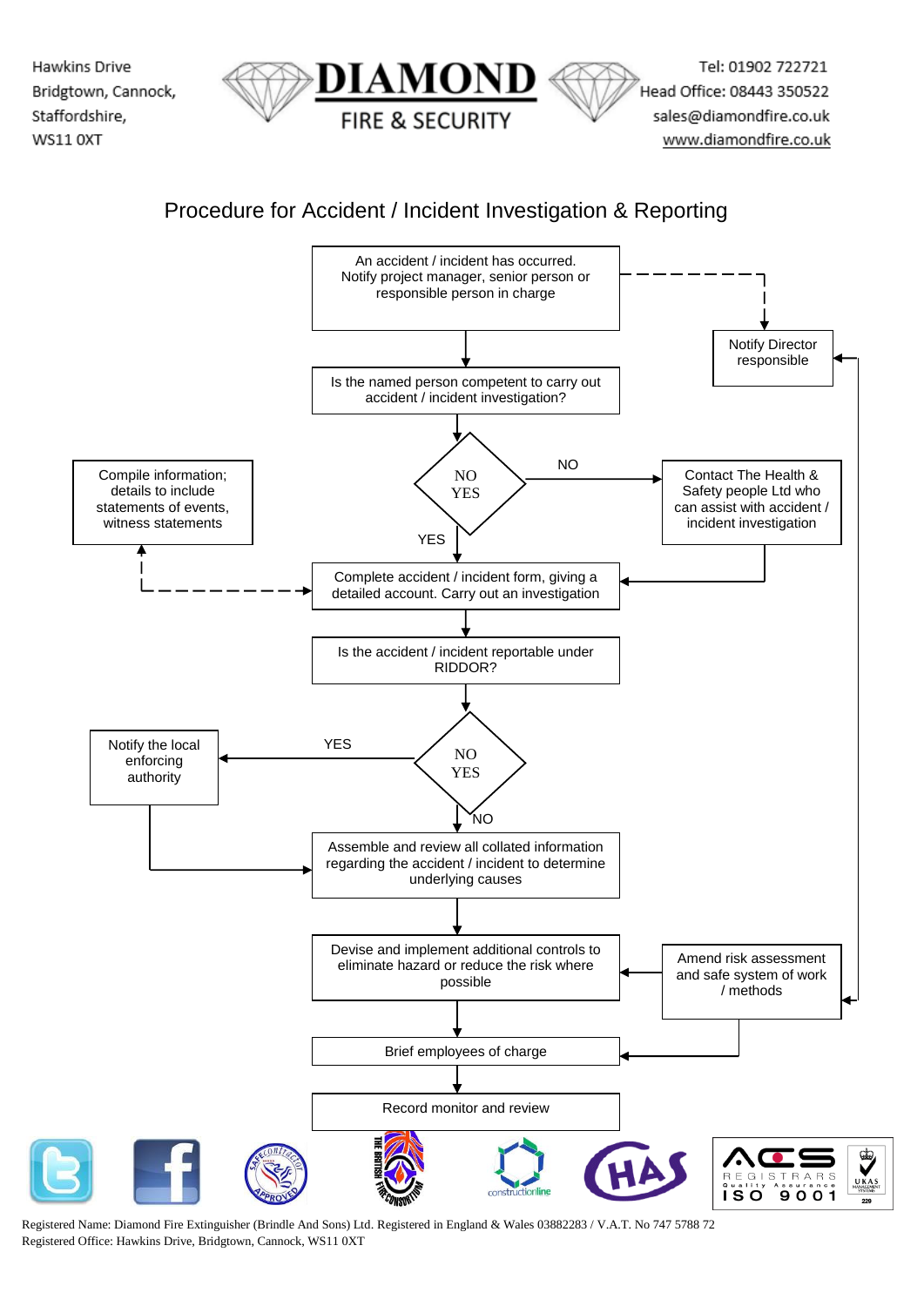Hawkins Drive
Bridgtown, Cannock,
Staffordshire,
WS11 0XT

**DIAMOND**
FIRE & SECURITY

Tel: 01902 722721
Head Office: 08443 350522
sales@diamondfire.co.uk
www.diamondfire.co.uk

# Procedure for Accident / Incident Investigation & Reporting

An accident / incident has occurred. Notify project manager, senior person or responsible person in charge

Notify Director responsible

Is the named person competent to carry out accident / incident investigation?

NO
YES

NO

Contact The Health & Safety people Ltd who can assist with accident / incident investigation

Compile information; details to include statements of events, witness statements

YES

Complete accident / incident form, giving a detailed account. Carry out an investigation

Is the accident / incident reportable under RIDDOR?

Notify the local enforcing authority

YES

NO
YES

NO

Assemble and review all collated information regarding the accident / incident to determine underlying causes

Devise and implement additional controls to eliminate hazard or reduce the risk where possible

Amend risk assessment and safe system of work / methods

Brief employees of charge

Record monitor and review

Registered Name: Diamond Fire Extinguisher (Brindle And Sons) Ltd. Registered in England & Wales 03882283 / V.A.T. No 747 5788 72
Registered Office: Hawkins Drive, Bridgtown, Cannock, WS11 0XT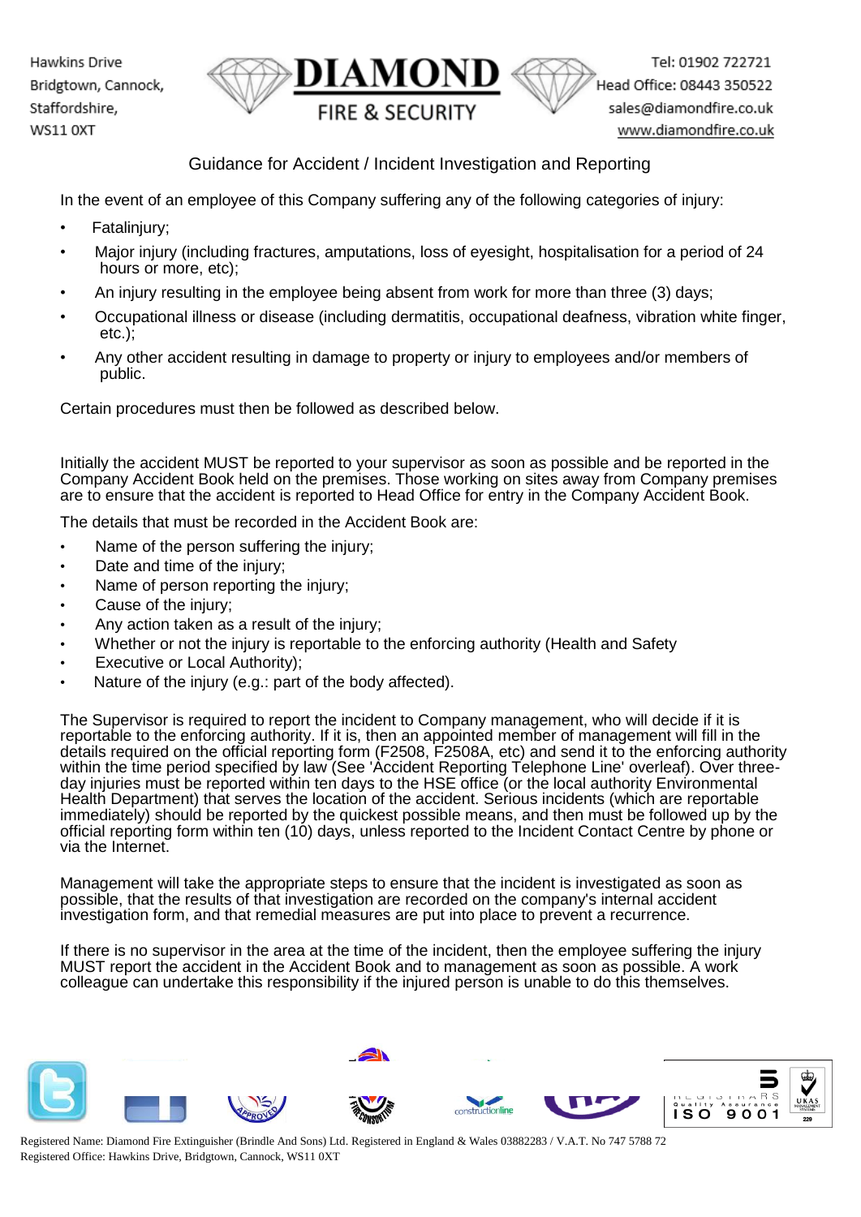Hawkins Drive
Bridgtown, Cannock,
Staffordshire,
WS11 0XT

**DIAMOND**
FIRE & SECURITY

Tel: 01902 722721
Head Office: 08443 350522
sales@diamondfire.co.uk
www.diamondfire.co.uk

## Guidance for Accident / Incident Investigation and Reporting

In the event of an employee of this Company suffering any of the following categories of injury:

- Fatalinjury;
- Major injury (including fractures, amputations, loss of eyesight, hospitalisation for a period of 24 hours or more, etc);
- An injury resulting in the employee being absent from work for more than three (3) days;
- Occupational illness or disease (including dermatitis, occupational deafness, vibration white finger, etc.);
- Any other accident resulting in damage to property or injury to employees and/or members of public.

Certain procedures must then be followed as described below.

Initially the accident MUST be reported to your supervisor as soon as possible and be reported in the Company Accident Book held on the premises. Those working on sites away from Company premises are to ensure that the accident is reported to Head Office for entry in the Company Accident Book.

The details that must be recorded in the Accident Book are:

- Name of the person suffering the injury;
- Date and time of the injury;
- Name of person reporting the injury;
- Cause of the injury;
- Any action taken as a result of the injury;
- Whether or not the injury is reportable to the enforcing authority (Health and Safety
- Executive or Local Authority);
- Nature of the injury (e.g.: part of the body affected).

The Supervisor is required to report the incident to Company management, who will decide if it is reportable to the enforcing authority. If it is, then an appointed member of management will fill in the details required on the official reporting form (F2508, F2508A, etc) and send it to the enforcing authority within the time period specified by law (See 'Accident Reporting Telephone Line' overleaf). Over three-day injuries must be reported within ten days to the HSE office (or the local authority Environmental Health Department) that serves the location of the accident. Serious incidents (which are reportable immediately) should be reported by the quickest possible means, and then must be followed up by the official reporting form within ten (10) days, unless reported to the Incident Contact Centre by phone or via the Internet.

Management will take the appropriate steps to ensure that the incident is investigated as soon as possible, that the results of that investigation are recorded on the company's internal accident investigation form, and that remedial measures are put into place to prevent a recurrence.

If there is no supervisor in the area at the time of the incident, then the employee suffering the injury MUST report the accident in the Accident Book and to management as soon as possible. A work colleague can undertake this responsibility if the injured person is unable to do this themselves.

Registered Name: Diamond Fire Extinguisher (Brindle And Sons) Ltd. Registered in England & Wales 03882283 / V.A.T. No 747 5788 72
Registered Office: Hawkins Drive, Bridgtown, Cannock, WS11 0XT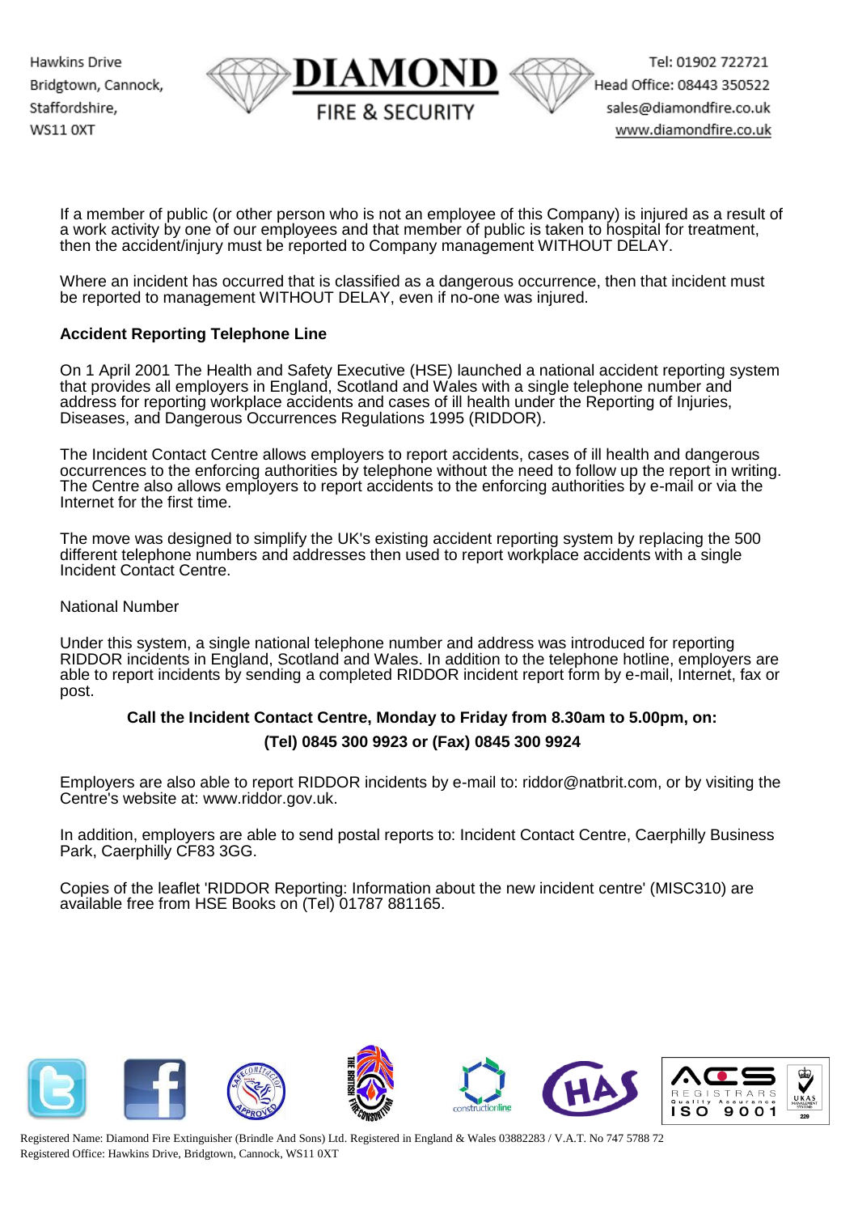If a member of public (or other person who is not an employee of this Company) is injured as a result of a work activity by one of our employees and that member of public is taken to hospital for treatment, then the accident/injury must be reported to Company management WITHOUT DELAY.

Where an incident has occurred that is classified as a dangerous occurrence, then that incident must be reported to management WITHOUT DELAY, even if no-one was injured.

**Accident Reporting Telephone Line**

On 1 April 2001 The Health and Safety Executive (HSE) launched a national accident reporting system that provides all employers in England, Scotland and Wales with a single telephone number and address for reporting workplace accidents and cases of ill health under the Reporting of Injuries, Diseases, and Dangerous Occurrences Regulations 1995 (RIDDOR).

The Incident Contact Centre allows employers to report accidents, cases of ill health and dangerous occurrences to the enforcing authorities by telephone without the need to follow up the report in writing. The Centre also allows employers to report accidents to the enforcing authorities by e-mail or via the Internet for the first time.

The move was designed to simplify the UK's existing accident reporting system by replacing the 500 different telephone numbers and addresses then used to report workplace accidents with a single Incident Contact Centre.

National Number

Under this system, a single national telephone number and address was introduced for reporting RIDDOR incidents in England, Scotland and Wales. In addition to the telephone hotline, employers are able to report incidents by sending a completed RIDDOR incident report form by e-mail, Internet, fax or post.

**Call the Incident Contact Centre, Monday to Friday from 8.30am to 5.00pm, on:**

**(Tel) 0845 300 9923 or (Fax) 0845 300 9924**

Employers are also able to report RIDDOR incidents by e-mail to: riddor@natbrit.com, or by visiting the Centre's website at: www.riddor.gov.uk.

In addition, employers are able to send postal reports to: Incident Contact Centre, Caerphilly Business Park, Caerphilly CF83 3GG.

Copies of the leaflet 'RIDDOR Reporting: Information about the new incident centre' (MISC310) are available free from HSE Books on (Tel) 01787 881165.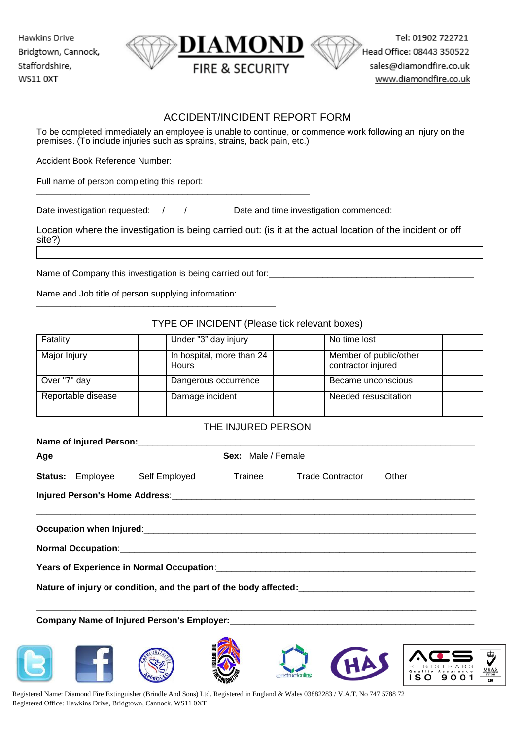Hawkins Drive
Bridgtown, Cannock,
Staffordshire,
WS11 0XT

**DIAMOND**
FIRE & SECURITY

Tel: 01902 722721
Head Office: 08443 350522
sales@diamondfire.co.uk
www.diamondfire.co.uk

## ACCIDENT/INCIDENT REPORT FORM

To be completed immediately an employee is unable to continue, or commence work following an injury on the premises. (To include injuries such as sprains, strains, back pain, etc.)

Accident Book Reference Number:

Full name of person completing this report:
_______________________________________________________

Date investigation requested: / / Date and time investigation commenced:

Location where the investigation is being carried out: (is it at the actual location of the incident or off site?)

| |
|---|
| |

Name of Company this investigation is being carried out for:_________________________________________

Name and Job title of person supplying information:
________________________________________________

### TYPE OF INCIDENT (Please tick relevant boxes)

| Fatality | | Under "3" day injury | | No time lost | |
|---|---|---|---|---|---|
| Major Injury | | In hospital, more than 24 Hours | | Member of public/other contractor injured | |
| Over "7" day | | Dangerous occurrence | | Became unconscious | |
| Reportable disease | | Damage incident | | Needed resuscitation | |

### THE INJURED PERSON

**Name of Injured Person:**_______________________________________________________________

**Age** **Sex:** Male / Female

**Status:** Employee Self Employed Trainee Trade Contractor Other

**Injured Person's Home Address**:___________________________________________________________
_______________________________________________________________________________________

**Occupation when Injured**:_________________________________________________________________

**Normal Occupation**:______________________________________________________________________

**Years of Experience in Normal Occupation**:__________________________________________________

**Nature of injury or condition, and the part of the body affected:**_________________________________
_______________________________________________________________________________________

**Company Name of Injured Person's Employer:**_______________________________________________

Registered Name: Diamond Fire Extinguisher (Brindle And Sons) Ltd. Registered in England & Wales 03882283 / V.A.T. No 747 5788 72
Registered Office: Hawkins Drive, Bridgtown, Cannock, WS11 0XT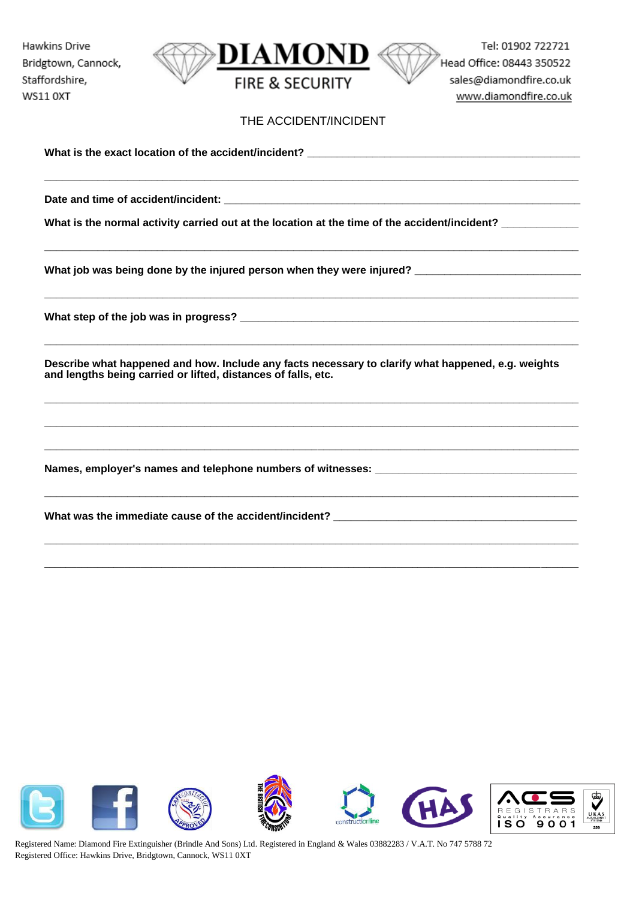Hawkins Drive
Bridgtown, Cannock,
Staffordshire,
WS11 0XT

**DIAMOND**
FIRE & SECURITY

Tel: 01902 722721
Head Office: 08443 350522
sales@diamondfire.co.uk
www.diamondfire.co.uk

## THE ACCIDENT/INCIDENT

**What is the exact location of the accident/incident?** ______________________________________________

_____________________________________________________________________________________

**Date and time of accident/incident:** ____________________________________________________________

**What is the normal activity carried out at the location at the time of the accident/incident?** ____________

_____________________________________________________________________________________

**What job was being done by the injured person when they were injured?** ___________________________

_____________________________________________________________________________________

**What step of the job was in progress?** ___________________________________________________________

_____________________________________________________________________________________

**Describe what happened and how. Include any facts necessary to clarify what happened, e.g. weights and lengths being carried or lifted, distances of falls, etc.**

_____________________________________________________________________________________

_____________________________________________________________________________________

_____________________________________________________________________________________

**Names, employer's names and telephone numbers of witnesses:** _________________________________

_____________________________________________________________________________________

**What was the immediate cause of the accident/incident?** _______________________________________

_____________________________________________________________________________________

_____________________________________________________________________________________

Registered Name: Diamond Fire Extinguisher (Brindle And Sons) Ltd. Registered in England & Wales 03882283 / V.A.T. No 747 5788 72
Registered Office: Hawkins Drive, Bridgtown, Cannock, WS11 0XT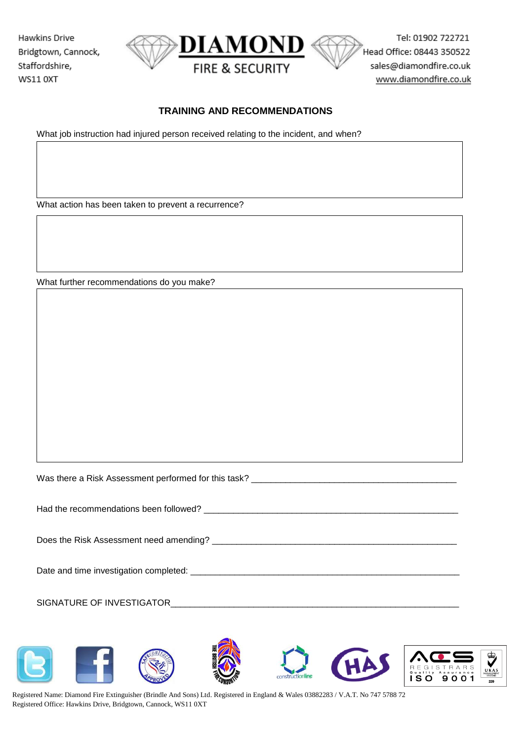Hawkins Drive
Bridgtown, Cannock,
Staffordshire,
WS11 0XT

**DIAMOND**
FIRE & SECURITY

Tel: 01902 722721
Head Office: 08443 350522
sales@diamondfire.co.uk
www.diamondfire.co.uk

## TRAINING AND RECOMMENDATIONS

What job instruction had injured person received relating to the incident, and when?

| |
|---|
| |

What action has been taken to prevent a recurrence?

| |
|---|
| |

What further recommendations do you make?

| |
|---|
| |

Was there a Risk Assessment performed for this task? ___________________________________________

Had the recommendations been followed? ______________________________________________________

Does the Risk Assessment need amending? ____________________________________________________

Date and time investigation completed: __________________________________________________________

SIGNATURE OF INVESTIGATOR____________________________________________________________

Registered Name: Diamond Fire Extinguisher (Brindle And Sons) Ltd. Registered in England & Wales 03882283 / V.A.T. No 747 5788 72
Registered Office: Hawkins Drive, Bridgtown, Cannock, WS11 0XT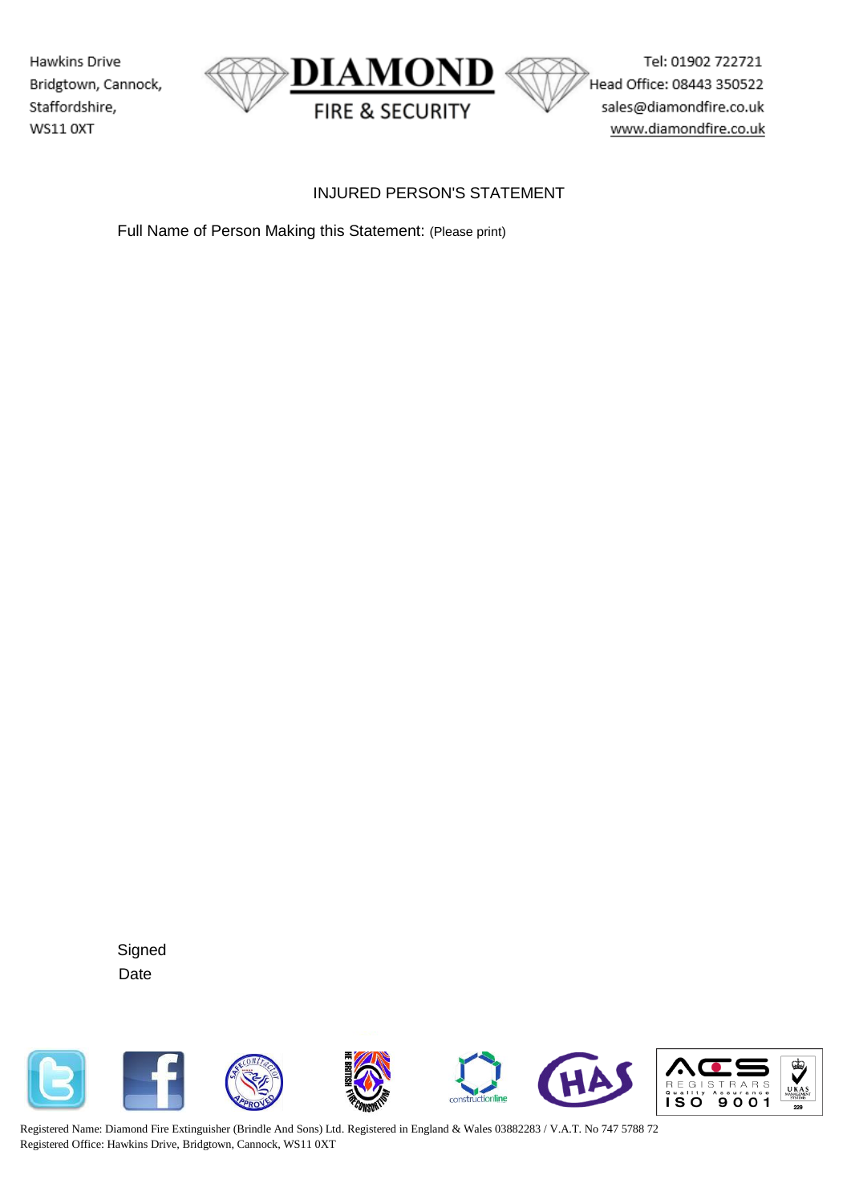Hawkins Drive
Bridgtown, Cannock,
Staffordshire,
WS11 0XT

**DIAMOND**
FIRE & SECURITY

Tel: 01902 722721
Head Office: 08443 350522
sales@diamondfire.co.uk
www.diamondfire.co.uk

# INJURED PERSON'S STATEMENT

Full Name of Person Making this Statement: (Please print)

Signed

Date

Registered Name: Diamond Fire Extinguisher (Brindle And Sons) Ltd. Registered in England & Wales 03882283 / V.A.T. No 747 5788 72
Registered Office: Hawkins Drive, Bridgtown, Cannock, WS11 0XT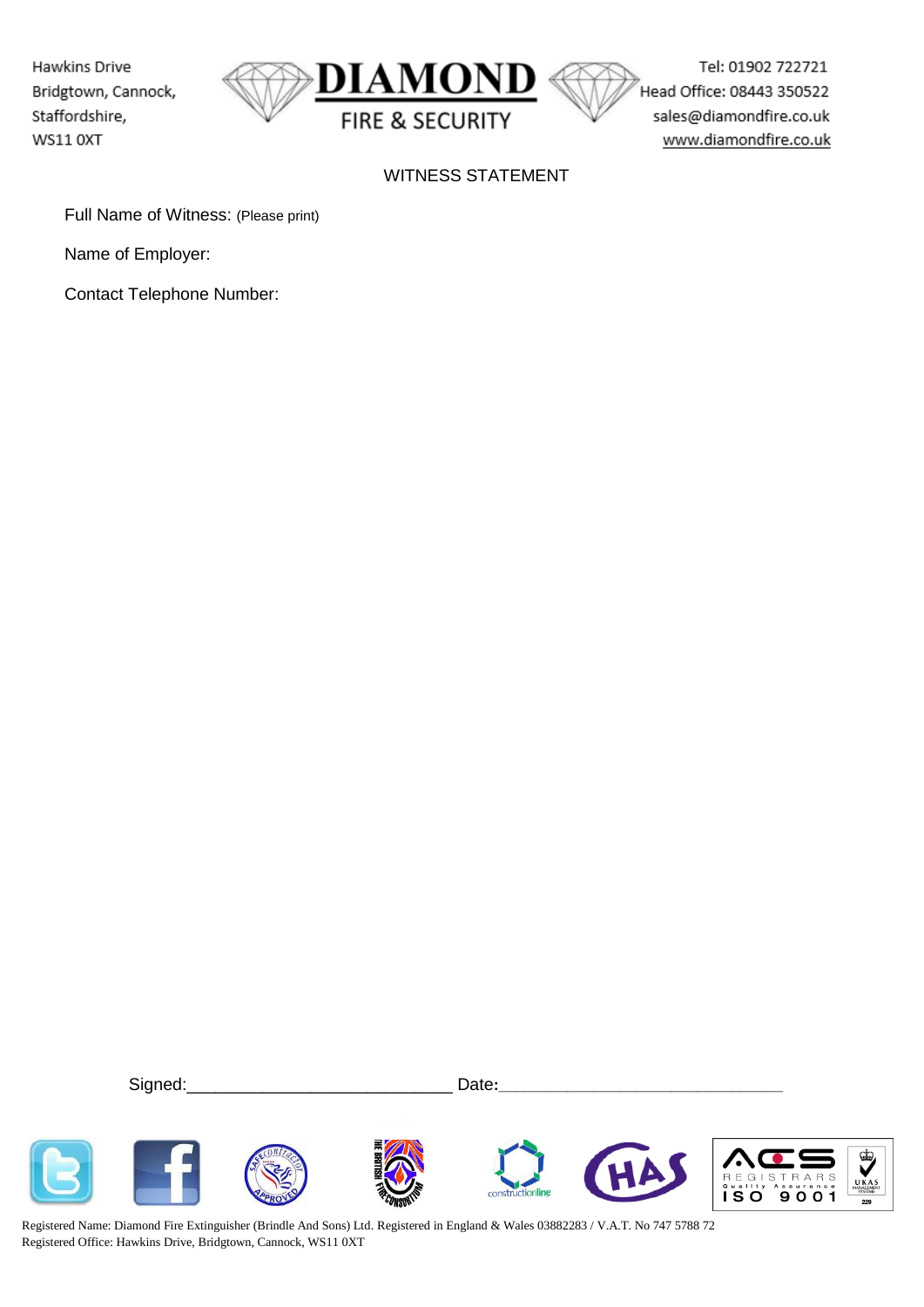Hawkins Drive
Bridgtown, Cannock,
Staffordshire,
WS11 0XT

**DIAMOND**
FIRE & SECURITY

Tel: 01902 722721
Head Office: 08443 350522
sales@diamondfire.co.uk
www.diamondfire.co.uk

## WITNESS STATEMENT

Full Name of Witness: (Please print)

Name of Employer:

Contact Telephone Number:

Signed:____________________________ Date:______________________________

Registered Name: Diamond Fire Extinguisher (Brindle And Sons) Ltd. Registered in England & Wales 03882283 / V.A.T. No 747 5788 72
Registered Office: Hawkins Drive, Bridgtown, Cannock, WS11 0XT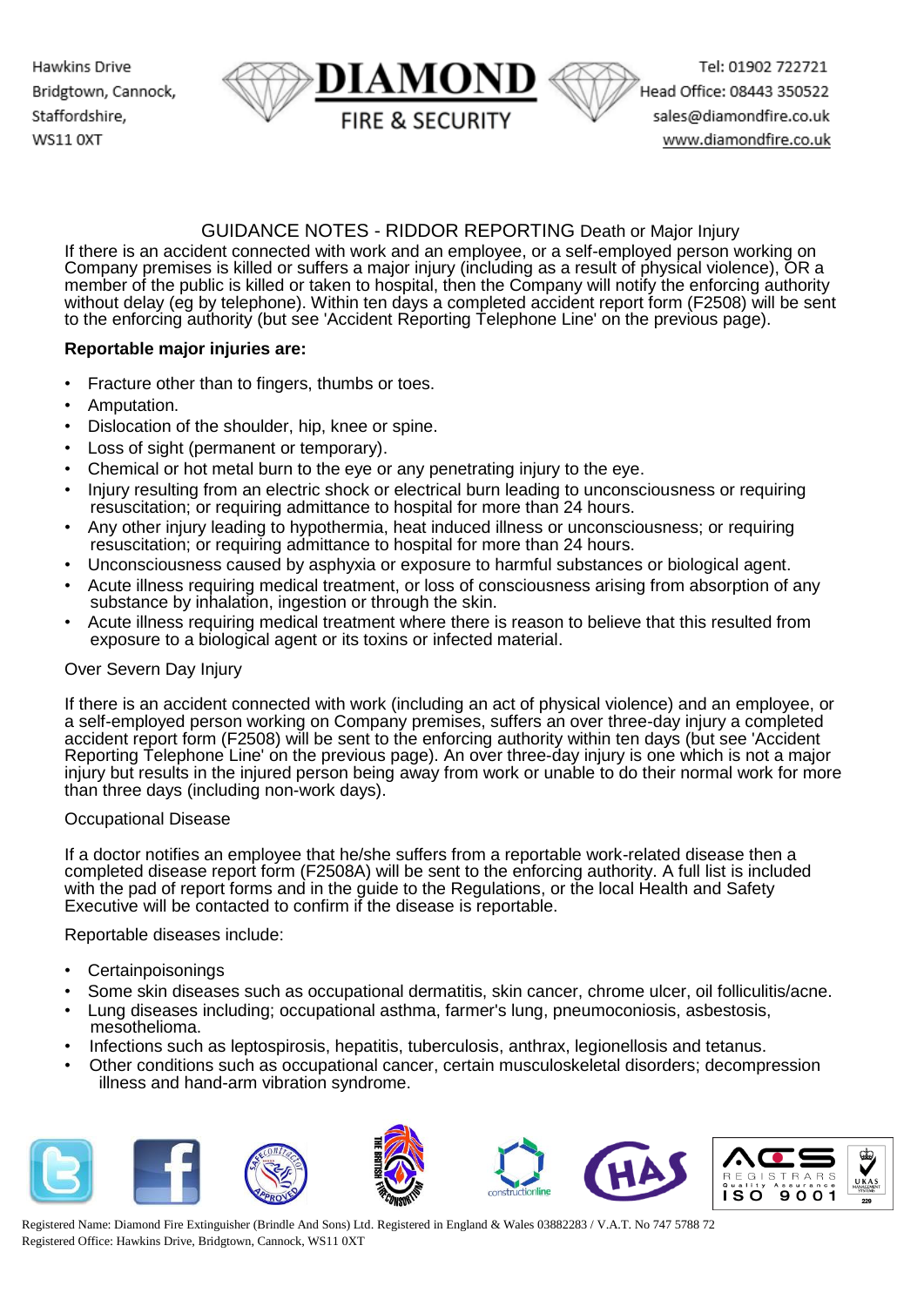## GUIDANCE NOTES - RIDDOR REPORTING Death or Major Injury

If there is an accident connected with work and an employee, or a self-employed person working on Company premises is killed or suffers a major injury (including as a result of physical violence), OR a member of the public is killed or taken to hospital, then the Company will notify the enforcing authority without delay (eg by telephone). Within ten days a completed accident report form (F2508) will be sent to the enforcing authority (but see 'Accident Reporting Telephone Line' on the previous page).

**Reportable major injuries are:**

- Fracture other than to fingers, thumbs or toes.
- Amputation.
- Dislocation of the shoulder, hip, knee or spine.
- Loss of sight (permanent or temporary).
- Chemical or hot metal burn to the eye or any penetrating injury to the eye.
- Injury resulting from an electric shock or electrical burn leading to unconsciousness or requiring resuscitation; or requiring admittance to hospital for more than 24 hours.
- Any other injury leading to hypothermia, heat induced illness or unconsciousness; or requiring resuscitation; or requiring admittance to hospital for more than 24 hours.
- Unconsciousness caused by asphyxia or exposure to harmful substances or biological agent.
- Acute illness requiring medical treatment, or loss of consciousness arising from absorption of any substance by inhalation, ingestion or through the skin.
- Acute illness requiring medical treatment where there is reason to believe that this resulted from exposure to a biological agent or its toxins or infected material.

Over Severn Day Injury

If there is an accident connected with work (including an act of physical violence) and an employee, or a self-employed person working on Company premises, suffers an over three-day injury a completed accident report form (F2508) will be sent to the enforcing authority within ten days (but see 'Accident Reporting Telephone Line' on the previous page). An over three-day injury is one which is not a major injury but results in the injured person being away from work or unable to do their normal work for more than three days (including non-work days).

Occupational Disease

If a doctor notifies an employee that he/she suffers from a reportable work-related disease then a completed disease report form (F2508A) will be sent to the enforcing authority. A full list is included with the pad of report forms and in the guide to the Regulations, or the local Health and Safety Executive will be contacted to confirm if the disease is reportable.

Reportable diseases include:

- Certainpoisonings
- Some skin diseases such as occupational dermatitis, skin cancer, chrome ulcer, oil folliculitis/acne.
- Lung diseases including; occupational asthma, farmer's lung, pneumoconiosis, asbestosis, mesothelioma.
- Infections such as leptospirosis, hepatitis, tuberculosis, anthrax, legionellosis and tetanus.
- Other conditions such as occupational cancer, certain musculoskeletal disorders; decompression illness and hand-arm vibration syndrome.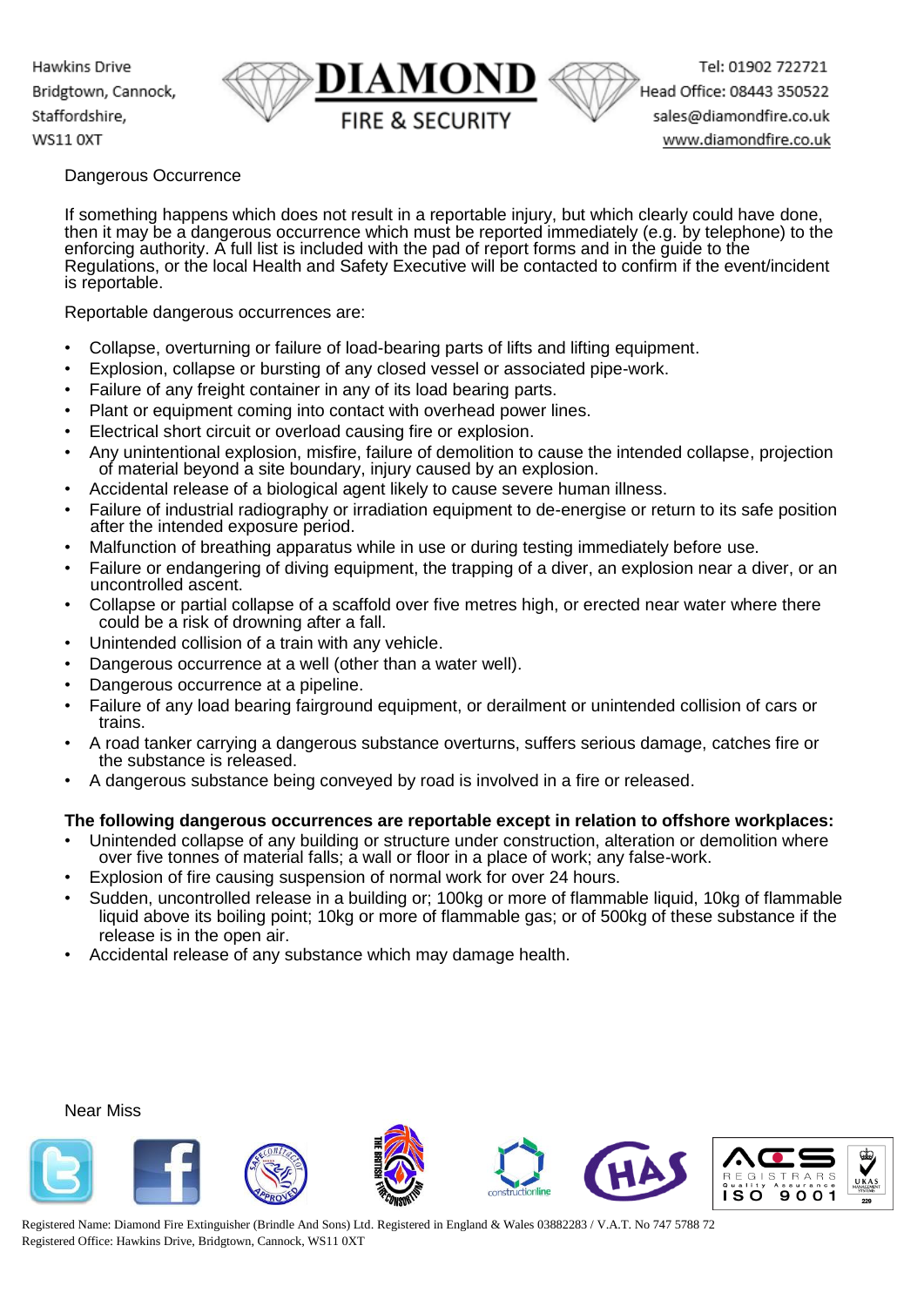## Dangerous Occurrence

If something happens which does not result in a reportable injury, but which clearly could have done, then it may be a dangerous occurrence which must be reported immediately (e.g. by telephone) to the enforcing authority. A full list is included with the pad of report forms and in the guide to the Regulations, or the local Health and Safety Executive will be contacted to confirm if the event/incident is reportable.

Reportable dangerous occurrences are:

- Collapse, overturning or failure of load-bearing parts of lifts and lifting equipment.
- Explosion, collapse or bursting of any closed vessel or associated pipe-work.
- Failure of any freight container in any of its load bearing parts.
- Plant or equipment coming into contact with overhead power lines.
- Electrical short circuit or overload causing fire or explosion.
- Any unintentional explosion, misfire, failure of demolition to cause the intended collapse, projection of material beyond a site boundary, injury caused by an explosion.
- Accidental release of a biological agent likely to cause severe human illness.
- Failure of industrial radiography or irradiation equipment to de-energise or return to its safe position after the intended exposure period.
- Malfunction of breathing apparatus while in use or during testing immediately before use.
- Failure or endangering of diving equipment, the trapping of a diver, an explosion near a diver, or an uncontrolled ascent.
- Collapse or partial collapse of a scaffold over five metres high, or erected near water where there could be a risk of drowning after a fall.
- Unintended collision of a train with any vehicle.
- Dangerous occurrence at a well (other than a water well).
- Dangerous occurrence at a pipeline.
- Failure of any load bearing fairground equipment, or derailment or unintended collision of cars or trains.
- A road tanker carrying a dangerous substance overturns, suffers serious damage, catches fire or the substance is released.
- A dangerous substance being conveyed by road is involved in a fire or released.

**The following dangerous occurrences are reportable except in relation to offshore workplaces:**

- Unintended collapse of any building or structure under construction, alteration or demolition where over five tonnes of material falls; a wall or floor in a place of work; any false-work.
- Explosion of fire causing suspension of normal work for over 24 hours.
- Sudden, uncontrolled release in a building or; 100kg or more of flammable liquid, 10kg of flammable liquid above its boiling point; 10kg or more of flammable gas; or of 500kg of these substance if the release is in the open air.
- Accidental release of any substance which may damage health.

## Near Miss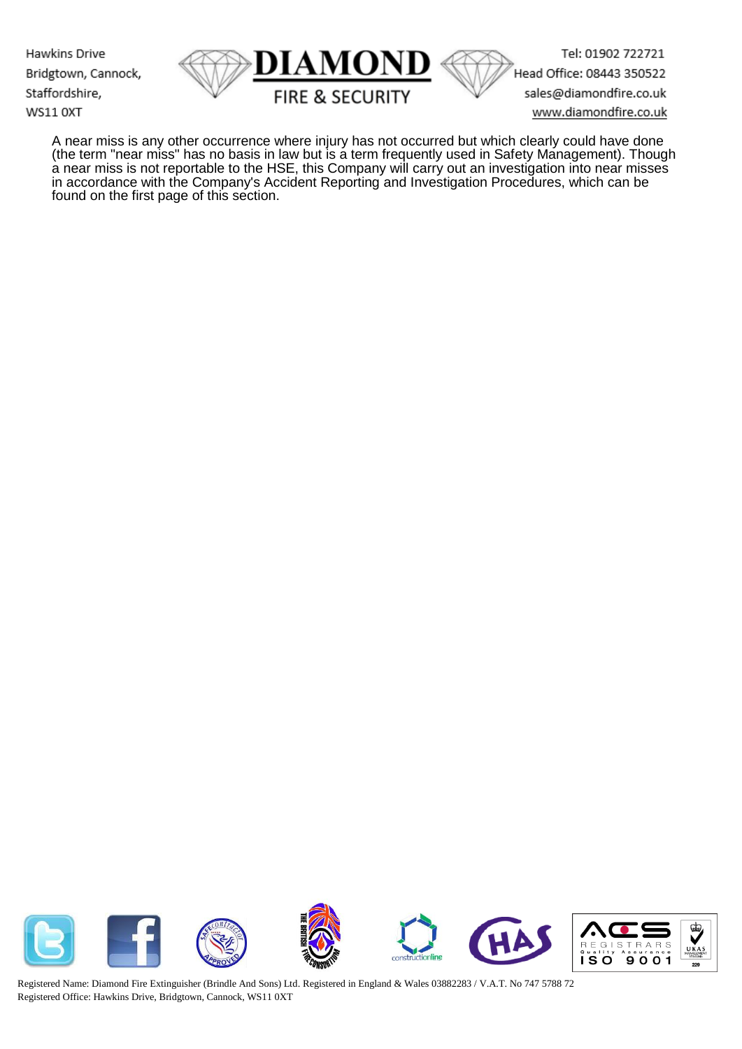A near miss is any other occurrence where injury has not occurred but which clearly could have done (the term "near miss" has no basis in law but is a term frequently used in Safety Management). Though a near miss is not reportable to the HSE, this Company will carry out an investigation into near misses in accordance with the Company's Accident Reporting and Investigation Procedures, which can be found on the first page of this section.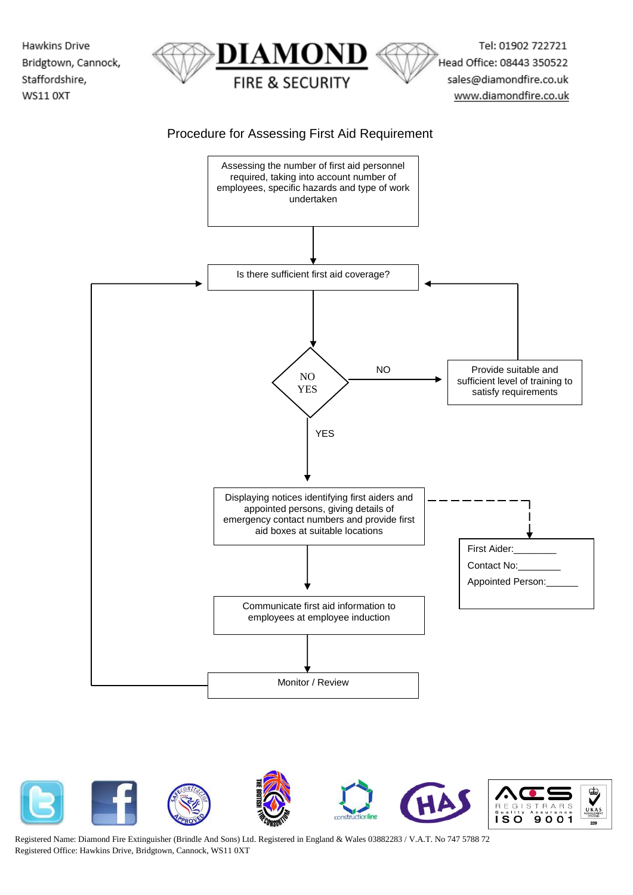Hawkins Drive
Bridgtown, Cannock,
Staffordshire,
WS11 0XT

**DIAMOND**
FIRE & SECURITY

Tel: 01902 722721
Head Office: 08443 350522
sales@diamondfire.co.uk
www.diamondfire.co.uk

## Procedure for Assessing First Aid Requirement

Assessing the number of first aid personnel required, taking into account number of employees, specific hazards and type of work undertaken

Is there sufficient first aid coverage?

NO
YES

NO

Provide suitable and sufficient level of training to satisfy requirements

YES

Displaying notices identifying first aiders and appointed persons, giving details of emergency contact numbers and provide first aid boxes at suitable locations

First Aider:________
Contact No:________
Appointed Person:______

Communicate first aid information to employees at employee induction

Monitor / Review

Registered Name: Diamond Fire Extinguisher (Brindle And Sons) Ltd. Registered in England & Wales 03882283 / V.A.T. No 747 5788 72
Registered Office: Hawkins Drive, Bridgtown, Cannock, WS11 0XT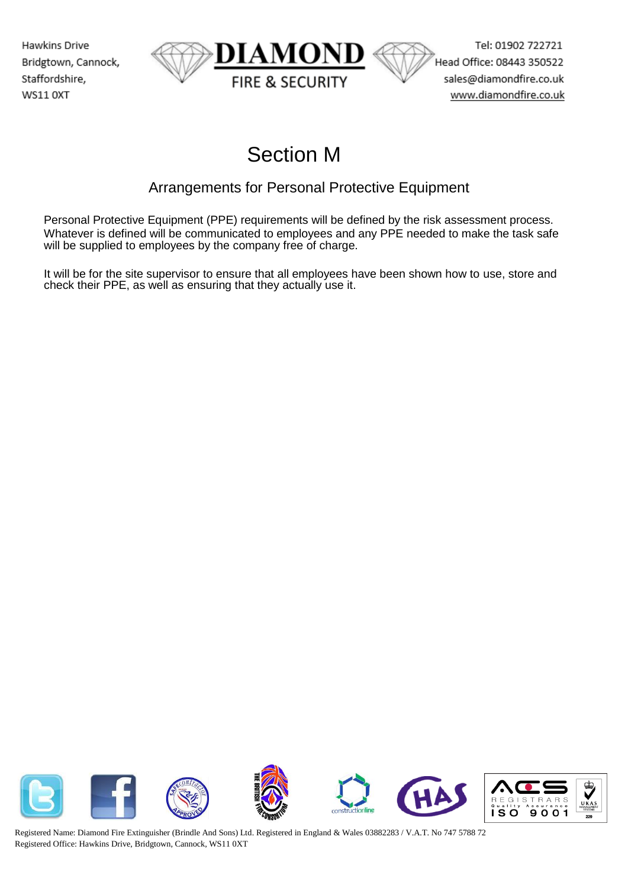# Section M

## Arrangements for Personal Protective Equipment

Personal Protective Equipment (PPE) requirements will be defined by the risk assessment process. Whatever is defined will be communicated to employees and any PPE needed to make the task safe will be supplied to employees by the company free of charge.

It will be for the site supervisor to ensure that all employees have been shown how to use, store and check their PPE, as well as ensuring that they actually use it.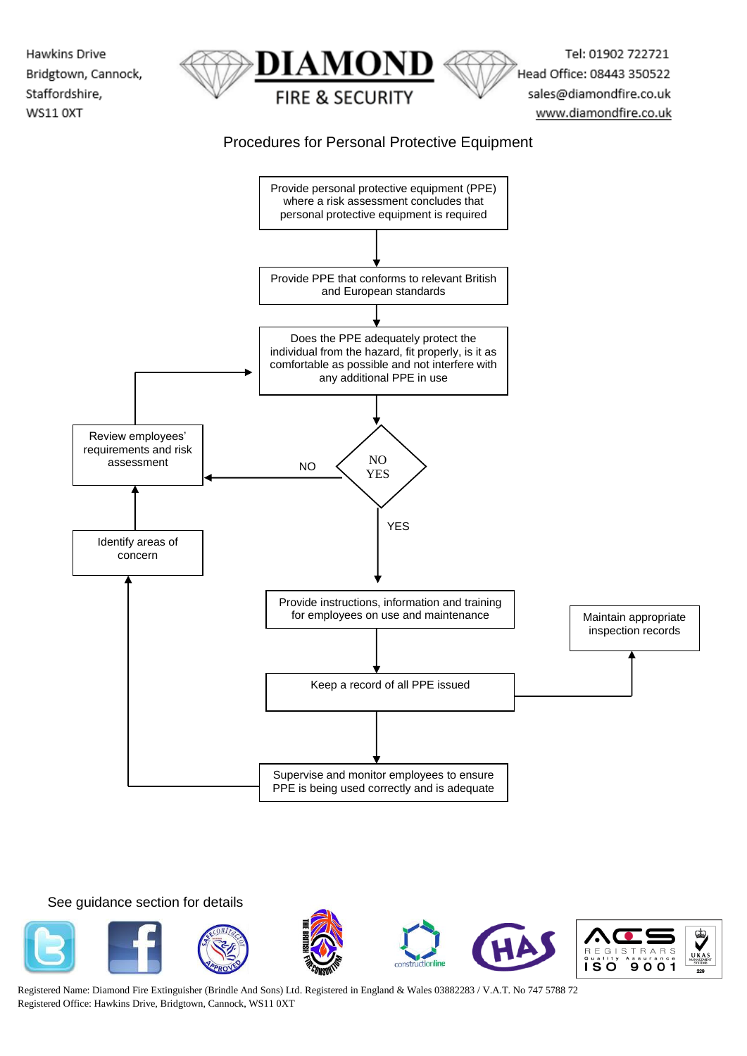Hawkins Drive
Bridgtown, Cannock,
Staffordshire,
WS11 0XT

**DIAMOND**
FIRE & SECURITY

Tel: 01902 722721
Head Office: 08443 350522
sales@diamondfire.co.uk
www.diamondfire.co.uk

# Procedures for Personal Protective Equipment

Provide personal protective equipment (PPE) where a risk assessment concludes that personal protective equipment is required

↓

Provide PPE that conforms to relevant British and European standards

↓

Does the PPE adequately protect the individual from the hazard, fit properly, is it as comfortable as possible and not interfere with any additional PPE in use

↓

NO / YES

- NO → Review employees' requirements and risk assessment → (returns to "Does the PPE adequately protect…")
- YES ↓

Provide instructions, information and training for employees on use and maintenance

↓

Keep a record of all PPE issued → Maintain appropriate inspection records

↓

Supervise and monitor employees to ensure PPE is being used correctly and is adequate → Identify areas of concern → Review employees' requirements and risk assessment

See guidance section for details

Registered Name: Diamond Fire Extinguisher (Brindle And Sons) Ltd. Registered in England & Wales 03882283 / V.A.T. No 747 5788 72
Registered Office: Hawkins Drive, Bridgtown, Cannock, WS11 0XT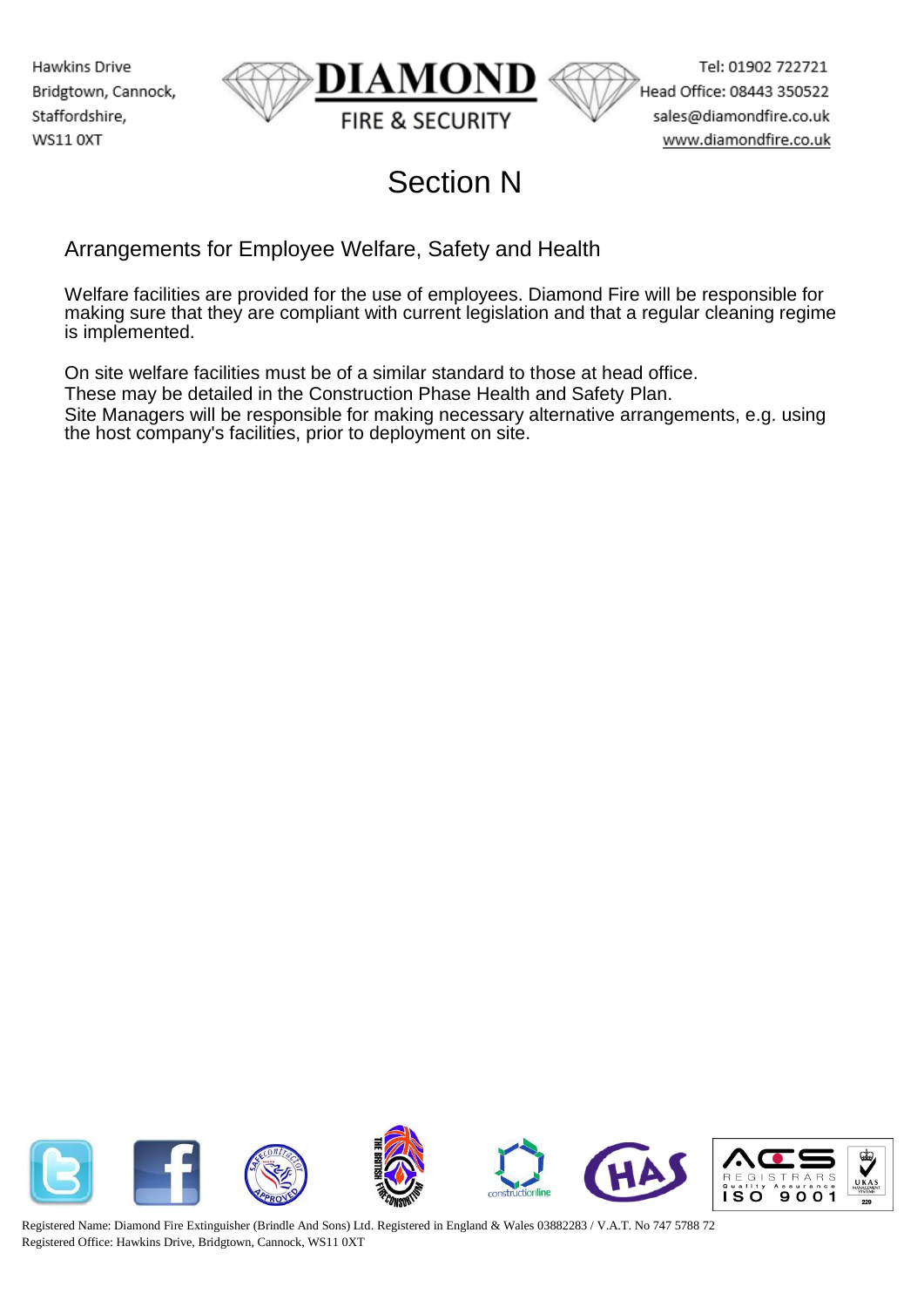# Section N

## Arrangements for Employee Welfare, Safety and Health

Welfare facilities are provided for the use of employees. Diamond Fire will be responsible for making sure that they are compliant with current legislation and that a regular cleaning regime is implemented.

On site welfare facilities must be of a similar standard to those at head office.
These may be detailed in the Construction Phase Health and Safety Plan.
Site Managers will be responsible for making necessary alternative arrangements, e.g. using the host company's facilities, prior to deployment on site.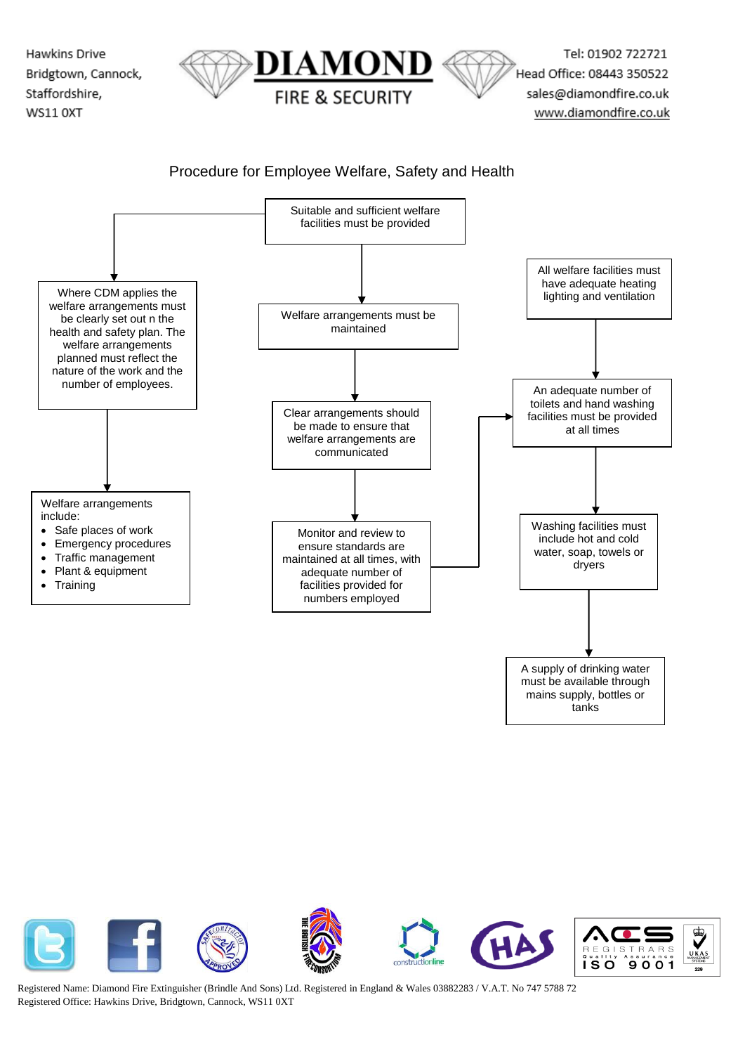Hawkins Drive
Bridgtown, Cannock,
Staffordshire,
WS11 0XT

**DIAMOND**
FIRE & SECURITY

Tel: 01902 722721
Head Office: 08443 350522
sales@diamondfire.co.uk
www.diamondfire.co.uk

## Procedure for Employee Welfare, Safety and Health

Suitable and sufficient welfare facilities must be provided

Where CDM applies the welfare arrangements must be clearly set out n the health and safety plan. The welfare arrangements planned must reflect the nature of the work and the number of employees.

Welfare arrangements include:

- Safe places of work
- Emergency procedures
- Traffic management
- Plant & equipment
- Training

Welfare arrangements must be maintained

Clear arrangements should be made to ensure that welfare arrangements are communicated

Monitor and review to ensure standards are maintained at all times, with adequate number of facilities provided for numbers employed

All welfare facilities must have adequate heating lighting and ventilation

An adequate number of toilets and hand washing facilities must be provided at all times

Washing facilities must include hot and cold water, soap, towels or dryers

A supply of drinking water must be available through mains supply, bottles or tanks

Registered Name: Diamond Fire Extinguisher (Brindle And Sons) Ltd. Registered in England & Wales 03882283 / V.A.T. No 747 5788 72
Registered Office: Hawkins Drive, Bridgtown, Cannock, WS11 0XT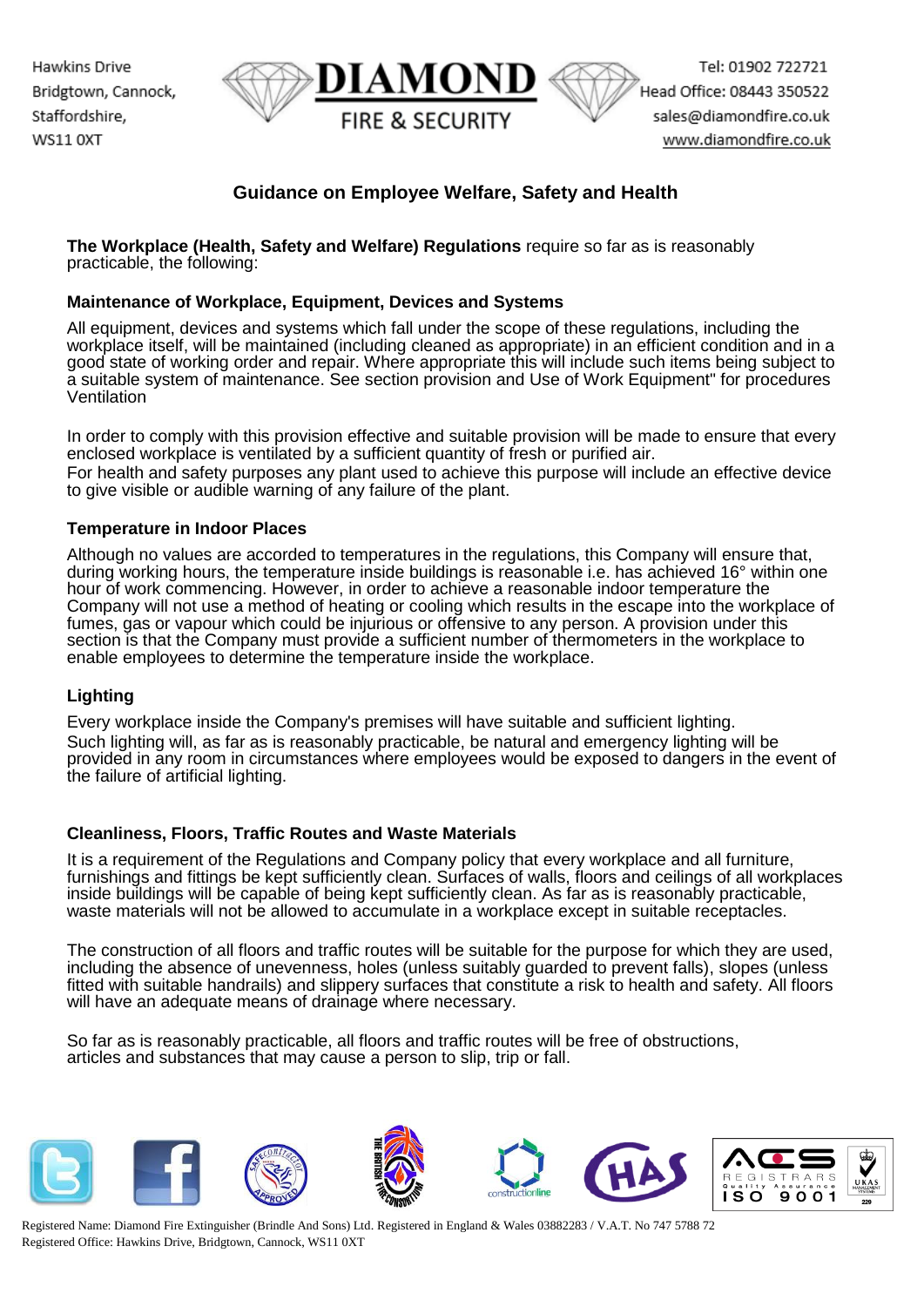## Guidance on Employee Welfare, Safety and Health

**The Workplace (Health, Safety and Welfare) Regulations** require so far as is reasonably practicable, the following:

### Maintenance of Workplace, Equipment, Devices and Systems

All equipment, devices and systems which fall under the scope of these regulations, including the workplace itself, will be maintained (including cleaned as appropriate) in an efficient condition and in a good state of working order and repair. Where appropriate this will include such items being subject to a suitable system of maintenance. See section provision and Use of Work Equipment" for procedures Ventilation

In order to comply with this provision effective and suitable provision will be made to ensure that every enclosed workplace is ventilated by a sufficient quantity of fresh or purified air.
For health and safety purposes any plant used to achieve this purpose will include an effective device to give visible or audible warning of any failure of the plant.

### Temperature in Indoor Places

Although no values are accorded to temperatures in the regulations, this Company will ensure that, during working hours, the temperature inside buildings is reasonable i.e. has achieved 16° within one hour of work commencing. However, in order to achieve a reasonable indoor temperature the Company will not use a method of heating or cooling which results in the escape into the workplace of fumes, gas or vapour which could be injurious or offensive to any person. A provision under this section is that the Company must provide a sufficient number of thermometers in the workplace to enable employees to determine the temperature inside the workplace.

### Lighting

Every workplace inside the Company's premises will have suitable and sufficient lighting.
Such lighting will, as far as is reasonably practicable, be natural and emergency lighting will be provided in any room in circumstances where employees would be exposed to dangers in the event of the failure of artificial lighting.

### Cleanliness, Floors, Traffic Routes and Waste Materials

It is a requirement of the Regulations and Company policy that every workplace and all furniture, furnishings and fittings be kept sufficiently clean. Surfaces of walls, floors and ceilings of all workplaces inside buildings will be capable of being kept sufficiently clean. As far as is reasonably practicable, waste materials will not be allowed to accumulate in a workplace except in suitable receptacles.

The construction of all floors and traffic routes will be suitable for the purpose for which they are used, including the absence of unevenness, holes (unless suitably guarded to prevent falls), slopes (unless fitted with suitable handrails) and slippery surfaces that constitute a risk to health and safety. All floors will have an adequate means of drainage where necessary.

So far as is reasonably practicable, all floors and traffic routes will be free of obstructions, articles and substances that may cause a person to slip, trip or fall.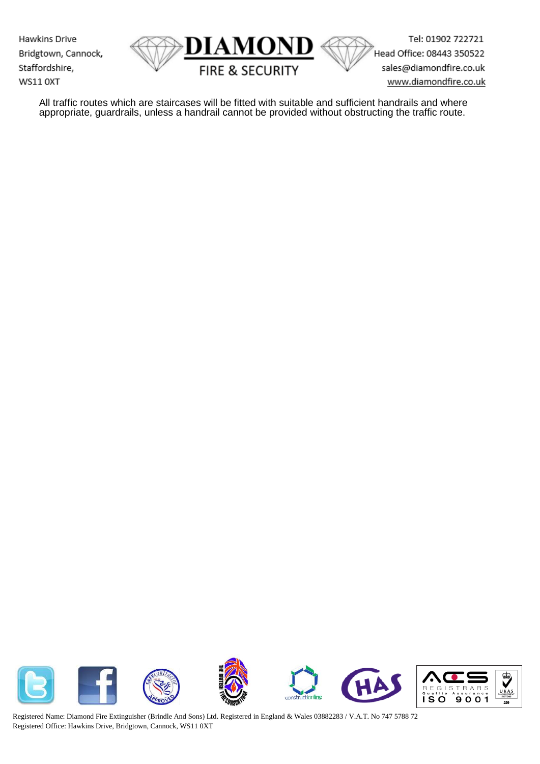All traffic routes which are staircases will be fitted with suitable and sufficient handrails and where appropriate, guardrails, unless a handrail cannot be provided without obstructing the traffic route.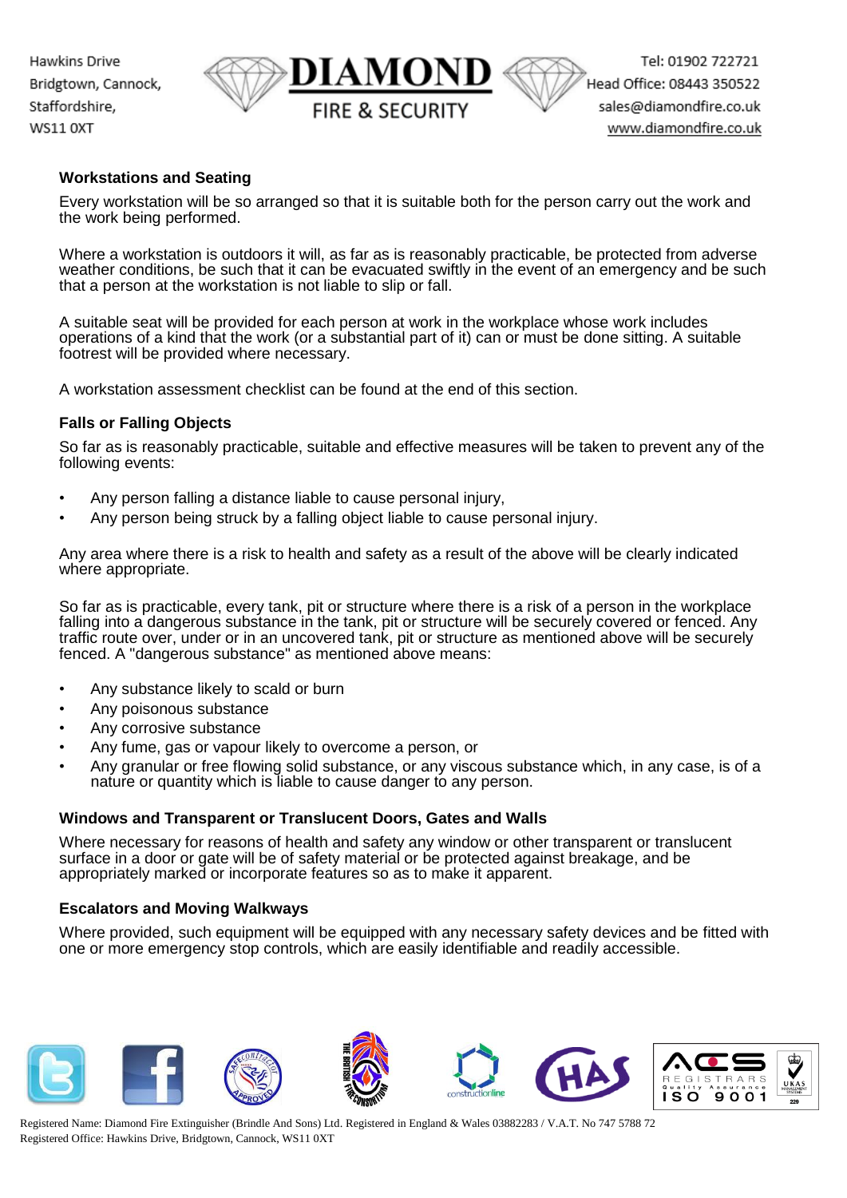**Workstations and Seating**

Every workstation will be so arranged so that it is suitable both for the person carry out the work and the work being performed.

Where a workstation is outdoors it will, as far as is reasonably practicable, be protected from adverse weather conditions, be such that it can be evacuated swiftly in the event of an emergency and be such that a person at the workstation is not liable to slip or fall.

A suitable seat will be provided for each person at work in the workplace whose work includes operations of a kind that the work (or a substantial part of it) can or must be done sitting. A suitable footrest will be provided where necessary.

A workstation assessment checklist can be found at the end of this section.

**Falls or Falling Objects**

So far as is reasonably practicable, suitable and effective measures will be taken to prevent any of the following events:

- Any person falling a distance liable to cause personal injury,
- Any person being struck by a falling object liable to cause personal injury.

Any area where there is a risk to health and safety as a result of the above will be clearly indicated where appropriate.

So far as is practicable, every tank, pit or structure where there is a risk of a person in the workplace falling into a dangerous substance in the tank, pit or structure will be securely covered or fenced. Any traffic route over, under or in an uncovered tank, pit or structure as mentioned above will be securely fenced. A "dangerous substance" as mentioned above means:

- Any substance likely to scald or burn
- Any poisonous substance
- Any corrosive substance
- Any fume, gas or vapour likely to overcome a person, or
- Any granular or free flowing solid substance, or any viscous substance which, in any case, is of a nature or quantity which is liable to cause danger to any person.

**Windows and Transparent or Translucent Doors, Gates and Walls**

Where necessary for reasons of health and safety any window or other transparent or translucent surface in a door or gate will be of safety material or be protected against breakage, and be appropriately marked or incorporate features so as to make it apparent.

**Escalators and Moving Walkways**

Where provided, such equipment will be equipped with any necessary safety devices and be fitted with one or more emergency stop controls, which are easily identifiable and readily accessible.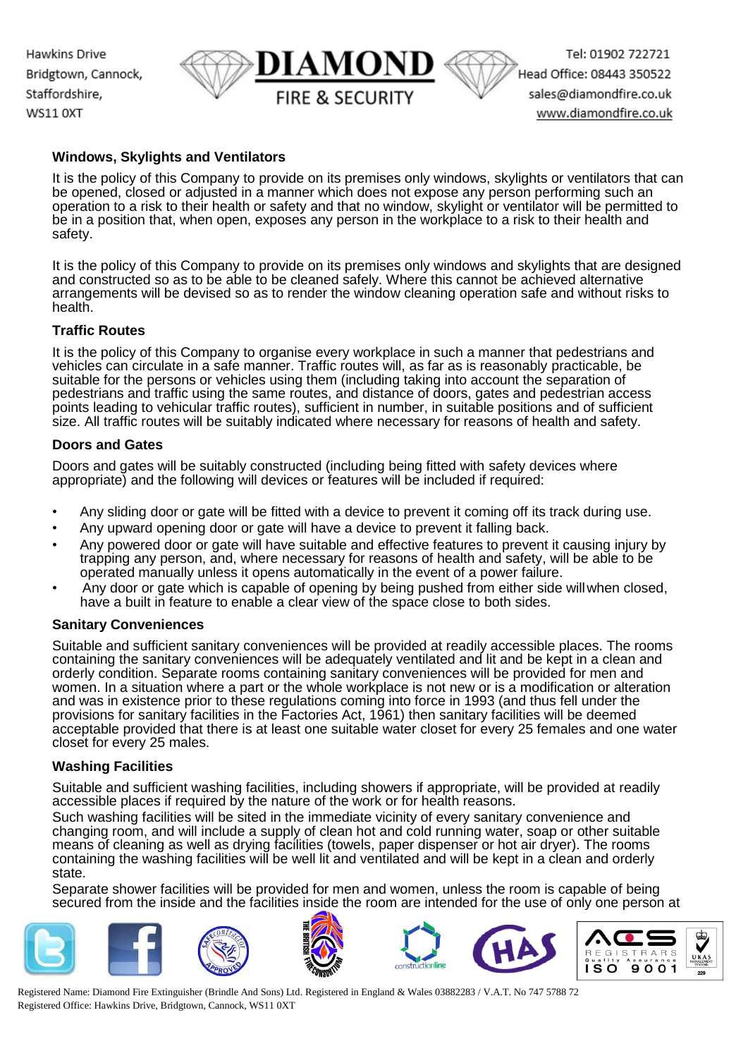### Windows, Skylights and Ventilators

It is the policy of this Company to provide on its premises only windows, skylights or ventilators that can be opened, closed or adjusted in a manner which does not expose any person performing such an operation to a risk to their health or safety and that no window, skylight or ventilator will be permitted to be in a position that, when open, exposes any person in the workplace to a risk to their health and safety.

It is the policy of this Company to provide on its premises only windows and skylights that are designed and constructed so as to be able to be cleaned safely. Where this cannot be achieved alternative arrangements will be devised so as to render the window cleaning operation safe and without risks to health.

### Traffic Routes

It is the policy of this Company to organise every workplace in such a manner that pedestrians and vehicles can circulate in a safe manner. Traffic routes will, as far as is reasonably practicable, be suitable for the persons or vehicles using them (including taking into account the separation of pedestrians and traffic using the same routes, and distance of doors, gates and pedestrian access points leading to vehicular traffic routes), sufficient in number, in suitable positions and of sufficient size. All traffic routes will be suitably indicated where necessary for reasons of health and safety.

### Doors and Gates

Doors and gates will be suitably constructed (including being fitted with safety devices where appropriate) and the following will devices or features will be included if required:

- Any sliding door or gate will be fitted with a device to prevent it coming off its track during use.
- Any upward opening door or gate will have a device to prevent it falling back.
- Any powered door or gate will have suitable and effective features to prevent it causing injury by trapping any person, and, where necessary for reasons of health and safety, will be able to be operated manually unless it opens automatically in the event of a power failure.
- Any door or gate which is capable of opening by being pushed from either side willwhen closed, have a built in feature to enable a clear view of the space close to both sides.

### Sanitary Conveniences

Suitable and sufficient sanitary conveniences will be provided at readily accessible places. The rooms containing the sanitary conveniences will be adequately ventilated and lit and be kept in a clean and orderly condition. Separate rooms containing sanitary conveniences will be provided for men and women. In a situation where a part or the whole workplace is not new or is a modification or alteration and was in existence prior to these regulations coming into force in 1993 (and thus fell under the provisions for sanitary facilities in the Factories Act, 1961) then sanitary facilities will be deemed acceptable provided that there is at least one suitable water closet for every 25 females and one water closet for every 25 males.

### Washing Facilities

Suitable and sufficient washing facilities, including showers if appropriate, will be provided at readily accessible places if required by the nature of the work or for health reasons.

Such washing facilities will be sited in the immediate vicinity of every sanitary convenience and changing room, and will include a supply of clean hot and cold running water, soap or other suitable means of cleaning as well as drying facilities (towels, paper dispenser or hot air dryer). The rooms containing the washing facilities will be well lit and ventilated and will be kept in a clean and orderly state.

Separate shower facilities will be provided for men and women, unless the room is capable of being secured from the inside and the facilities inside the room are intended for the use of only one person at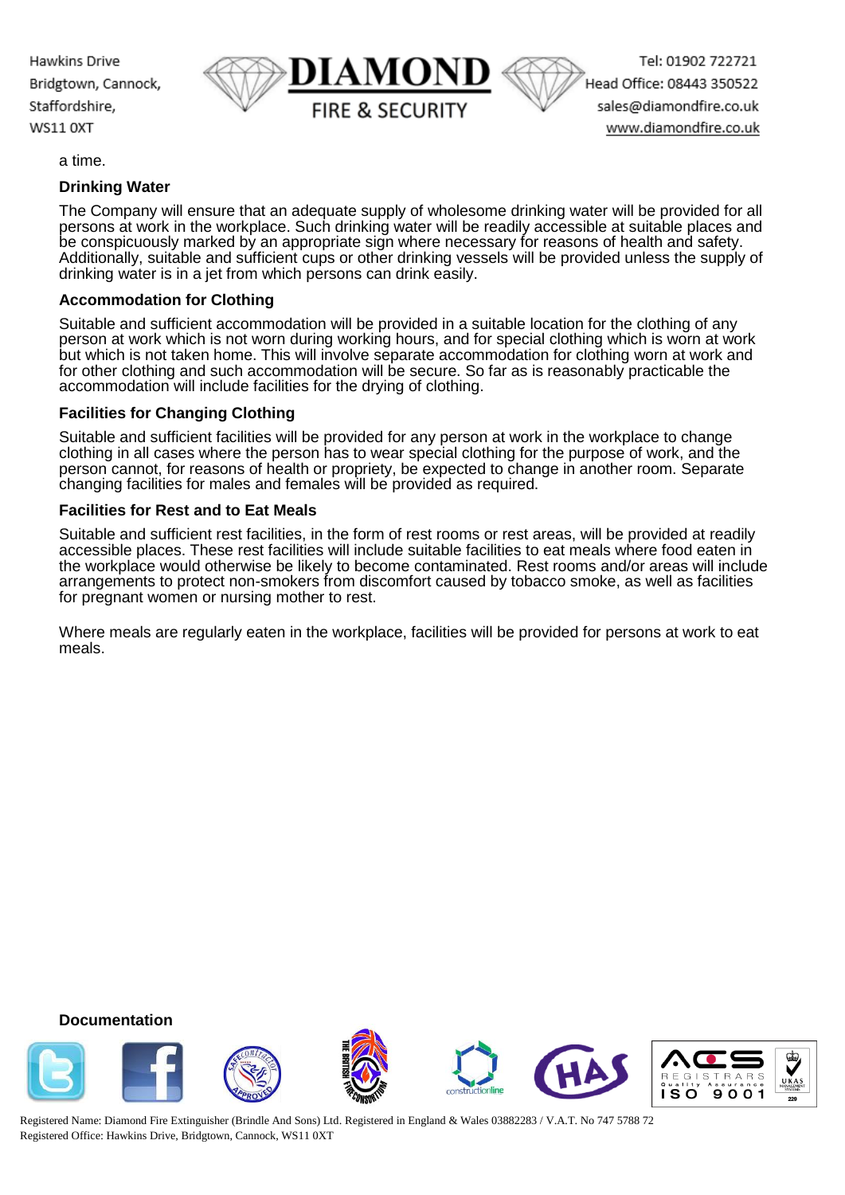a time.

**Drinking Water**

The Company will ensure that an adequate supply of wholesome drinking water will be provided for all persons at work in the workplace. Such drinking water will be readily accessible at suitable places and be conspicuously marked by an appropriate sign where necessary for reasons of health and safety. Additionally, suitable and sufficient cups or other drinking vessels will be provided unless the supply of drinking water is in a jet from which persons can drink easily.

**Accommodation for Clothing**

Suitable and sufficient accommodation will be provided in a suitable location for the clothing of any person at work which is not worn during working hours, and for special clothing which is worn at work but which is not taken home. This will involve separate accommodation for clothing worn at work and for other clothing and such accommodation will be secure. So far as is reasonably practicable the accommodation will include facilities for the drying of clothing.

**Facilities for Changing Clothing**

Suitable and sufficient facilities will be provided for any person at work in the workplace to change clothing in all cases where the person has to wear special clothing for the purpose of work, and the person cannot, for reasons of health or propriety, be expected to change in another room. Separate changing facilities for males and females will be provided as required.

**Facilities for Rest and to Eat Meals**

Suitable and sufficient rest facilities, in the form of rest rooms or rest areas, will be provided at readily accessible places. These rest facilities will include suitable facilities to eat meals where food eaten in the workplace would otherwise be likely to become contaminated. Rest rooms and/or areas will include arrangements to protect non-smokers from discomfort caused by tobacco smoke, as well as facilities for pregnant women or nursing mother to rest.

Where meals are regularly eaten in the workplace, facilities will be provided for persons at work to eat meals.

**Documentation**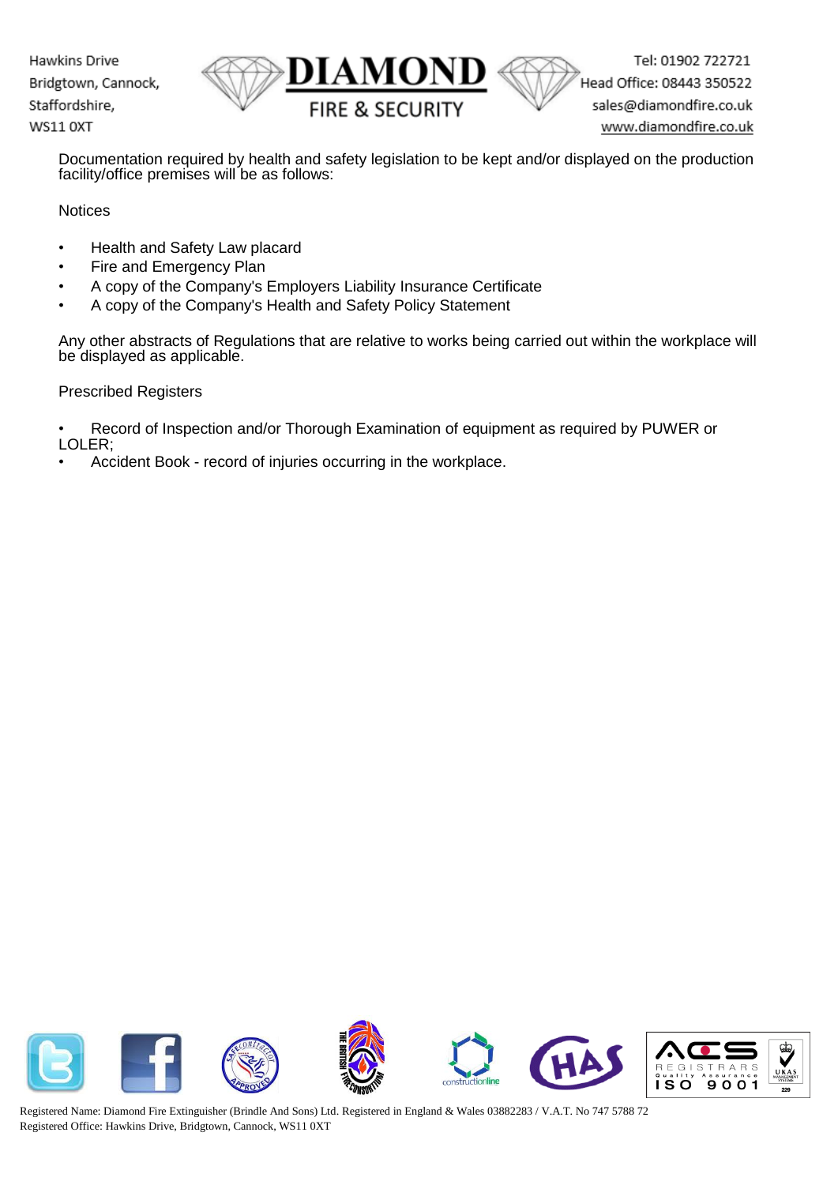Documentation required by health and safety legislation to be kept and/or displayed on the production facility/office premises will be as follows:

Notices

- Health and Safety Law placard
- Fire and Emergency Plan
- A copy of the Company's Employers Liability Insurance Certificate
- A copy of the Company's Health and Safety Policy Statement

Any other abstracts of Regulations that are relative to works being carried out within the workplace will be displayed as applicable.

Prescribed Registers

- Record of Inspection and/or Thorough Examination of equipment as required by PUWER or LOLER;
- Accident Book - record of injuries occurring in the workplace.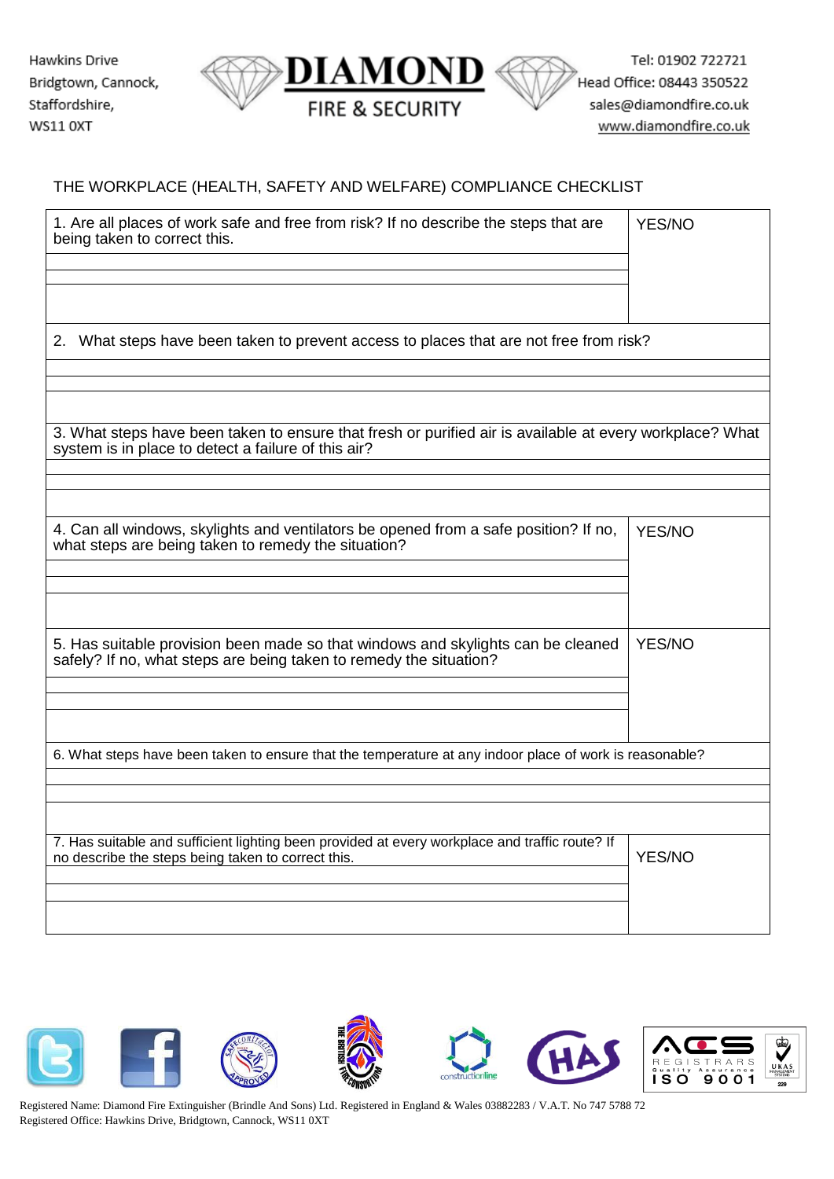Hawkins Drive
Bridgtown, Cannock,
Staffordshire,
WS11 0XT

**DIAMOND**
FIRE & SECURITY

Tel: 01902 722721
Head Office: 08443 350522
sales@diamondfire.co.uk
www.diamondfire.co.uk

## THE WORKPLACE (HEALTH, SAFETY AND WELFARE) COMPLIANCE CHECKLIST

| | |
|---|---|
| 1. Are all places of work safe and free from risk? If no describe the steps that are being taken to correct this. | YES/NO |
| | |
| | |
| | |
| 2. What steps have been taken to prevent access to places that are not free from risk? | |
| | |
| | |
| | |
| 3. What steps have been taken to ensure that fresh or purified air is available at every workplace? What system is in place to detect a failure of this air? | |
| | |
| | |
| | |
| 4. Can all windows, skylights and ventilators be opened from a safe position? If no, what steps are being taken to remedy the situation? | YES/NO |
| | |
| | |
| | |
| 5. Has suitable provision been made so that windows and skylights can be cleaned safely? If no, what steps are being taken to remedy the situation? | YES/NO |
| | |
| | |
| | |
| 6. What steps have been taken to ensure that the temperature at any indoor place of work is reasonable? | |
| | |
| | |
| | |
| 7. Has suitable and sufficient lighting been provided at every workplace and traffic route? If no describe the steps being taken to correct this. | YES/NO |
| | |
| | |
| | |

Registered Name: Diamond Fire Extinguisher (Brindle And Sons) Ltd. Registered in England & Wales 03882283 / V.A.T. No 747 5788 72
Registered Office: Hawkins Drive, Bridgtown, Cannock, WS11 0XT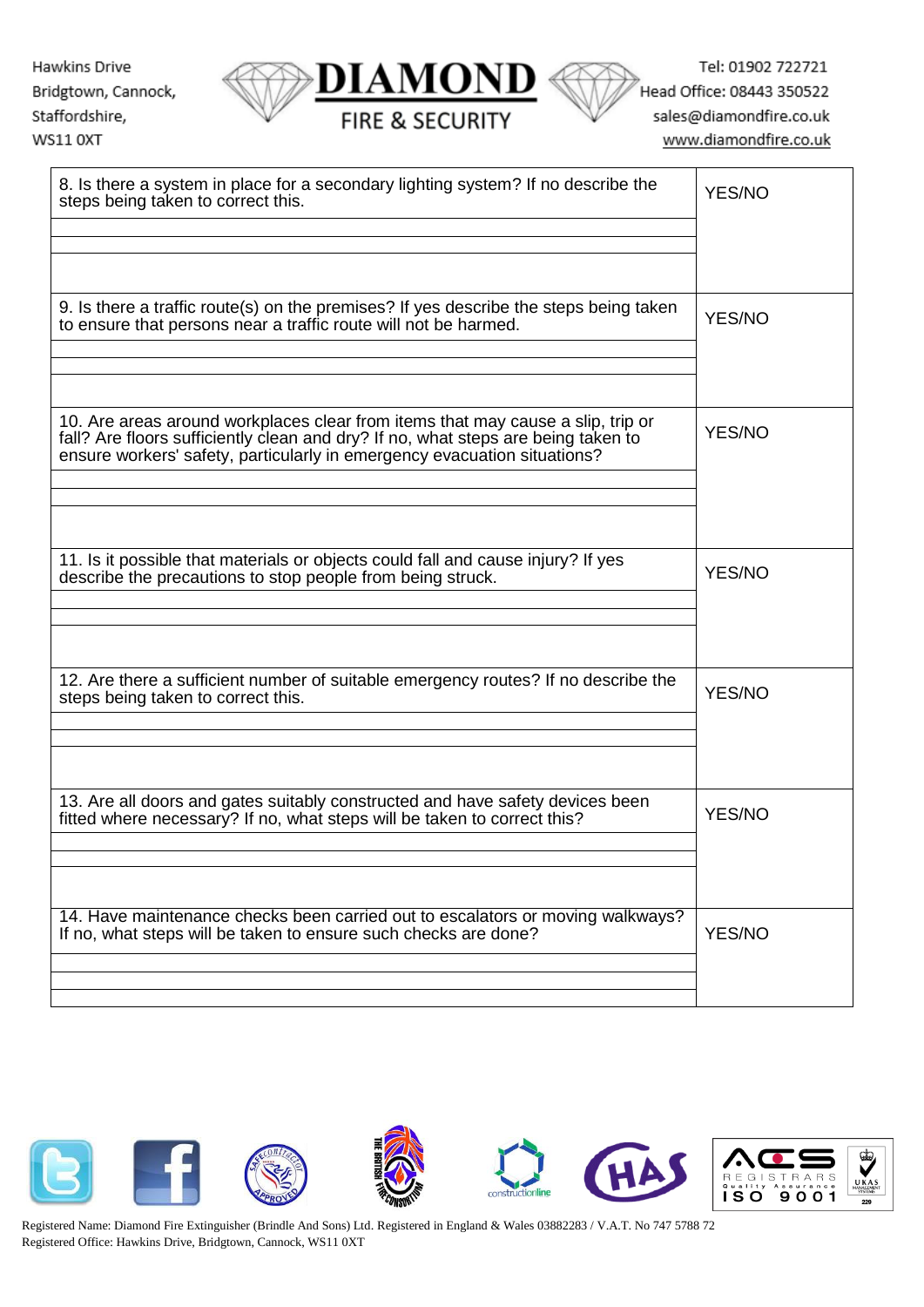| | |
|---|---|
| 8. Is there a system in place for a secondary lighting system? If no describe the steps being taken to correct this. | YES/NO |
| | |
| | |
| | |
| 9. Is there a traffic route(s) on the premises? If yes describe the steps being taken to ensure that persons near a traffic route will not be harmed. | YES/NO |
| | |
| | |
| | |
| 10. Are areas around workplaces clear from items that may cause a slip, trip or fall? Are floors sufficiently clean and dry? If no, what steps are being taken to ensure workers' safety, particularly in emergency evacuation situations? | YES/NO |
| | |
| | |
| | |
| 11. Is it possible that materials or objects could fall and cause injury? If yes describe the precautions to stop people from being struck. | YES/NO |
| | |
| | |
| | |
| 12. Are there a sufficient number of suitable emergency routes? If no describe the steps being taken to correct this. | YES/NO |
| | |
| | |
| | |
| 13. Are all doors and gates suitably constructed and have safety devices been fitted where necessary? If no, what steps will be taken to correct this? | YES/NO |
| | |
| | |
| | |
| 14. Have maintenance checks been carried out to escalators or moving walkways? If no, what steps will be taken to ensure such checks are done? | YES/NO |
| | |
| | |
| | |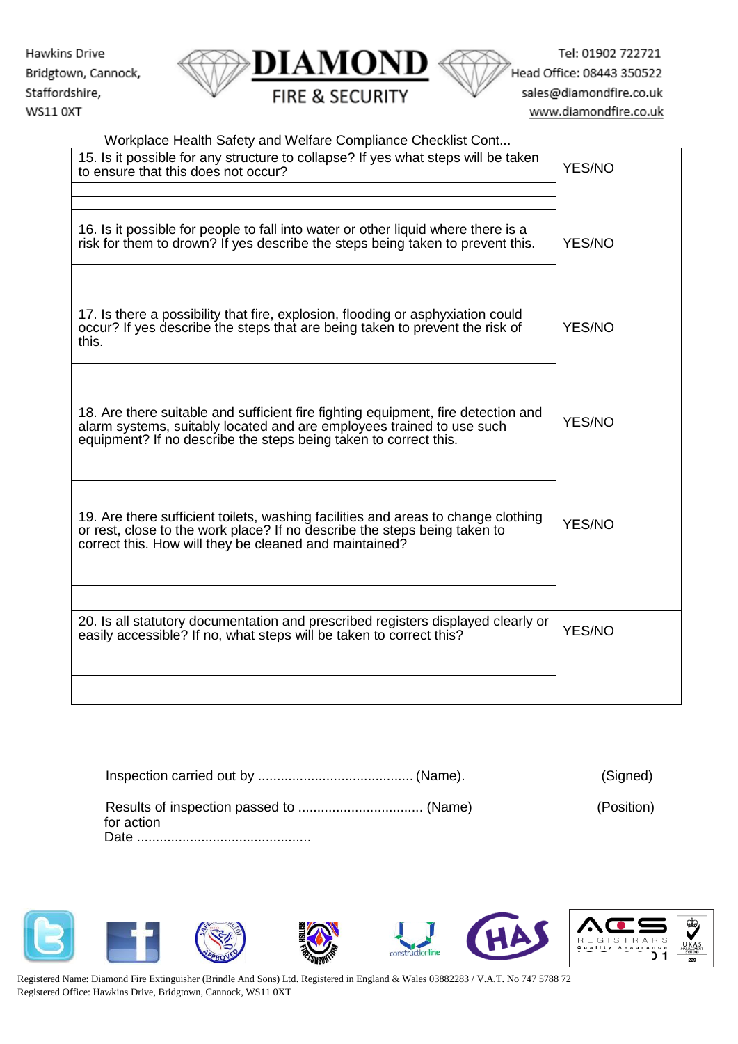Workplace Health Safety and Welfare Compliance Checklist Cont...

| Question | Answer |
|---|---|
| 15. Is it possible for any structure to collapse? If yes what steps will be taken to ensure that this does not occur? | YES/NO |
| | |
| | |
| 16. Is it possible for people to fall into water or other liquid where there is a risk for them to drown? If yes describe the steps being taken to prevent this. | YES/NO |
| | |
| | |
| 17. Is there a possibility that fire, explosion, flooding or asphyxiation could occur? If yes describe the steps that are being taken to prevent the risk of this. | YES/NO |
| | |
| | |
| 18. Are there suitable and sufficient fire fighting equipment, fire detection and alarm systems, suitably located and are employees trained to use such equipment? If no describe the steps being taken to correct this. | YES/NO |
| | |
| | |
| 19. Are there sufficient toilets, washing facilities and areas to change clothing or rest, close to the work place? If no describe the steps being taken to correct this. How will they be cleaned and maintained? | YES/NO |
| | |
| | |
| 20. Is all statutory documentation and prescribed registers displayed clearly or easily accessible? If no, what steps will be taken to correct this? | YES/NO |
| | |
| | |

Inspection carried out by ......................................... (Name). (Signed)

Results of inspection passed to ................................ (Name) (Position)
for action
Date ..............................................

Registered Name: Diamond Fire Extinguisher (Brindle And Sons) Ltd. Registered in England & Wales 03882283 / V.A.T. No 747 5788 72
Registered Office: Hawkins Drive, Bridgtown, Cannock, WS11 0XT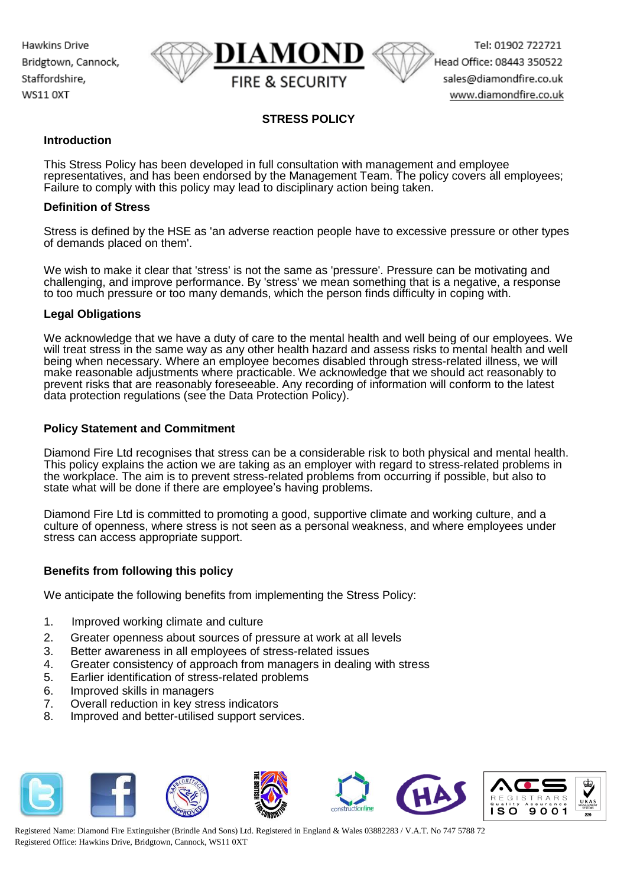# STRESS POLICY

## Introduction

This Stress Policy has been developed in full consultation with management and employee representatives, and has been endorsed by the Management Team. The policy covers all employees; Failure to comply with this policy may lead to disciplinary action being taken.

## Definition of Stress

Stress is defined by the HSE as 'an adverse reaction people have to excessive pressure or other types of demands placed on them'.

We wish to make it clear that 'stress' is not the same as 'pressure'. Pressure can be motivating and challenging, and improve performance. By 'stress' we mean something that is a negative, a response to too much pressure or too many demands, which the person finds difficulty in coping with.

## Legal Obligations

We acknowledge that we have a duty of care to the mental health and well being of our employees. We will treat stress in the same way as any other health hazard and assess risks to mental health and well being when necessary. Where an employee becomes disabled through stress-related illness, we will make reasonable adjustments where practicable. We acknowledge that we should act reasonably to prevent risks that are reasonably foreseeable. Any recording of information will conform to the latest data protection regulations (see the Data Protection Policy).

## Policy Statement and Commitment

Diamond Fire Ltd recognises that stress can be a considerable risk to both physical and mental health. This policy explains the action we are taking as an employer with regard to stress-related problems in the workplace. The aim is to prevent stress-related problems from occurring if possible, but also to state what will be done if there are employee's having problems.

Diamond Fire Ltd is committed to promoting a good, supportive climate and working culture, and a culture of openness, where stress is not seen as a personal weakness, and where employees under stress can access appropriate support.

## Benefits from following this policy

We anticipate the following benefits from implementing the Stress Policy:

1. Improved working climate and culture
2. Greater openness about sources of pressure at work at all levels
3. Better awareness in all employees of stress-related issues
4. Greater consistency of approach from managers in dealing with stress
5. Earlier identification of stress-related problems
6. Improved skills in managers
7. Overall reduction in key stress indicators
8. Improved and better-utilised support services.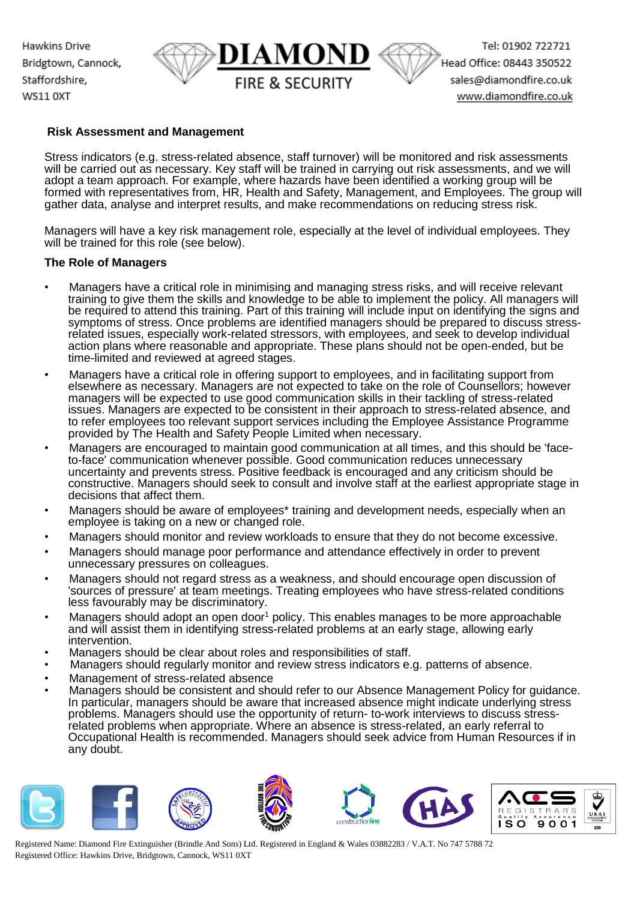## Risk Assessment and Management

Stress indicators (e.g. stress-related absence, staff turnover) will be monitored and risk assessments will be carried out as necessary. Key staff will be trained in carrying out risk assessments, and we will adopt a team approach. For example, where hazards have been identified a working group will be formed with representatives from, HR, Health and Safety, Management, and Employees. The group will gather data, analyse and interpret results, and make recommendations on reducing stress risk.

Managers will have a key risk management role, especially at the level of individual employees. They will be trained for this role (see below).

### The Role of Managers

- Managers have a critical role in minimising and managing stress risks, and will receive relevant training to give them the skills and knowledge to be able to implement the policy. All managers will be required to attend this training. Part of this training will include input on identifying the signs and symptoms of stress. Once problems are identified managers should be prepared to discuss stress-related issues, especially work-related stressors, with employees, and seek to develop individual action plans where reasonable and appropriate. These plans should not be open-ended, but be time-limited and reviewed at agreed stages.
- Managers have a critical role in offering support to employees, and in facilitating support from elsewhere as necessary. Managers are not expected to take on the role of Counsellors; however managers will be expected to use good communication skills in their tackling of stress-related issues. Managers are expected to be consistent in their approach to stress-related absence, and to refer employees too relevant support services including the Employee Assistance Programme provided by The Health and Safety People Limited when necessary.
- Managers are encouraged to maintain good communication at all times, and this should be 'face-to-face' communication whenever possible. Good communication reduces unnecessary uncertainty and prevents stress. Positive feedback is encouraged and any criticism should be constructive. Managers should seek to consult and involve staff at the earliest appropriate stage in decisions that affect them.
- Managers should be aware of employees* training and development needs, especially when an employee is taking on a new or changed role.
- Managers should monitor and review workloads to ensure that they do not become excessive.
- Managers should manage poor performance and attendance effectively in order to prevent unnecessary pressures on colleagues.
- Managers should not regard stress as a weakness, and should encourage open discussion of 'sources of pressure' at team meetings. Treating employees who have stress-related conditions less favourably may be discriminatory.
- Managers should adopt an open door[1] policy. This enables manages to be more approachable and will assist them in identifying stress-related problems at an early stage, allowing early intervention.
- Managers should be clear about roles and responsibilities of staff.
- Managers should regularly monitor and review stress indicators e.g. patterns of absence.
- Management of stress-related absence
- Managers should be consistent and should refer to our Absence Management Policy for guidance. In particular, managers should be aware that increased absence might indicate underlying stress problems. Managers should use the opportunity of return- to-work interviews to discuss stress-related problems when appropriate. Where an absence is stress-related, an early referral to Occupational Health is recommended. Managers should seek advice from Human Resources if in any doubt.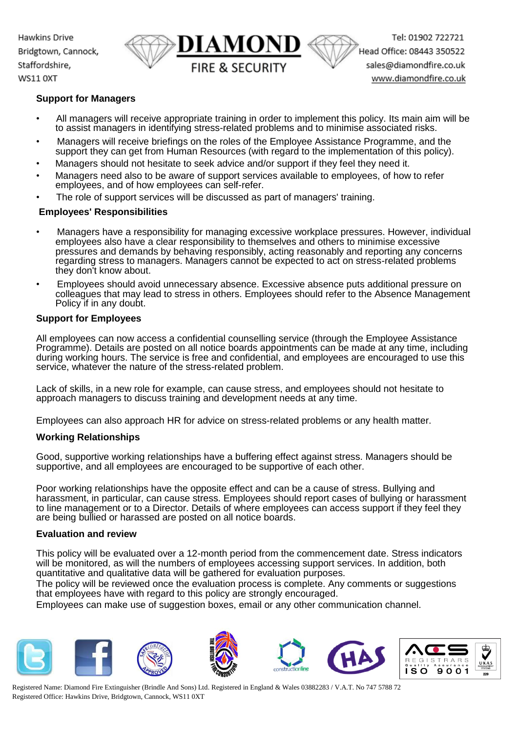## Support for Managers

- All managers will receive appropriate training in order to implement this policy. Its main aim will be to assist managers in identifying stress-related problems and to minimise associated risks.
- Managers will receive briefings on the roles of the Employee Assistance Programme, and the support they can get from Human Resources (with regard to the implementation of this policy).
- Managers should not hesitate to seek advice and/or support if they feel they need it.
- Managers need also to be aware of support services available to employees, of how to refer employees, and of how employees can self-refer.
- The role of support services will be discussed as part of managers' training.

## Employees' Responsibilities

- Managers have a responsibility for managing excessive workplace pressures. However, individual employees also have a clear responsibility to themselves and others to minimise excessive pressures and demands by behaving responsibly, acting reasonably and reporting any concerns regarding stress to managers. Managers cannot be expected to act on stress-related problems they don't know about.
- Employees should avoid unnecessary absence. Excessive absence puts additional pressure on colleagues that may lead to stress in others. Employees should refer to the Absence Management Policy if in any doubt.

## Support for Employees

All employees can now access a confidential counselling service (through the Employee Assistance Programme). Details are posted on all notice boards appointments can be made at any time, including during working hours. The service is free and confidential, and employees are encouraged to use this service, whatever the nature of the stress-related problem.

Lack of skills, in a new role for example, can cause stress, and employees should not hesitate to approach managers to discuss training and development needs at any time.

Employees can also approach HR for advice on stress-related problems or any health matter.

## Working Relationships

Good, supportive working relationships have a buffering effect against stress. Managers should be supportive, and all employees are encouraged to be supportive of each other.

Poor working relationships have the opposite effect and can be a cause of stress. Bullying and harassment, in particular, can cause stress. Employees should report cases of bullying or harassment to line management or to a Director. Details of where employees can access support if they feel they are being bullied or harassed are posted on all notice boards.

## Evaluation and review

This policy will be evaluated over a 12-month period from the commencement date. Stress indicators will be monitored, as will the numbers of employees accessing support services. In addition, both quantitative and qualitative data will be gathered for evaluation purposes.

The policy will be reviewed once the evaluation process is complete. Any comments or suggestions that employees have with regard to this policy are strongly encouraged.

Employees can make use of suggestion boxes, email or any other communication channel.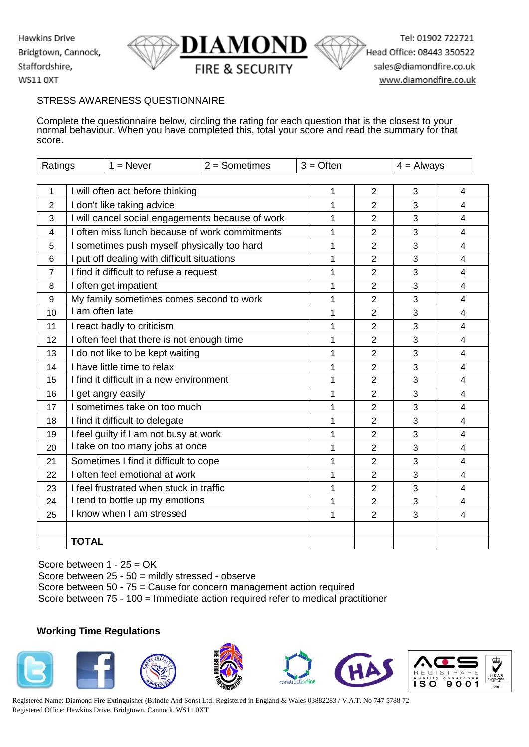Hawkins Drive
Bridgtown, Cannock,
Staffordshire,
WS11 0XT

**DIAMOND**
FIRE & SECURITY

Tel: 01902 722721
Head Office: 08443 350522
sales@diamondfire.co.uk
www.diamondfire.co.uk

## STRESS AWARENESS QUESTIONNAIRE

Complete the questionnaire below, circling the rating for each question that is the closest to your normal behaviour. When you have completed this, total your score and read the summary for that score.

| Ratings | 1 = Never | 2 = Sometimes | 3 = Often | 4 = Always |
|---|---|---|---|---|

| | | | | | |
|---|---|---|---|---|---|
| 1 | I will often act before thinking | 1 | 2 | 3 | 4 |
| 2 | I don't like taking advice | 1 | 2 | 3 | 4 |
| 3 | I will cancel social engagements because of work | 1 | 2 | 3 | 4 |
| 4 | I often miss lunch because of work commitments | 1 | 2 | 3 | 4 |
| 5 | I sometimes push myself physically too hard | 1 | 2 | 3 | 4 |
| 6 | I put off dealing with difficult situations | 1 | 2 | 3 | 4 |
| 7 | I find it difficult to refuse a request | 1 | 2 | 3 | 4 |
| 8 | I often get impatient | 1 | 2 | 3 | 4 |
| 9 | My family sometimes comes second to work | 1 | 2 | 3 | 4 |
| 10 | I am often late | 1 | 2 | 3 | 4 |
| 11 | I react badly to criticism | 1 | 2 | 3 | 4 |
| 12 | I often feel that there is not enough time | 1 | 2 | 3 | 4 |
| 13 | I do not like to be kept waiting | 1 | 2 | 3 | 4 |
| 14 | I have little time to relax | 1 | 2 | 3 | 4 |
| 15 | I find it difficult in a new environment | 1 | 2 | 3 | 4 |
| 16 | I get angry easily | 1 | 2 | 3 | 4 |
| 17 | I sometimes take on too much | 1 | 2 | 3 | 4 |
| 18 | I find it difficult to delegate | 1 | 2 | 3 | 4 |
| 19 | I feel guilty if I am not busy at work | 1 | 2 | 3 | 4 |
| 20 | I take on too many jobs at once | 1 | 2 | 3 | 4 |
| 21 | Sometimes I find it difficult to cope | 1 | 2 | 3 | 4 |
| 22 | I often feel emotional at work | 1 | 2 | 3 | 4 |
| 23 | I feel frustrated when stuck in traffic | 1 | 2 | 3 | 4 |
| 24 | I tend to bottle up my emotions | 1 | 2 | 3 | 4 |
| 25 | I know when I am stressed | 1 | 2 | 3 | 4 |
| | | | | | |
| | **TOTAL** | | | | |

Score between 1 - 25 = OK
Score between 25 - 50 = mildly stressed - observe
Score between 50 - 75 = Cause for concern management action required
Score between 75 - 100 = Immediate action required refer to medical practitioner

**Working Time Regulations**

Registered Name: Diamond Fire Extinguisher (Brindle And Sons) Ltd. Registered in England & Wales 03882283 / V.A.T. No 747 5788 72
Registered Office: Hawkins Drive, Bridgtown, Cannock, WS11 0XT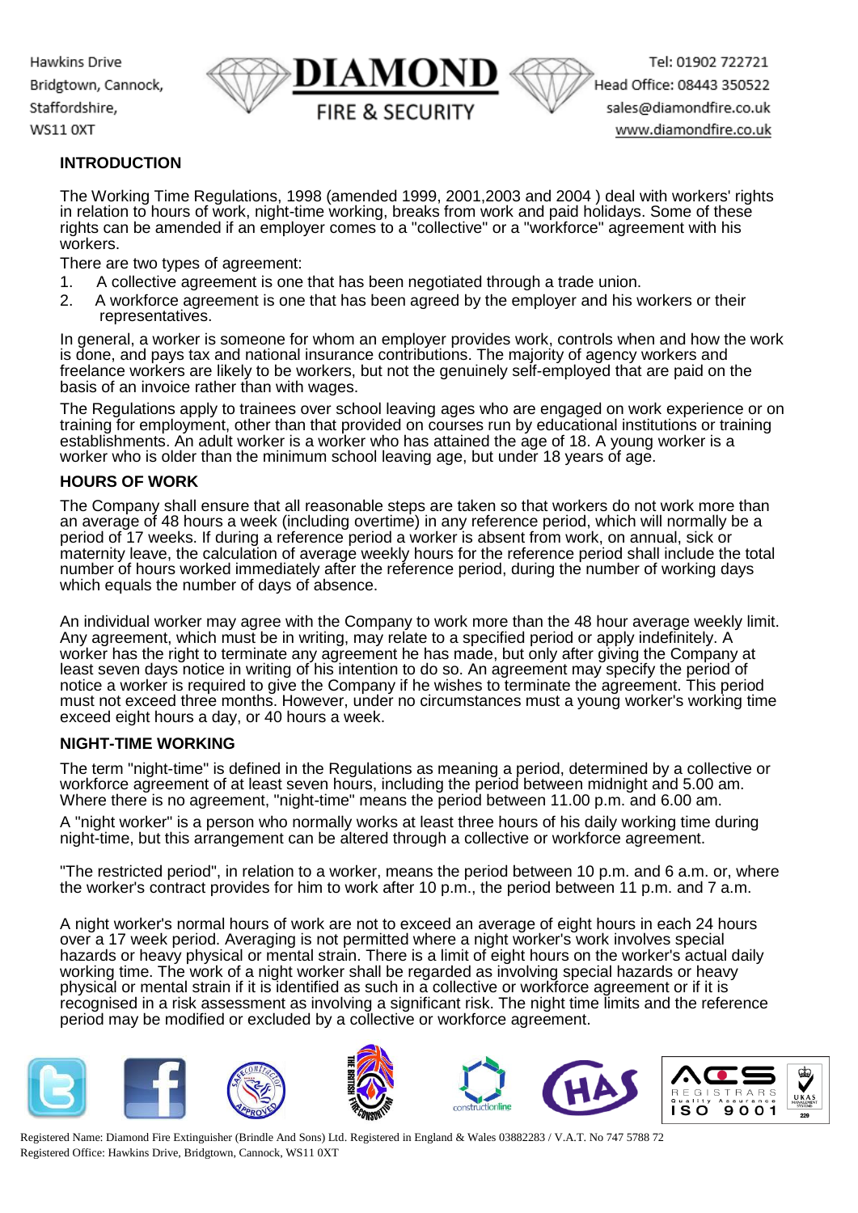## INTRODUCTION

The Working Time Regulations, 1998 (amended 1999, 2001,2003 and 2004 ) deal with workers' rights in relation to hours of work, night-time working, breaks from work and paid holidays. Some of these rights can be amended if an employer comes to a "collective" or a "workforce" agreement with his workers.

There are two types of agreement:

1. A collective agreement is one that has been negotiated through a trade union.
2. A workforce agreement is one that has been agreed by the employer and his workers or their representatives.

In general, a worker is someone for whom an employer provides work, controls when and how the work is done, and pays tax and national insurance contributions. The majority of agency workers and freelance workers are likely to be workers, but not the genuinely self-employed that are paid on the basis of an invoice rather than with wages.

The Regulations apply to trainees over school leaving ages who are engaged on work experience or on training for employment, other than that provided on courses run by educational institutions or training establishments. An adult worker is a worker who has attained the age of 18. A young worker is a worker who is older than the minimum school leaving age, but under 18 years of age.

## HOURS OF WORK

The Company shall ensure that all reasonable steps are taken so that workers do not work more than an average of 48 hours a week (including overtime) in any reference period, which will normally be a period of 17 weeks. If during a reference period a worker is absent from work, on annual, sick or maternity leave, the calculation of average weekly hours for the reference period shall include the total number of hours worked immediately after the reference period, during the number of working days which equals the number of days of absence.

An individual worker may agree with the Company to work more than the 48 hour average weekly limit. Any agreement, which must be in writing, may relate to a specified period or apply indefinitely. A worker has the right to terminate any agreement he has made, but only after giving the Company at least seven days notice in writing of his intention to do so. An agreement may specify the period of notice a worker is required to give the Company if he wishes to terminate the agreement. This period must not exceed three months. However, under no circumstances must a young worker's working time exceed eight hours a day, or 40 hours a week.

## NIGHT-TIME WORKING

The term "night-time" is defined in the Regulations as meaning a period, determined by a collective or workforce agreement of at least seven hours, including the period between midnight and 5.00 am. Where there is no agreement, "night-time" means the period between 11.00 p.m. and 6.00 am.

A "night worker" is a person who normally works at least three hours of his daily working time during night-time, but this arrangement can be altered through a collective or workforce agreement.

"The restricted period", in relation to a worker, means the period between 10 p.m. and 6 a.m. or, where the worker's contract provides for him to work after 10 p.m., the period between 11 p.m. and 7 a.m.

A night worker's normal hours of work are not to exceed an average of eight hours in each 24 hours over a 17 week period. Averaging is not permitted where a night worker's work involves special hazards or heavy physical or mental strain. There is a limit of eight hours on the worker's actual daily working time. The work of a night worker shall be regarded as involving special hazards or heavy physical or mental strain if it is identified as such in a collective or workforce agreement or if it is recognised in a risk assessment as involving a significant risk. The night time limits and the reference period may be modified or excluded by a collective or workforce agreement.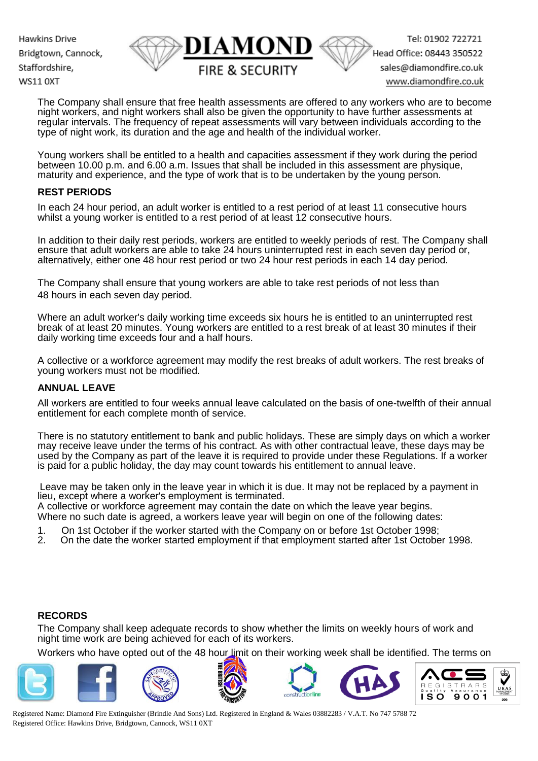The Company shall ensure that free health assessments are offered to any workers who are to become night workers, and night workers shall also be given the opportunity to have further assessments at regular intervals. The frequency of repeat assessments will vary between individuals according to the type of night work, its duration and the age and health of the individual worker.

Young workers shall be entitled to a health and capacities assessment if they work during the period between 10.00 p.m. and 6.00 a.m. Issues that shall be included in this assessment are physique, maturity and experience, and the type of work that is to be undertaken by the young person.

**REST PERIODS**

In each 24 hour period, an adult worker is entitled to a rest period of at least 11 consecutive hours whilst a young worker is entitled to a rest period of at least 12 consecutive hours.

In addition to their daily rest periods, workers are entitled to weekly periods of rest. The Company shall ensure that adult workers are able to take 24 hours uninterrupted rest in each seven day period or, alternatively, either one 48 hour rest period or two 24 hour rest periods in each 14 day period.

The Company shall ensure that young workers are able to take rest periods of not less than 48 hours in each seven day period.

Where an adult worker's daily working time exceeds six hours he is entitled to an uninterrupted rest break of at least 20 minutes. Young workers are entitled to a rest break of at least 30 minutes if their daily working time exceeds four and a half hours.

A collective or a workforce agreement may modify the rest breaks of adult workers. The rest breaks of young workers must not be modified.

**ANNUAL LEAVE**

All workers are entitled to four weeks annual leave calculated on the basis of one-twelfth of their annual entitlement for each complete month of service.

There is no statutory entitlement to bank and public holidays. These are simply days on which a worker may receive leave under the terms of his contract. As with other contractual leave, these days may be used by the Company as part of the leave it is required to provide under these Regulations. If a worker is paid for a public holiday, the day may count towards his entitlement to annual leave.

Leave may be taken only in the leave year in which it is due. It may not be replaced by a payment in lieu, except where a worker's employment is terminated.
A collective or workforce agreement may contain the date on which the leave year begins.
Where no such date is agreed, a workers leave year will begin on one of the following dates:

1. On 1st October if the worker started with the Company on or before 1st October 1998;
2. On the date the worker started employment if that employment started after 1st October 1998.

**RECORDS**

The Company shall keep adequate records to show whether the limits on weekly hours of work and night time work are being achieved for each of its workers.

Workers who have opted out of the 48 hour limit on their working week shall be identified. The terms on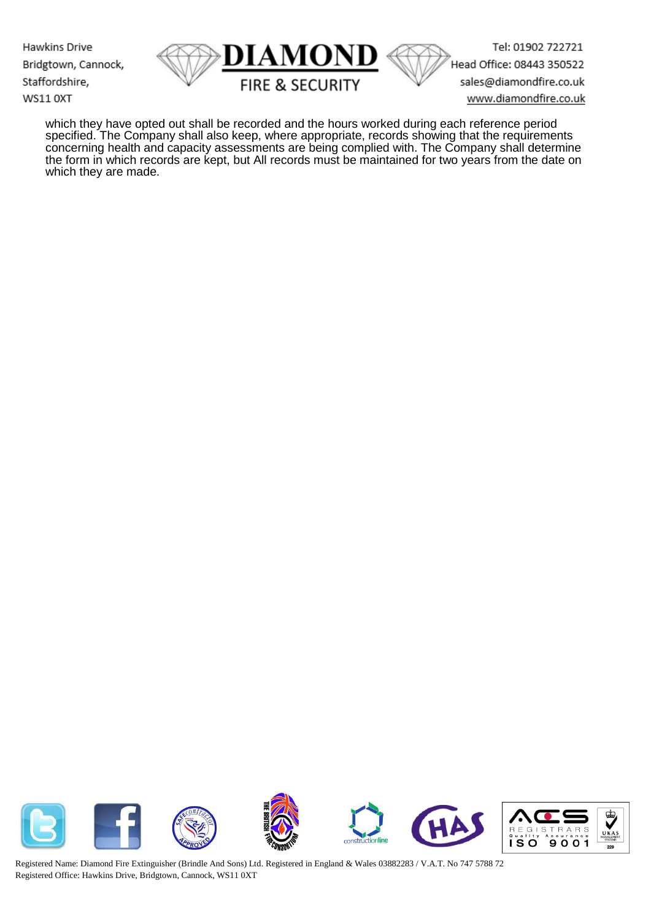which they have opted out shall be recorded and the hours worked during each reference period specified. The Company shall also keep, where appropriate, records showing that the requirements concerning health and capacity assessments are being complied with. The Company shall determine the form in which records are kept, but All records must be maintained for two years from the date on which they are made.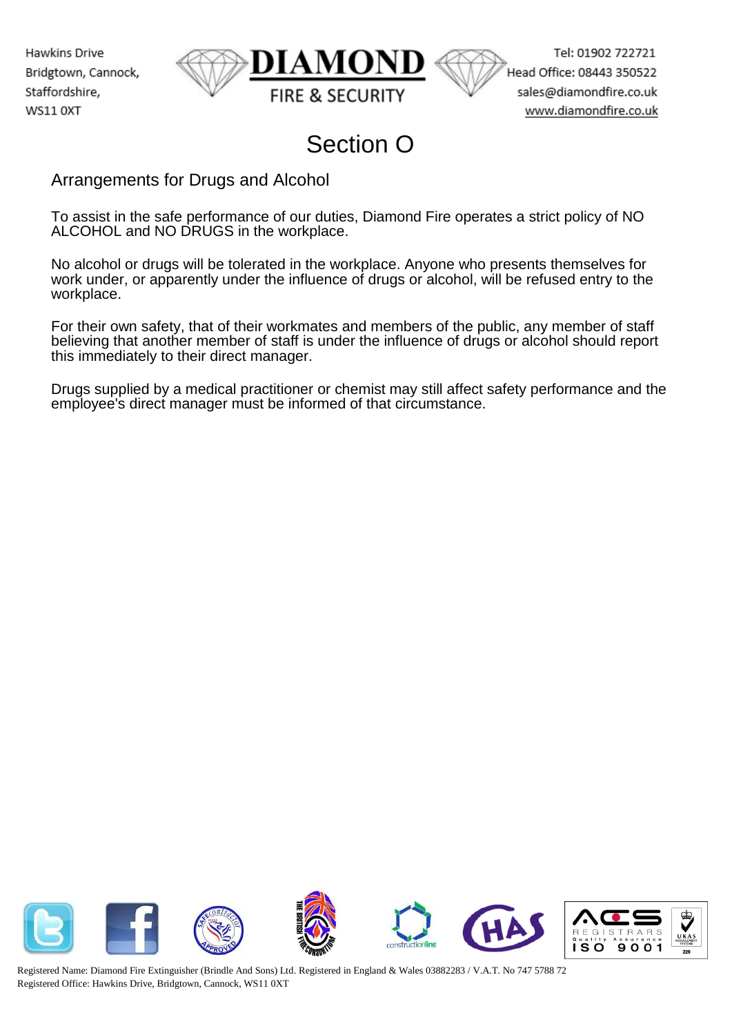# Section O

## Arrangements for Drugs and Alcohol

To assist in the safe performance of our duties, Diamond Fire operates a strict policy of NO ALCOHOL and NO DRUGS in the workplace.

No alcohol or drugs will be tolerated in the workplace. Anyone who presents themselves for work under, or apparently under the influence of drugs or alcohol, will be refused entry to the workplace.

For their own safety, that of their workmates and members of the public, any member of staff believing that another member of staff is under the influence of drugs or alcohol should report this immediately to their direct manager.

Drugs supplied by a medical practitioner or chemist may still affect safety performance and the employee's direct manager must be informed of that circumstance.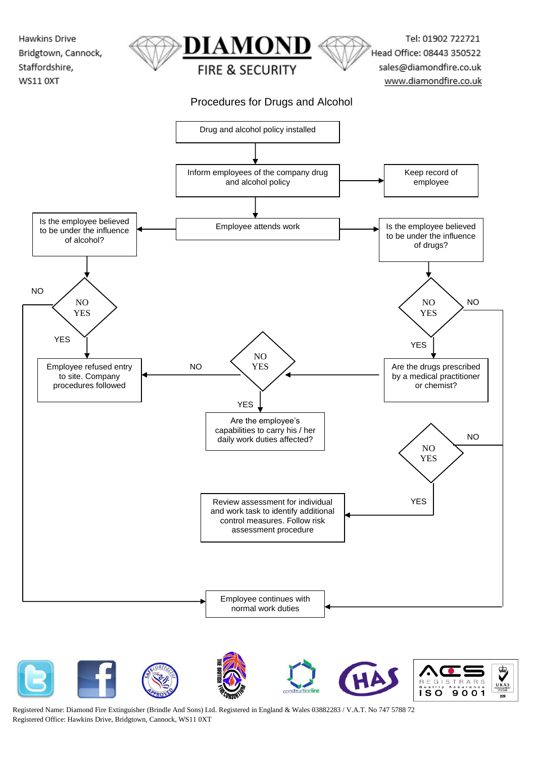Hawkins Drive
Bridgtown, Cannock,
Staffordshire,
WS11 0XT

# DIAMOND FIRE & SECURITY

Tel: 01902 722721
Head Office: 08443 350522
sales@diamondfire.co.uk
www.diamondfire.co.uk

## Procedures for Drugs and Alcohol

Drug and alcohol policy installed

Inform employees of the company drug and alcohol policy

Keep record of employee

Employee attends work

Is the employee believed to be under the influence of alcohol?

Is the employee believed to be under the influence of drugs?

NO
YES

NO

YES

NO
YES

NO

YES

Employee refused entry to site. Company procedures followed

NO

NO
YES

Are the drugs prescribed by a medical practitioner or chemist?

YES

Are the employee's capabilities to carry his / her daily work duties affected?

NO
YES

NO

YES

Review assessment for individual and work task to identify additional control measures. Follow risk assessment procedure

Employee continues with normal work duties

Registered Name: Diamond Fire Extinguisher (Brindle And Sons) Ltd. Registered in England & Wales 03882283 / V.A.T. No 747 5788 72
Registered Office: Hawkins Drive, Bridgtown, Cannock, WS11 0XT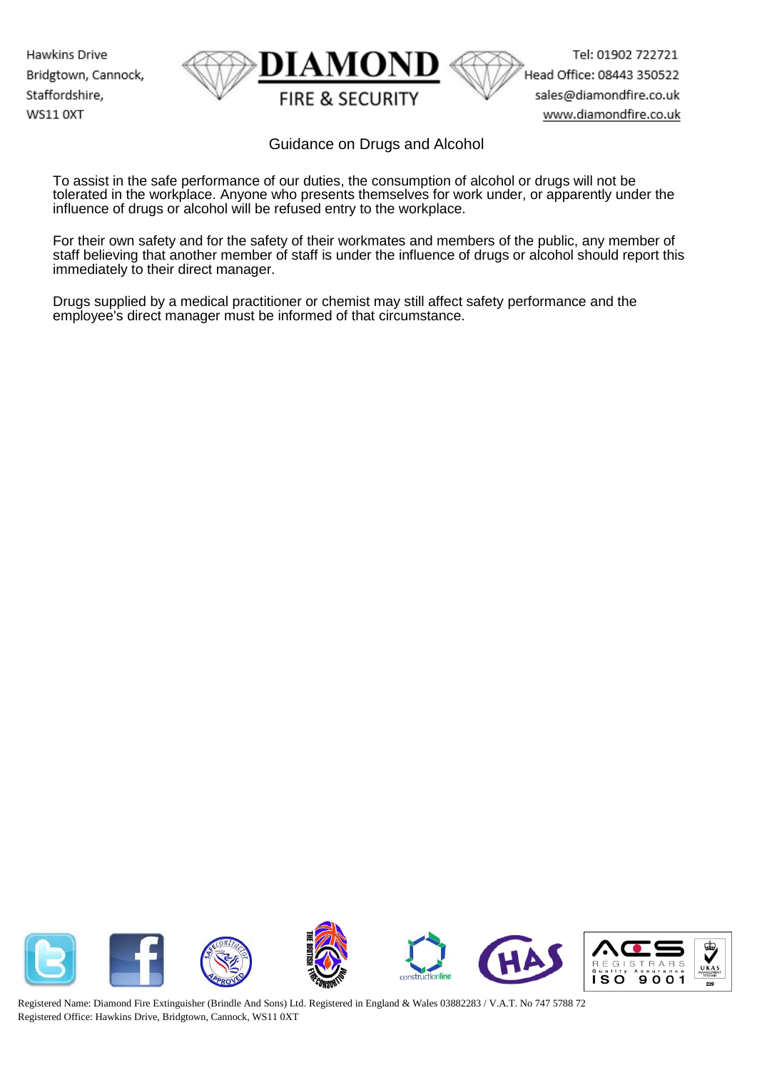Hawkins Drive
Bridgtown, Cannock,
Staffordshire,
WS11 0XT

**DIAMOND**
FIRE & SECURITY

Tel: 01902 722721
Head Office: 08443 350522
sales@diamondfire.co.uk
www.diamondfire.co.uk

## Guidance on Drugs and Alcohol

To assist in the safe performance of our duties, the consumption of alcohol or drugs will not be tolerated in the workplace. Anyone who presents themselves for work under, or apparently under the influence of drugs or alcohol will be refused entry to the workplace.

For their own safety and for the safety of their workmates and members of the public, any member of staff believing that another member of staff is under the influence of drugs or alcohol should report this immediately to their direct manager.

Drugs supplied by a medical practitioner or chemist may still affect safety performance and the employee's direct manager must be informed of that circumstance.

Registered Name: Diamond Fire Extinguisher (Brindle And Sons) Ltd. Registered in England & Wales 03882283 / V.A.T. No 747 5788 72
Registered Office: Hawkins Drive, Bridgtown, Cannock, WS11 0XT